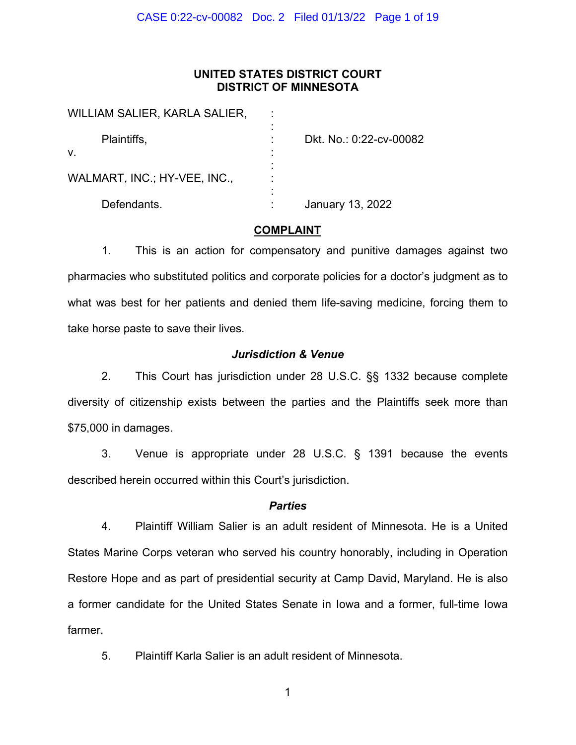**UNITED STATES DISTRICT COURT**
**DISTRICT OF MINNESOTA**

| | | |
|---|---|---|
| WILLIAM SALIER, KARLA SALIER, | : | |
| Plaintiffs, | : | Dkt. No.: 0:22-cv-00082 |
| v. | : | |
| WALMART, INC.; HY-VEE, INC., | : | |
| Defendants. | : | January 13, 2022 |

## COMPLAINT

1. This is an action for compensatory and punitive damages against two pharmacies who substituted politics and corporate policies for a doctor's judgment as to what was best for her patients and denied them life-saving medicine, forcing them to take horse paste to save their lives.

### *Jurisdiction & Venue*

2. This Court has jurisdiction under 28 U.S.C. §§ 1332 because complete diversity of citizenship exists between the parties and the Plaintiffs seek more than $75,000 in damages.

3. Venue is appropriate under 28 U.S.C. § 1391 because the events described herein occurred within this Court's jurisdiction.

### *Parties*

4. Plaintiff William Salier is an adult resident of Minnesota. He is a United States Marine Corps veteran who served his country honorably, including in Operation Restore Hope and as part of presidential security at Camp David, Maryland. He is also a former candidate for the United States Senate in Iowa and a former, full-time Iowa farmer.

5. Plaintiff Karla Salier is an adult resident of Minnesota.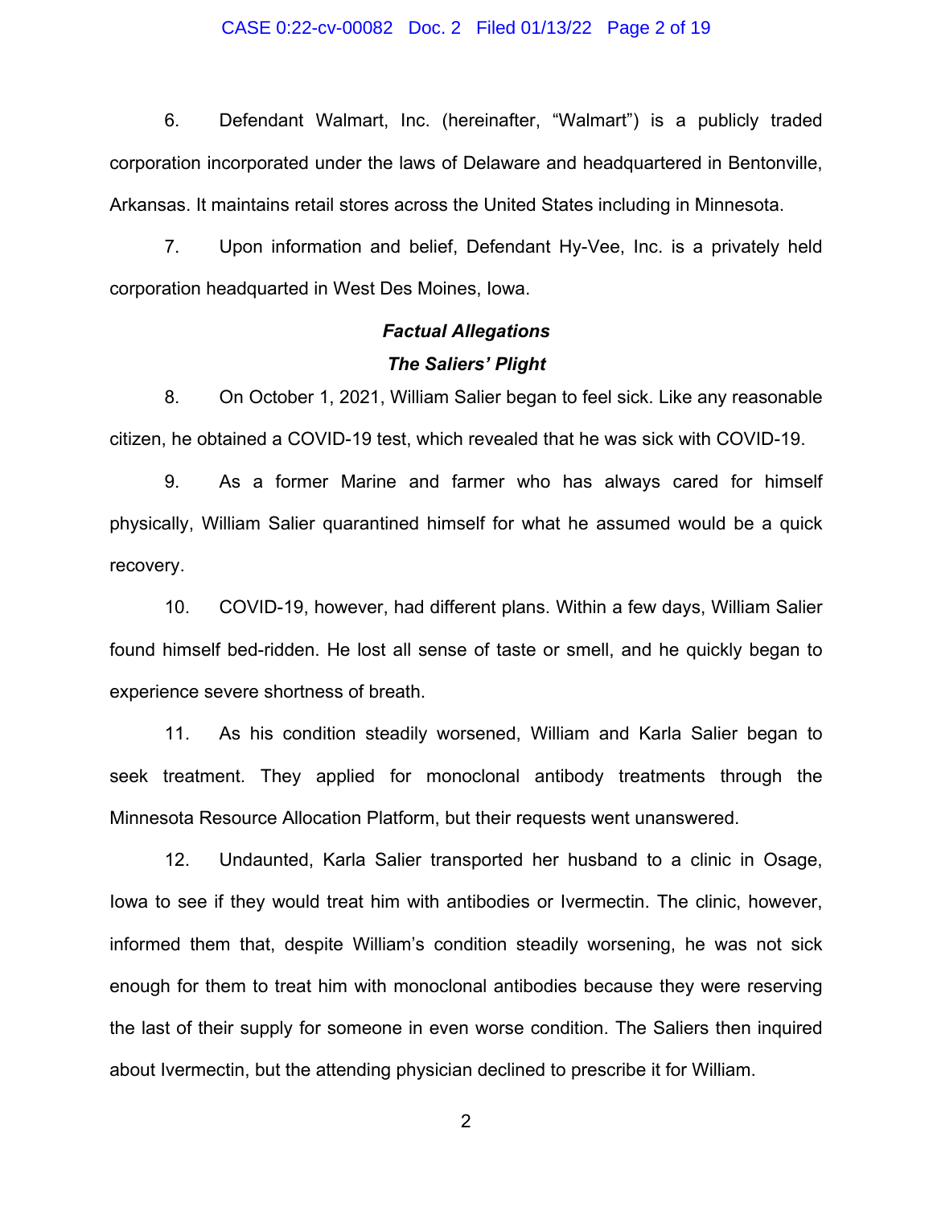6. Defendant Walmart, Inc. (hereinafter, "Walmart") is a publicly traded corporation incorporated under the laws of Delaware and headquartered in Bentonville, Arkansas. It maintains retail stores across the United States including in Minnesota.

7. Upon information and belief, Defendant Hy-Vee, Inc. is a privately held corporation headquarted in West Des Moines, Iowa.

### *Factual Allegations*

### *The Saliers' Plight*

8. On October 1, 2021, William Salier began to feel sick. Like any reasonable citizen, he obtained a COVID-19 test, which revealed that he was sick with COVID-19.

9. As a former Marine and farmer who has always cared for himself physically, William Salier quarantined himself for what he assumed would be a quick recovery.

10. COVID-19, however, had different plans. Within a few days, William Salier found himself bed-ridden. He lost all sense of taste or smell, and he quickly began to experience severe shortness of breath.

11. As his condition steadily worsened, William and Karla Salier began to seek treatment. They applied for monoclonal antibody treatments through the Minnesota Resource Allocation Platform, but their requests went unanswered.

12. Undaunted, Karla Salier transported her husband to a clinic in Osage, Iowa to see if they would treat him with antibodies or Ivermectin. The clinic, however, informed them that, despite William's condition steadily worsening, he was not sick enough for them to treat him with monoclonal antibodies because they were reserving the last of their supply for someone in even worse condition. The Saliers then inquired about Ivermectin, but the attending physician declined to prescribe it for William.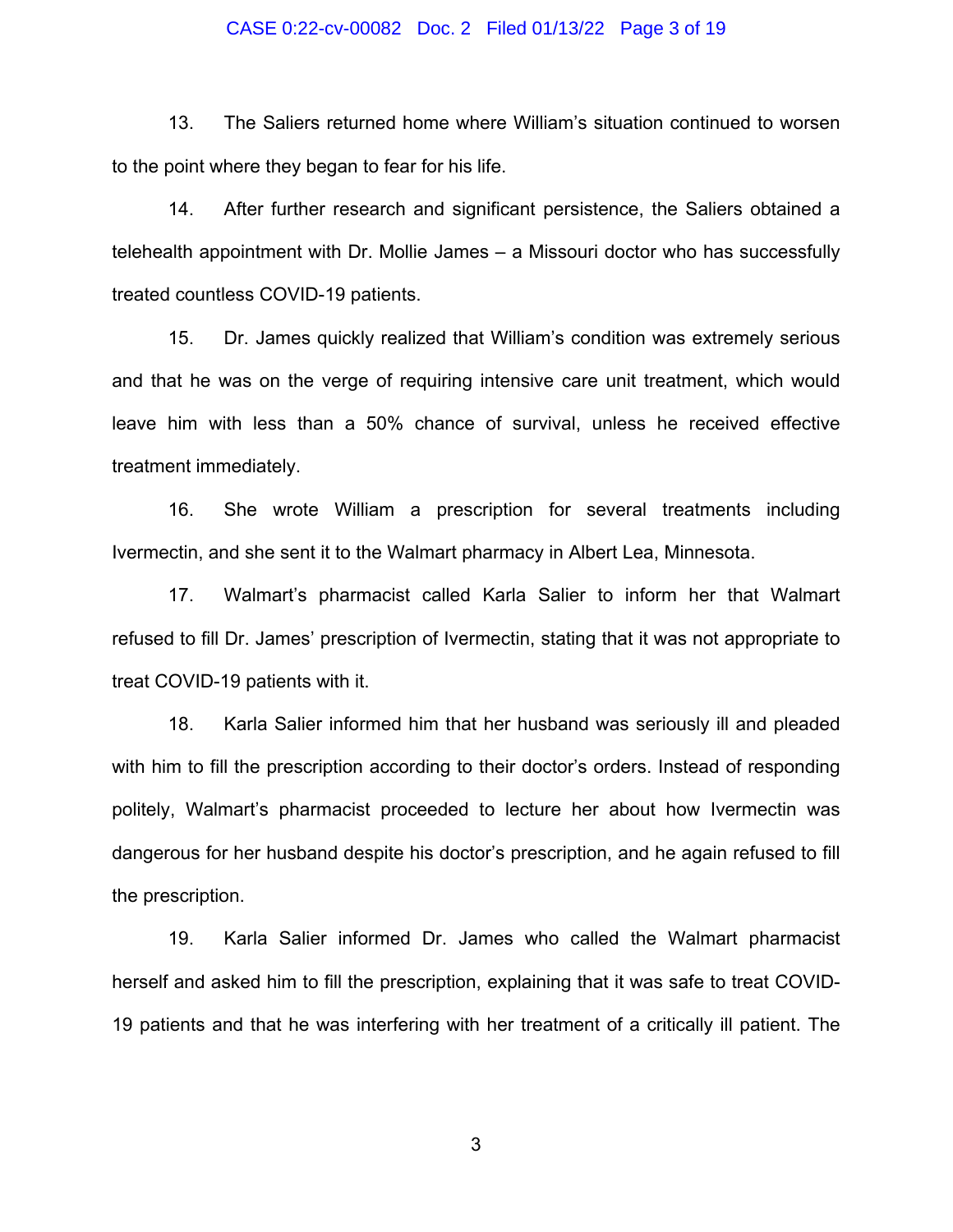13. The Saliers returned home where William's situation continued to worsen to the point where they began to fear for his life.

14. After further research and significant persistence, the Saliers obtained a telehealth appointment with Dr. Mollie James – a Missouri doctor who has successfully treated countless COVID-19 patients.

15. Dr. James quickly realized that William's condition was extremely serious and that he was on the verge of requiring intensive care unit treatment, which would leave him with less than a 50% chance of survival, unless he received effective treatment immediately.

16. She wrote William a prescription for several treatments including Ivermectin, and she sent it to the Walmart pharmacy in Albert Lea, Minnesota.

17. Walmart's pharmacist called Karla Salier to inform her that Walmart refused to fill Dr. James' prescription of Ivermectin, stating that it was not appropriate to treat COVID-19 patients with it.

18. Karla Salier informed him that her husband was seriously ill and pleaded with him to fill the prescription according to their doctor's orders. Instead of responding politely, Walmart's pharmacist proceeded to lecture her about how Ivermectin was dangerous for her husband despite his doctor's prescription, and he again refused to fill the prescription.

19. Karla Salier informed Dr. James who called the Walmart pharmacist herself and asked him to fill the prescription, explaining that it was safe to treat COVID-19 patients and that he was interfering with her treatment of a critically ill patient. The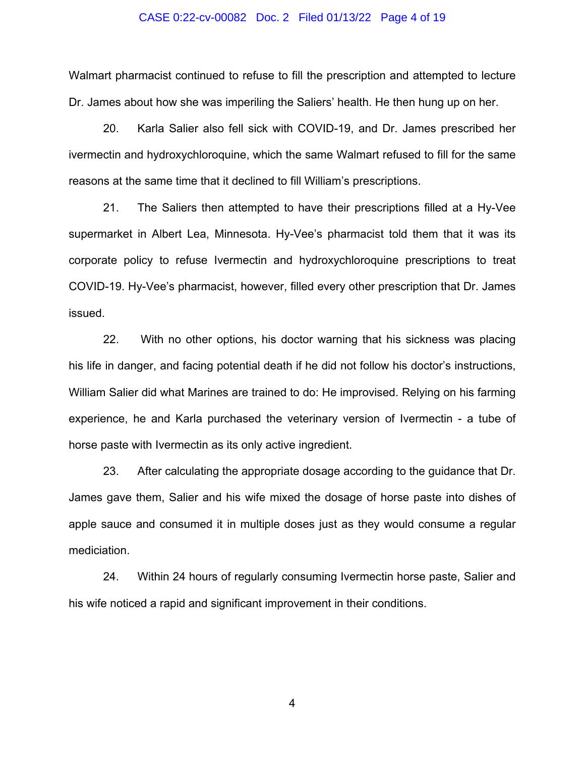Walmart pharmacist continued to refuse to fill the prescription and attempted to lecture Dr. James about how she was imperiling the Saliers' health. He then hung up on her.

20. Karla Salier also fell sick with COVID-19, and Dr. James prescribed her ivermectin and hydroxychloroquine, which the same Walmart refused to fill for the same reasons at the same time that it declined to fill William's prescriptions.

21. The Saliers then attempted to have their prescriptions filled at a Hy-Vee supermarket in Albert Lea, Minnesota. Hy-Vee's pharmacist told them that it was its corporate policy to refuse Ivermectin and hydroxychloroquine prescriptions to treat COVID-19. Hy-Vee's pharmacist, however, filled every other prescription that Dr. James issued.

22. With no other options, his doctor warning that his sickness was placing his life in danger, and facing potential death if he did not follow his doctor's instructions, William Salier did what Marines are trained to do: He improvised. Relying on his farming experience, he and Karla purchased the veterinary version of Ivermectin - a tube of horse paste with Ivermectin as its only active ingredient.

23. After calculating the appropriate dosage according to the guidance that Dr. James gave them, Salier and his wife mixed the dosage of horse paste into dishes of apple sauce and consumed it in multiple doses just as they would consume a regular mediciation.

24. Within 24 hours of regularly consuming Ivermectin horse paste, Salier and his wife noticed a rapid and significant improvement in their conditions.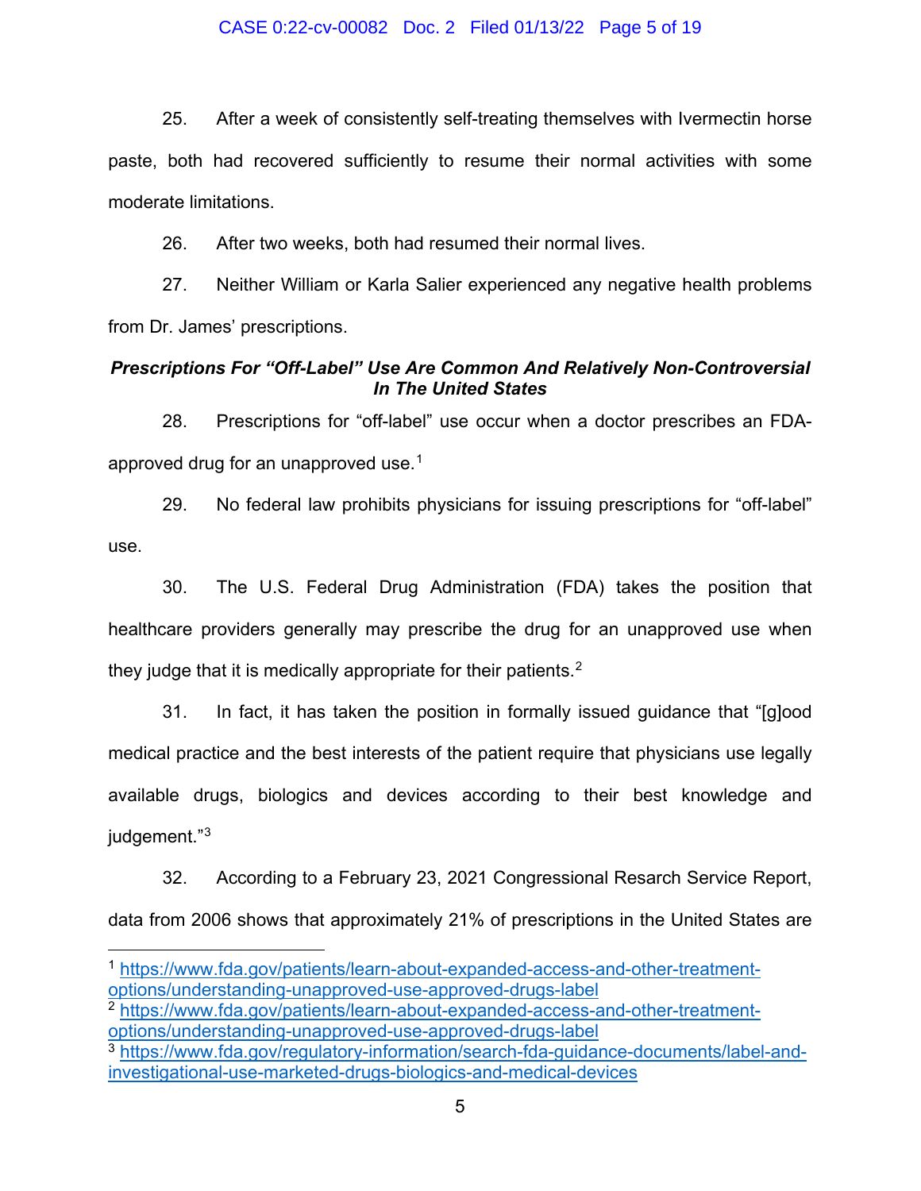25. After a week of consistently self-treating themselves with Ivermectin horse paste, both had recovered sufficiently to resume their normal activities with some moderate limitations.

26. After two weeks, both had resumed their normal lives.

27. Neither William or Karla Salier experienced any negative health problems from Dr. James' prescriptions.

***Prescriptions For "Off-Label" Use Are Common And Relatively Non-Controversial In The United States***

28. Prescriptions for "off-label" use occur when a doctor prescribes an FDA-approved drug for an unapproved use.[1]

29. No federal law prohibits physicians for issuing prescriptions for "off-label" use.

30. The U.S. Federal Drug Administration (FDA) takes the position that healthcare providers generally may prescribe the drug for an unapproved use when they judge that it is medically appropriate for their patients.[2]

31. In fact, it has taken the position in formally issued guidance that "[g]ood medical practice and the best interests of the patient require that physicians use legally available drugs, biologics and devices according to their best knowledge and judgement."[3]

32. According to a February 23, 2021 Congressional Resarch Service Report, data from 2006 shows that approximately 21% of prescriptions in the United States are

---

[1] https://www.fda.gov/patients/learn-about-expanded-access-and-other-treatment-options/understanding-unapproved-use-approved-drugs-label

[2] https://www.fda.gov/patients/learn-about-expanded-access-and-other-treatment-options/understanding-unapproved-use-approved-drugs-label

[3] https://www.fda.gov/regulatory-information/search-fda-guidance-documents/label-and-investigational-use-marketed-drugs-biologics-and-medical-devices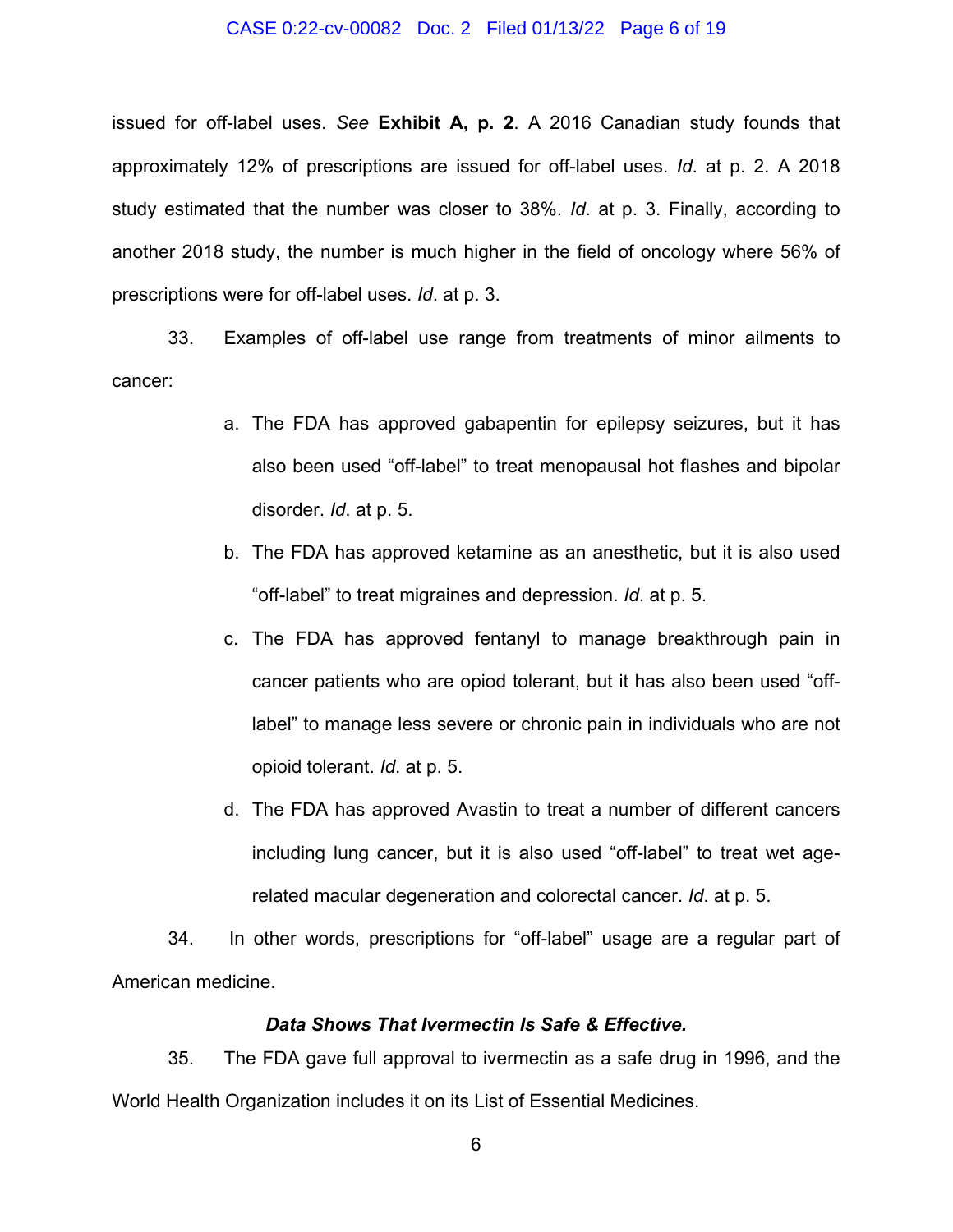issued for off-label uses. *See* **Exhibit A, p. 2**. A 2016 Canadian study founds that approximately 12% of prescriptions are issued for off-label uses. *Id*. at p. 2. A 2018 study estimated that the number was closer to 38%. *Id*. at p. 3. Finally, according to another 2018 study, the number is much higher in the field of oncology where 56% of prescriptions were for off-label uses. *Id*. at p. 3.

33. Examples of off-label use range from treatments of minor ailments to cancer:

a. The FDA has approved gabapentin for epilepsy seizures, but it has also been used "off-label" to treat menopausal hot flashes and bipolar disorder. *Id*. at p. 5.

b. The FDA has approved ketamine as an anesthetic, but it is also used "off-label" to treat migraines and depression. *Id*. at p. 5.

c. The FDA has approved fentanyl to manage breakthrough pain in cancer patients who are opiod tolerant, but it has also been used "off-label" to manage less severe or chronic pain in individuals who are not opioid tolerant. *Id*. at p. 5.

d. The FDA has approved Avastin to treat a number of different cancers including lung cancer, but it is also used "off-label" to treat wet age-related macular degeneration and colorectal cancer. *Id*. at p. 5.

34. In other words, prescriptions for "off-label" usage are a regular part of American medicine.

***Data Shows That Ivermectin Is Safe & Effective.***

35. The FDA gave full approval to ivermectin as a safe drug in 1996, and the World Health Organization includes it on its List of Essential Medicines.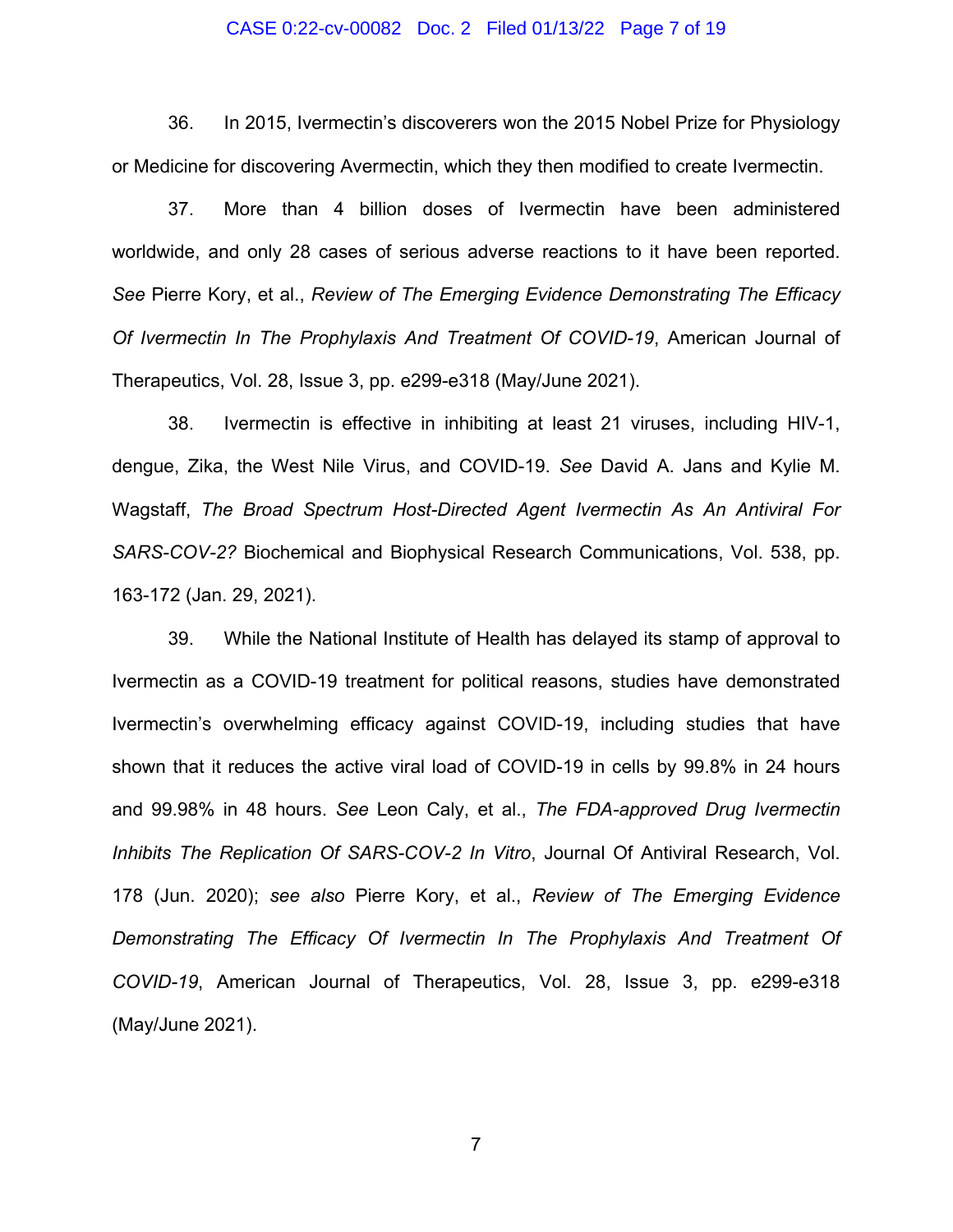36. In 2015, Ivermectin's discoverers won the 2015 Nobel Prize for Physiology or Medicine for discovering Avermectin, which they then modified to create Ivermectin.

37. More than 4 billion doses of Ivermectin have been administered worldwide, and only 28 cases of serious adverse reactions to it have been reported. *See* Pierre Kory, et al., *Review of The Emerging Evidence Demonstrating The Efficacy Of Ivermectin In The Prophylaxis And Treatment Of COVID-19*, American Journal of Therapeutics, Vol. 28, Issue 3, pp. e299-e318 (May/June 2021).

38. Ivermectin is effective in inhibiting at least 21 viruses, including HIV-1, dengue, Zika, the West Nile Virus, and COVID-19. *See* David A. Jans and Kylie M. Wagstaff, *The Broad Spectrum Host-Directed Agent Ivermectin As An Antiviral For SARS-COV-2?* Biochemical and Biophysical Research Communications, Vol. 538, pp. 163-172 (Jan. 29, 2021).

39. While the National Institute of Health has delayed its stamp of approval to Ivermectin as a COVID-19 treatment for political reasons, studies have demonstrated Ivermectin's overwhelming efficacy against COVID-19, including studies that have shown that it reduces the active viral load of COVID-19 in cells by 99.8% in 24 hours and 99.98% in 48 hours. *See* Leon Caly, et al., *The FDA-approved Drug Ivermectin Inhibits The Replication Of SARS-COV-2 In Vitro*, Journal Of Antiviral Research, Vol. 178 (Jun. 2020); *see also* Pierre Kory, et al., *Review of The Emerging Evidence Demonstrating The Efficacy Of Ivermectin In The Prophylaxis And Treatment Of COVID-19*, American Journal of Therapeutics, Vol. 28, Issue 3, pp. e299-e318 (May/June 2021).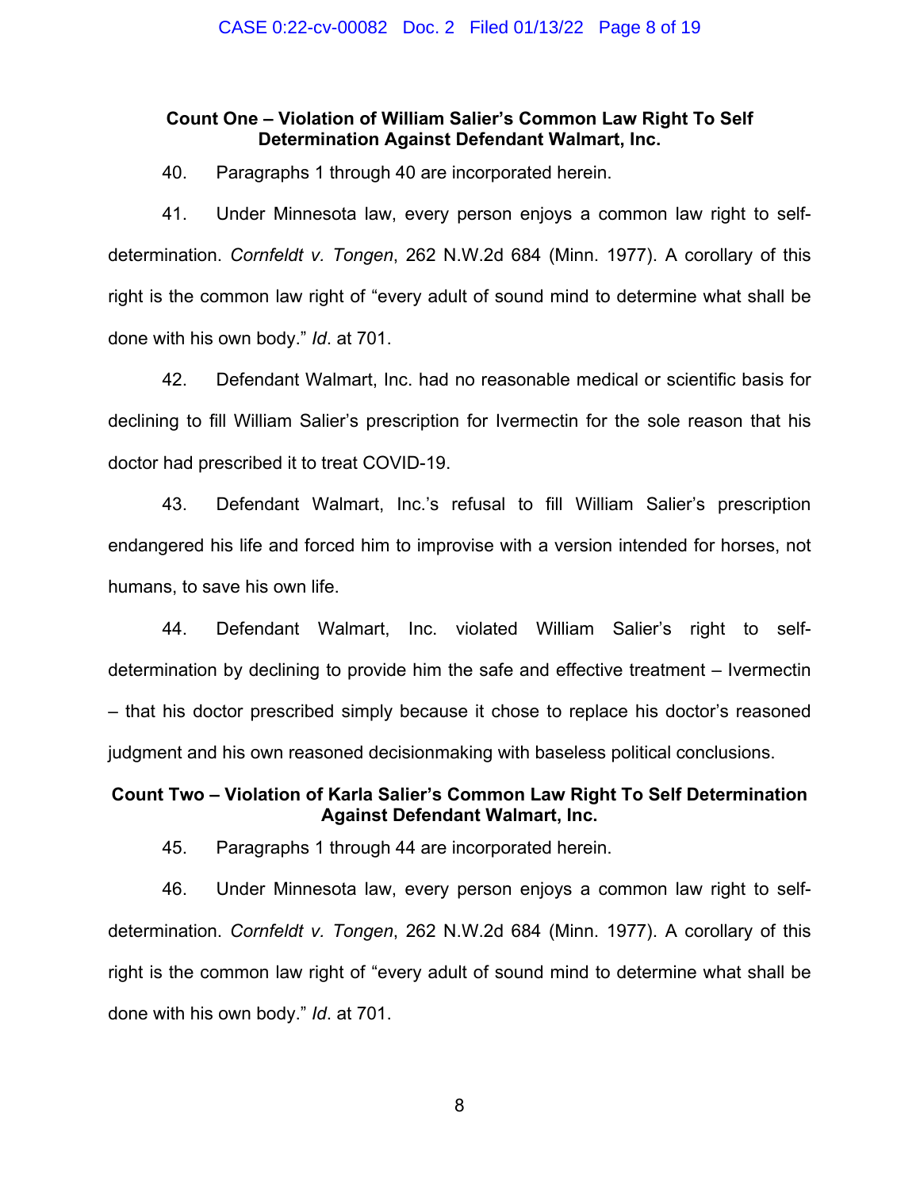**Count One – Violation of William Salier's Common Law Right To Self Determination Against Defendant Walmart, Inc.**

40. Paragraphs 1 through 40 are incorporated herein.

41. Under Minnesota law, every person enjoys a common law right to self-determination. *Cornfeldt v. Tongen*, 262 N.W.2d 684 (Minn. 1977). A corollary of this right is the common law right of "every adult of sound mind to determine what shall be done with his own body." *Id*. at 701.

42. Defendant Walmart, Inc. had no reasonable medical or scientific basis for declining to fill William Salier's prescription for Ivermectin for the sole reason that his doctor had prescribed it to treat COVID-19.

43. Defendant Walmart, Inc.'s refusal to fill William Salier's prescription endangered his life and forced him to improvise with a version intended for horses, not humans, to save his own life.

44. Defendant Walmart, Inc. violated William Salier's right to self-determination by declining to provide him the safe and effective treatment – Ivermectin – that his doctor prescribed simply because it chose to replace his doctor's reasoned judgment and his own reasoned decisionmaking with baseless political conclusions.

**Count Two – Violation of Karla Salier's Common Law Right To Self Determination Against Defendant Walmart, Inc.**

45. Paragraphs 1 through 44 are incorporated herein.

46. Under Minnesota law, every person enjoys a common law right to self-determination. *Cornfeldt v. Tongen*, 262 N.W.2d 684 (Minn. 1977). A corollary of this right is the common law right of "every adult of sound mind to determine what shall be done with his own body." *Id*. at 701.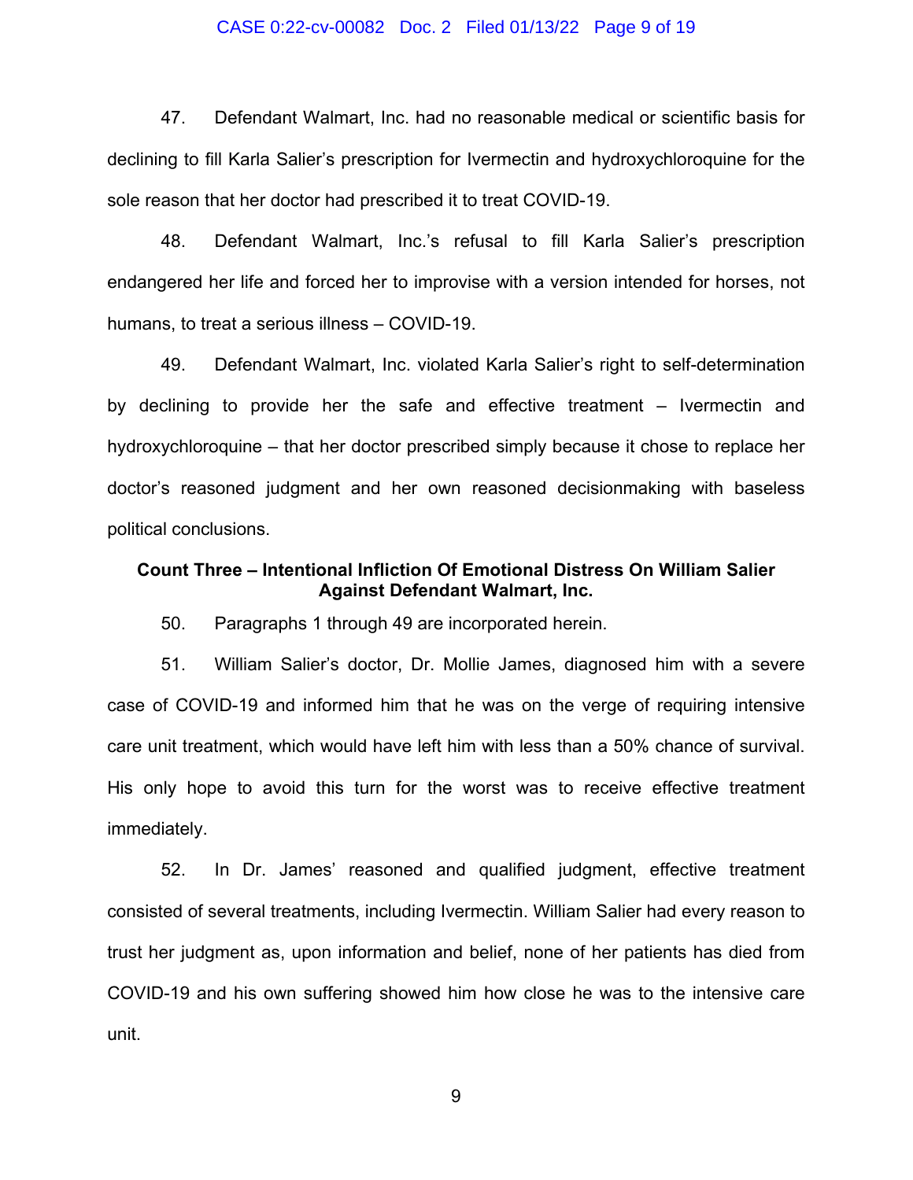47. Defendant Walmart, Inc. had no reasonable medical or scientific basis for declining to fill Karla Salier's prescription for Ivermectin and hydroxychloroquine for the sole reason that her doctor had prescribed it to treat COVID-19.

48. Defendant Walmart, Inc.'s refusal to fill Karla Salier's prescription endangered her life and forced her to improvise with a version intended for horses, not humans, to treat a serious illness – COVID-19.

49. Defendant Walmart, Inc. violated Karla Salier's right to self-determination by declining to provide her the safe and effective treatment – Ivermectin and hydroxychloroquine – that her doctor prescribed simply because it chose to replace her doctor's reasoned judgment and her own reasoned decisionmaking with baseless political conclusions.

**Count Three – Intentional Infliction Of Emotional Distress On William Salier Against Defendant Walmart, Inc.**

50. Paragraphs 1 through 49 are incorporated herein.

51. William Salier's doctor, Dr. Mollie James, diagnosed him with a severe case of COVID-19 and informed him that he was on the verge of requiring intensive care unit treatment, which would have left him with less than a 50% chance of survival. His only hope to avoid this turn for the worst was to receive effective treatment immediately.

52. In Dr. James' reasoned and qualified judgment, effective treatment consisted of several treatments, including Ivermectin. William Salier had every reason to trust her judgment as, upon information and belief, none of her patients has died from COVID-19 and his own suffering showed him how close he was to the intensive care unit.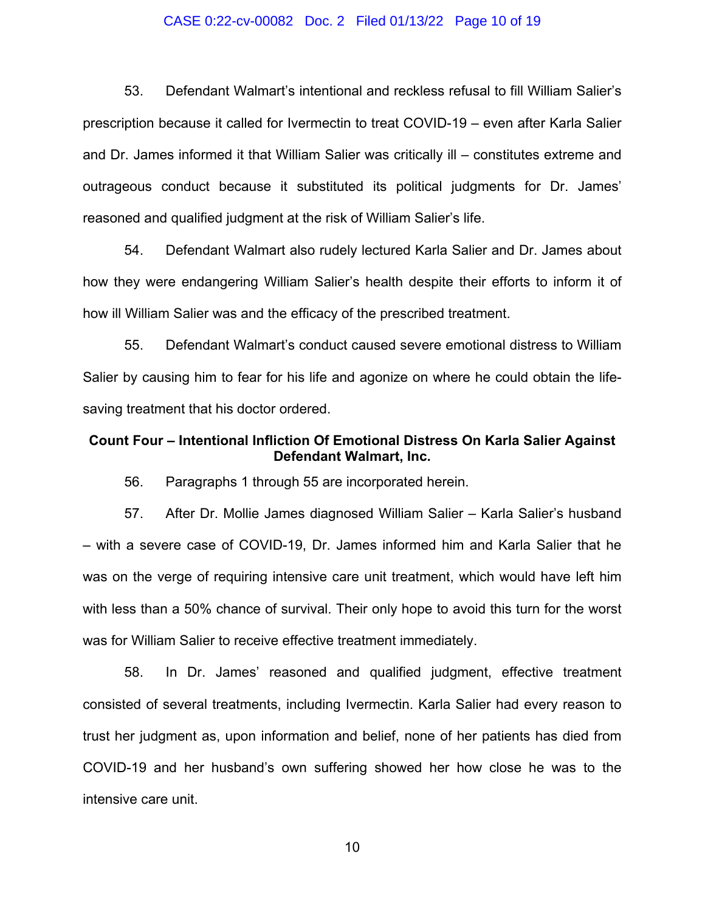53. Defendant Walmart's intentional and reckless refusal to fill William Salier's prescription because it called for Ivermectin to treat COVID-19 – even after Karla Salier and Dr. James informed it that William Salier was critically ill – constitutes extreme and outrageous conduct because it substituted its political judgments for Dr. James' reasoned and qualified judgment at the risk of William Salier's life.

54. Defendant Walmart also rudely lectured Karla Salier and Dr. James about how they were endangering William Salier's health despite their efforts to inform it of how ill William Salier was and the efficacy of the prescribed treatment.

55. Defendant Walmart's conduct caused severe emotional distress to William Salier by causing him to fear for his life and agonize on where he could obtain the life-saving treatment that his doctor ordered.

**Count Four – Intentional Infliction Of Emotional Distress On Karla Salier Against Defendant Walmart, Inc.**

56. Paragraphs 1 through 55 are incorporated herein.

57. After Dr. Mollie James diagnosed William Salier – Karla Salier's husband – with a severe case of COVID-19, Dr. James informed him and Karla Salier that he was on the verge of requiring intensive care unit treatment, which would have left him with less than a 50% chance of survival. Their only hope to avoid this turn for the worst was for William Salier to receive effective treatment immediately.

58. In Dr. James' reasoned and qualified judgment, effective treatment consisted of several treatments, including Ivermectin. Karla Salier had every reason to trust her judgment as, upon information and belief, none of her patients has died from COVID-19 and her husband's own suffering showed her how close he was to the intensive care unit.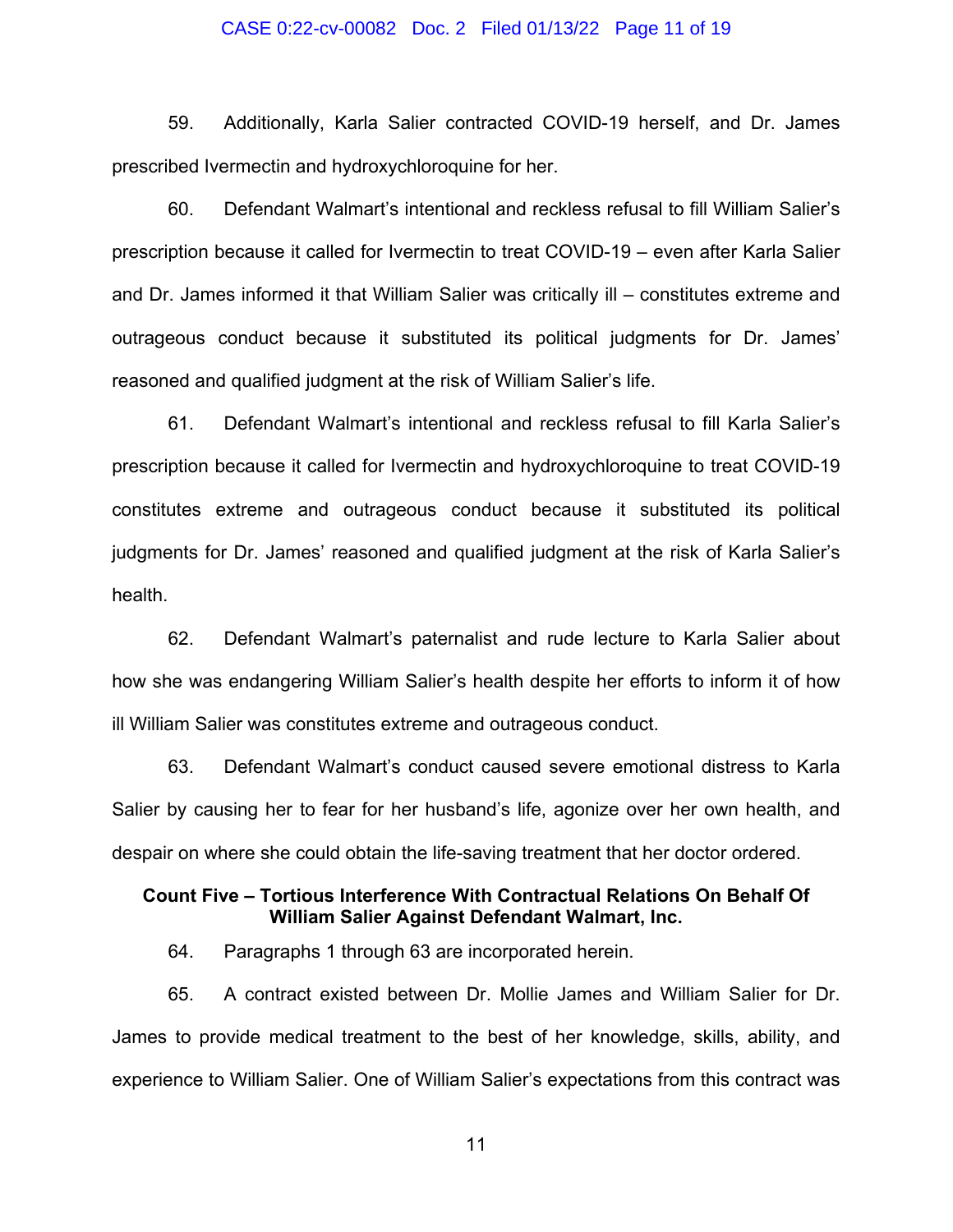59. Additionally, Karla Salier contracted COVID-19 herself, and Dr. James prescribed Ivermectin and hydroxychloroquine for her.

60. Defendant Walmart's intentional and reckless refusal to fill William Salier's prescription because it called for Ivermectin to treat COVID-19 – even after Karla Salier and Dr. James informed it that William Salier was critically ill – constitutes extreme and outrageous conduct because it substituted its political judgments for Dr. James' reasoned and qualified judgment at the risk of William Salier's life.

61. Defendant Walmart's intentional and reckless refusal to fill Karla Salier's prescription because it called for Ivermectin and hydroxychloroquine to treat COVID-19 constitutes extreme and outrageous conduct because it substituted its political judgments for Dr. James' reasoned and qualified judgment at the risk of Karla Salier's health.

62. Defendant Walmart's paternalist and rude lecture to Karla Salier about how she was endangering William Salier's health despite her efforts to inform it of how ill William Salier was constitutes extreme and outrageous conduct.

63. Defendant Walmart's conduct caused severe emotional distress to Karla Salier by causing her to fear for her husband's life, agonize over her own health, and despair on where she could obtain the life-saving treatment that her doctor ordered.

**Count Five – Tortious Interference With Contractual Relations On Behalf Of William Salier Against Defendant Walmart, Inc.**

64. Paragraphs 1 through 63 are incorporated herein.

65. A contract existed between Dr. Mollie James and William Salier for Dr. James to provide medical treatment to the best of her knowledge, skills, ability, and experience to William Salier. One of William Salier's expectations from this contract was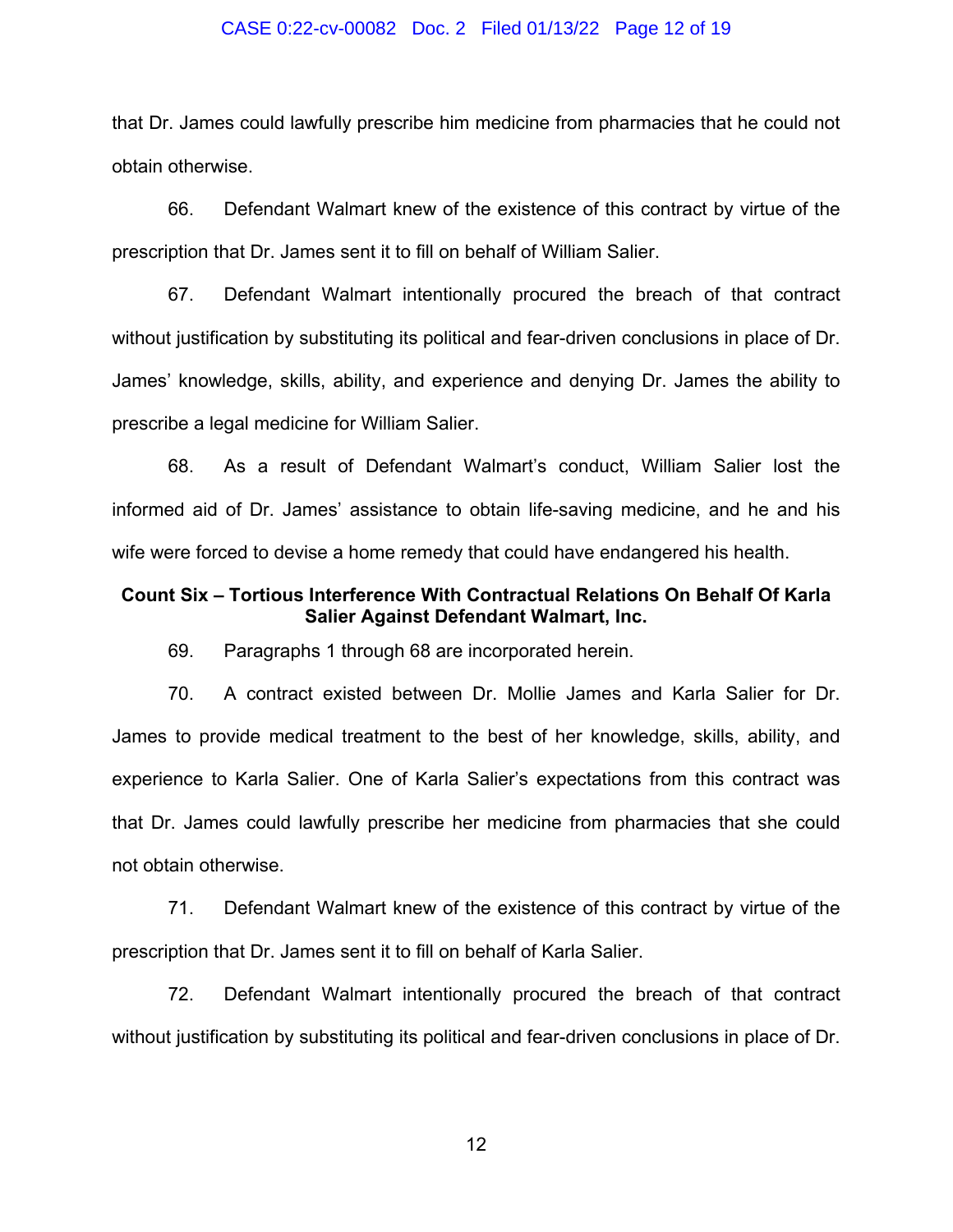that Dr. James could lawfully prescribe him medicine from pharmacies that he could not obtain otherwise.

66. Defendant Walmart knew of the existence of this contract by virtue of the prescription that Dr. James sent it to fill on behalf of William Salier.

67. Defendant Walmart intentionally procured the breach of that contract without justification by substituting its political and fear-driven conclusions in place of Dr. James' knowledge, skills, ability, and experience and denying Dr. James the ability to prescribe a legal medicine for William Salier.

68. As a result of Defendant Walmart's conduct, William Salier lost the informed aid of Dr. James' assistance to obtain life-saving medicine, and he and his wife were forced to devise a home remedy that could have endangered his health.

**Count Six – Tortious Interference With Contractual Relations On Behalf Of Karla Salier Against Defendant Walmart, Inc.**

69. Paragraphs 1 through 68 are incorporated herein.

70. A contract existed between Dr. Mollie James and Karla Salier for Dr. James to provide medical treatment to the best of her knowledge, skills, ability, and experience to Karla Salier. One of Karla Salier's expectations from this contract was that Dr. James could lawfully prescribe her medicine from pharmacies that she could not obtain otherwise.

71. Defendant Walmart knew of the existence of this contract by virtue of the prescription that Dr. James sent it to fill on behalf of Karla Salier.

72. Defendant Walmart intentionally procured the breach of that contract without justification by substituting its political and fear-driven conclusions in place of Dr.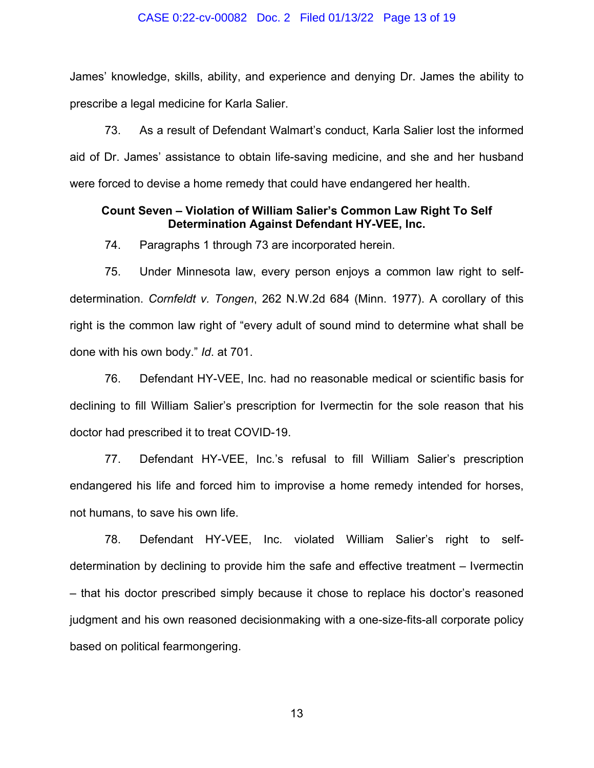James' knowledge, skills, ability, and experience and denying Dr. James the ability to prescribe a legal medicine for Karla Salier.

73. As a result of Defendant Walmart's conduct, Karla Salier lost the informed aid of Dr. James' assistance to obtain life-saving medicine, and she and her husband were forced to devise a home remedy that could have endangered her health.

**Count Seven – Violation of William Salier's Common Law Right To Self Determination Against Defendant HY-VEE, Inc.**

74. Paragraphs 1 through 73 are incorporated herein.

75. Under Minnesota law, every person enjoys a common law right to self-determination. *Cornfeldt v. Tongen*, 262 N.W.2d 684 (Minn. 1977). A corollary of this right is the common law right of "every adult of sound mind to determine what shall be done with his own body." *Id*. at 701.

76. Defendant HY-VEE, Inc. had no reasonable medical or scientific basis for declining to fill William Salier's prescription for Ivermectin for the sole reason that his doctor had prescribed it to treat COVID-19.

77. Defendant HY-VEE, Inc.'s refusal to fill William Salier's prescription endangered his life and forced him to improvise a home remedy intended for horses, not humans, to save his own life.

78. Defendant HY-VEE, Inc. violated William Salier's right to self-determination by declining to provide him the safe and effective treatment – Ivermectin – that his doctor prescribed simply because it chose to replace his doctor's reasoned judgment and his own reasoned decisionmaking with a one-size-fits-all corporate policy based on political fearmongering.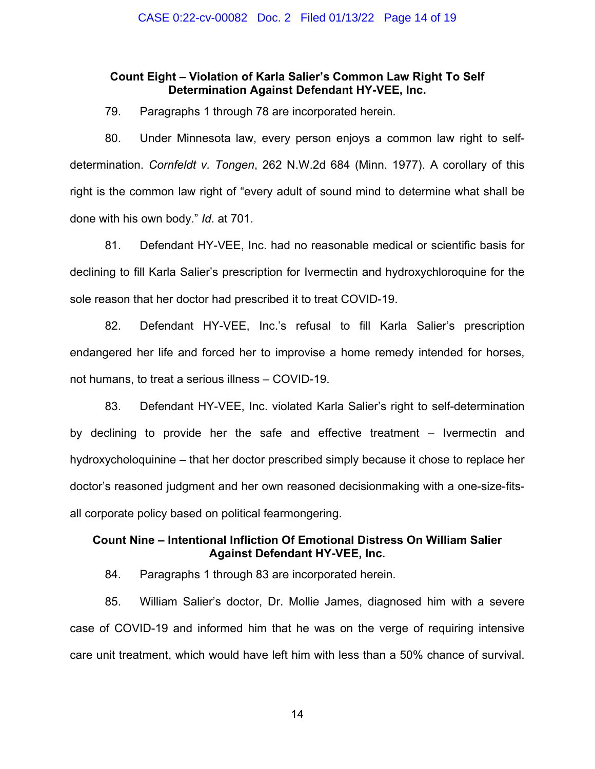**Count Eight – Violation of Karla Salier's Common Law Right To Self Determination Against Defendant HY-VEE, Inc.**

79. Paragraphs 1 through 78 are incorporated herein.

80. Under Minnesota law, every person enjoys a common law right to self-determination. *Cornfeldt v. Tongen*, 262 N.W.2d 684 (Minn. 1977). A corollary of this right is the common law right of "every adult of sound mind to determine what shall be done with his own body." *Id*. at 701.

81. Defendant HY-VEE, Inc. had no reasonable medical or scientific basis for declining to fill Karla Salier's prescription for Ivermectin and hydroxychloroquine for the sole reason that her doctor had prescribed it to treat COVID-19.

82. Defendant HY-VEE, Inc.'s refusal to fill Karla Salier's prescription endangered her life and forced her to improvise a home remedy intended for horses, not humans, to treat a serious illness – COVID-19.

83. Defendant HY-VEE, Inc. violated Karla Salier's right to self-determination by declining to provide her the safe and effective treatment – Ivermectin and hydroxycholoquinine – that her doctor prescribed simply because it chose to replace her doctor's reasoned judgment and her own reasoned decisionmaking with a one-size-fits-all corporate policy based on political fearmongering.

**Count Nine – Intentional Infliction Of Emotional Distress On William Salier Against Defendant HY-VEE, Inc.**

84. Paragraphs 1 through 83 are incorporated herein.

85. William Salier's doctor, Dr. Mollie James, diagnosed him with a severe case of COVID-19 and informed him that he was on the verge of requiring intensive care unit treatment, which would have left him with less than a 50% chance of survival.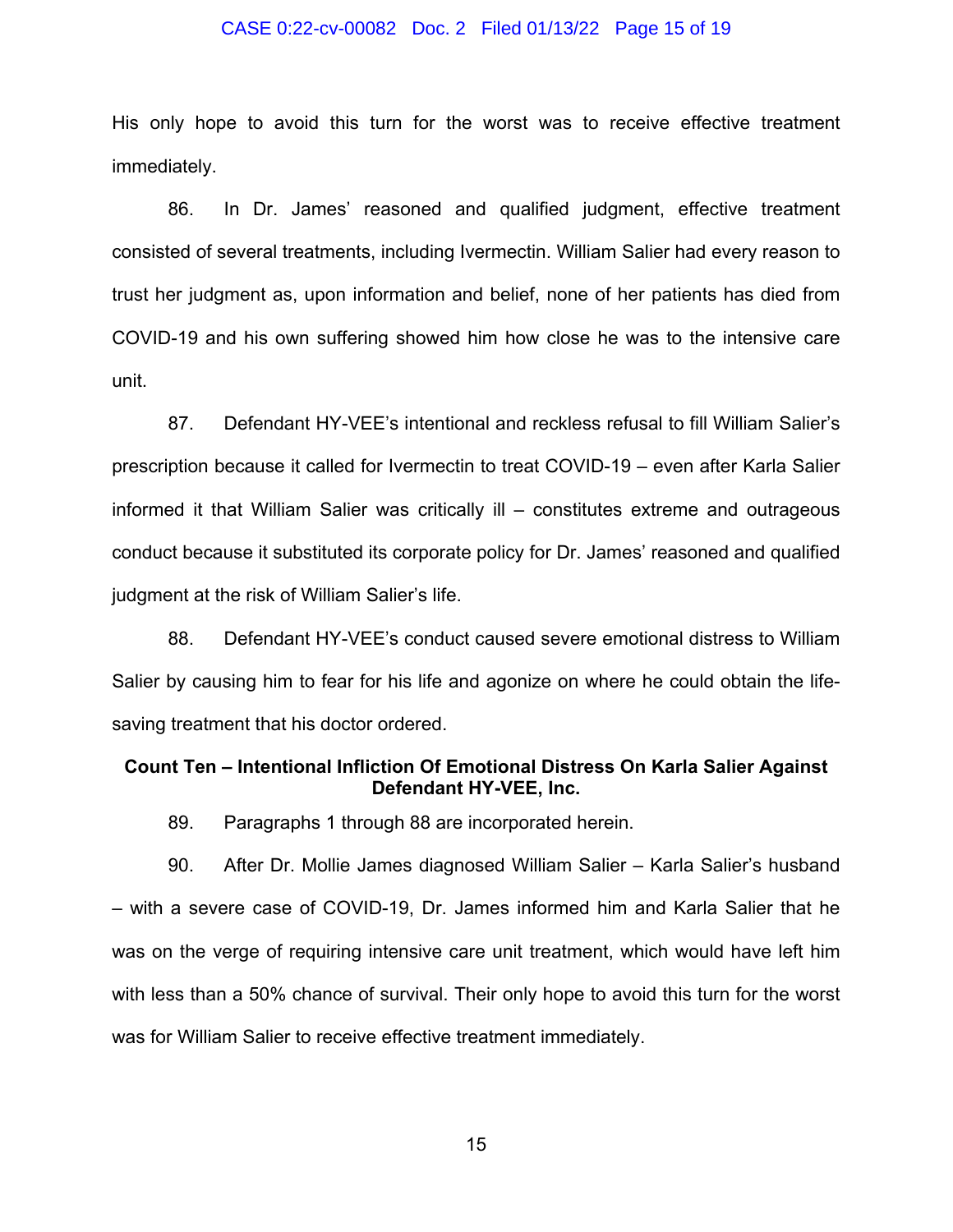His only hope to avoid this turn for the worst was to receive effective treatment immediately.

86. In Dr. James' reasoned and qualified judgment, effective treatment consisted of several treatments, including Ivermectin. William Salier had every reason to trust her judgment as, upon information and belief, none of her patients has died from COVID-19 and his own suffering showed him how close he was to the intensive care unit.

87. Defendant HY-VEE's intentional and reckless refusal to fill William Salier's prescription because it called for Ivermectin to treat COVID-19 – even after Karla Salier informed it that William Salier was critically ill – constitutes extreme and outrageous conduct because it substituted its corporate policy for Dr. James' reasoned and qualified judgment at the risk of William Salier's life.

88. Defendant HY-VEE's conduct caused severe emotional distress to William Salier by causing him to fear for his life and agonize on where he could obtain the life-saving treatment that his doctor ordered.

### Count Ten – Intentional Infliction Of Emotional Distress On Karla Salier Against Defendant HY-VEE, Inc.

89. Paragraphs 1 through 88 are incorporated herein.

90. After Dr. Mollie James diagnosed William Salier – Karla Salier's husband – with a severe case of COVID-19, Dr. James informed him and Karla Salier that he was on the verge of requiring intensive care unit treatment, which would have left him with less than a 50% chance of survival. Their only hope to avoid this turn for the worst was for William Salier to receive effective treatment immediately.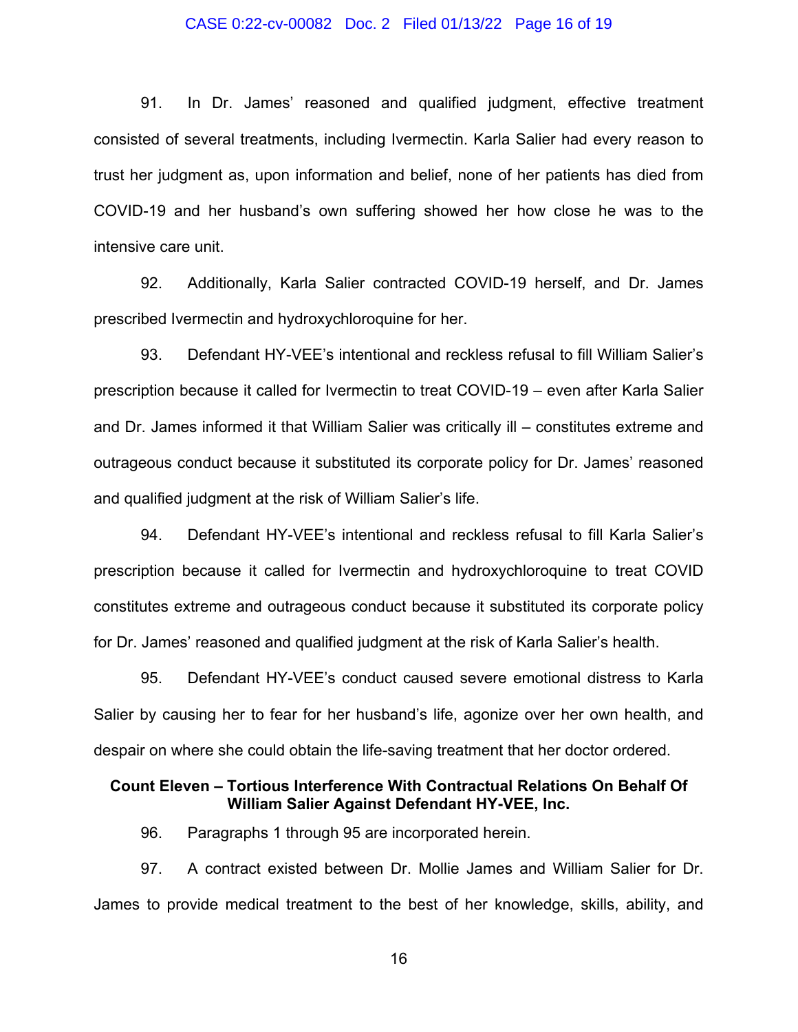91. In Dr. James' reasoned and qualified judgment, effective treatment consisted of several treatments, including Ivermectin. Karla Salier had every reason to trust her judgment as, upon information and belief, none of her patients has died from COVID-19 and her husband's own suffering showed her how close he was to the intensive care unit.

92. Additionally, Karla Salier contracted COVID-19 herself, and Dr. James prescribed Ivermectin and hydroxychloroquine for her.

93. Defendant HY-VEE's intentional and reckless refusal to fill William Salier's prescription because it called for Ivermectin to treat COVID-19 – even after Karla Salier and Dr. James informed it that William Salier was critically ill – constitutes extreme and outrageous conduct because it substituted its corporate policy for Dr. James' reasoned and qualified judgment at the risk of William Salier's life.

94. Defendant HY-VEE's intentional and reckless refusal to fill Karla Salier's prescription because it called for Ivermectin and hydroxychloroquine to treat COVID constitutes extreme and outrageous conduct because it substituted its corporate policy for Dr. James' reasoned and qualified judgment at the risk of Karla Salier's health.

95. Defendant HY-VEE's conduct caused severe emotional distress to Karla Salier by causing her to fear for her husband's life, agonize over her own health, and despair on where she could obtain the life-saving treatment that her doctor ordered.

**Count Eleven – Tortious Interference With Contractual Relations On Behalf Of William Salier Against Defendant HY-VEE, Inc.**

96. Paragraphs 1 through 95 are incorporated herein.

97. A contract existed between Dr. Mollie James and William Salier for Dr. James to provide medical treatment to the best of her knowledge, skills, ability, and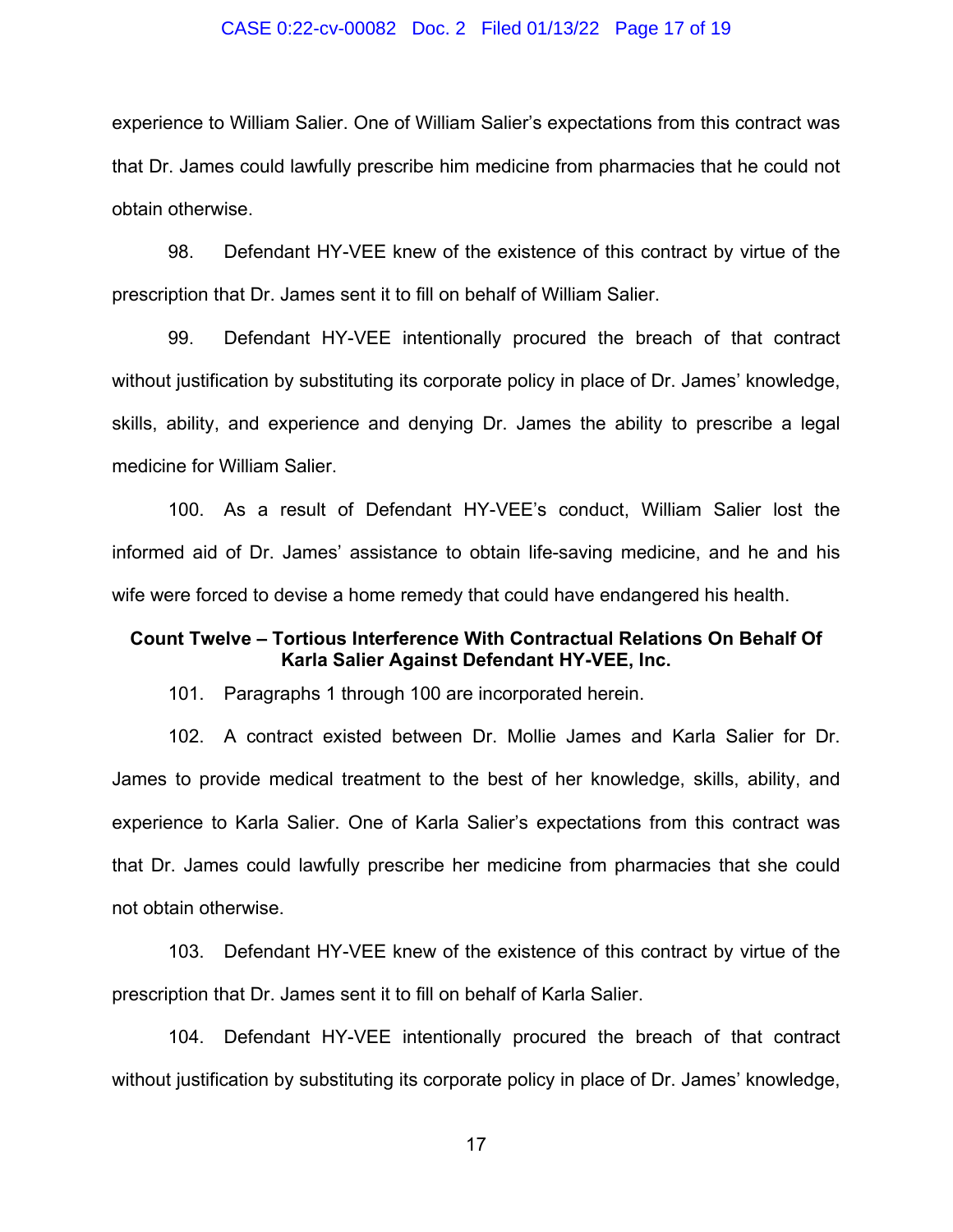experience to William Salier. One of William Salier's expectations from this contract was that Dr. James could lawfully prescribe him medicine from pharmacies that he could not obtain otherwise.

98. Defendant HY-VEE knew of the existence of this contract by virtue of the prescription that Dr. James sent it to fill on behalf of William Salier.

99. Defendant HY-VEE intentionally procured the breach of that contract without justification by substituting its corporate policy in place of Dr. James' knowledge, skills, ability, and experience and denying Dr. James the ability to prescribe a legal medicine for William Salier.

100. As a result of Defendant HY-VEE's conduct, William Salier lost the informed aid of Dr. James' assistance to obtain life-saving medicine, and he and his wife were forced to devise a home remedy that could have endangered his health.

**Count Twelve – Tortious Interference With Contractual Relations On Behalf Of Karla Salier Against Defendant HY-VEE, Inc.**

101. Paragraphs 1 through 100 are incorporated herein.

102. A contract existed between Dr. Mollie James and Karla Salier for Dr. James to provide medical treatment to the best of her knowledge, skills, ability, and experience to Karla Salier. One of Karla Salier's expectations from this contract was that Dr. James could lawfully prescribe her medicine from pharmacies that she could not obtain otherwise.

103. Defendant HY-VEE knew of the existence of this contract by virtue of the prescription that Dr. James sent it to fill on behalf of Karla Salier.

104. Defendant HY-VEE intentionally procured the breach of that contract without justification by substituting its corporate policy in place of Dr. James' knowledge,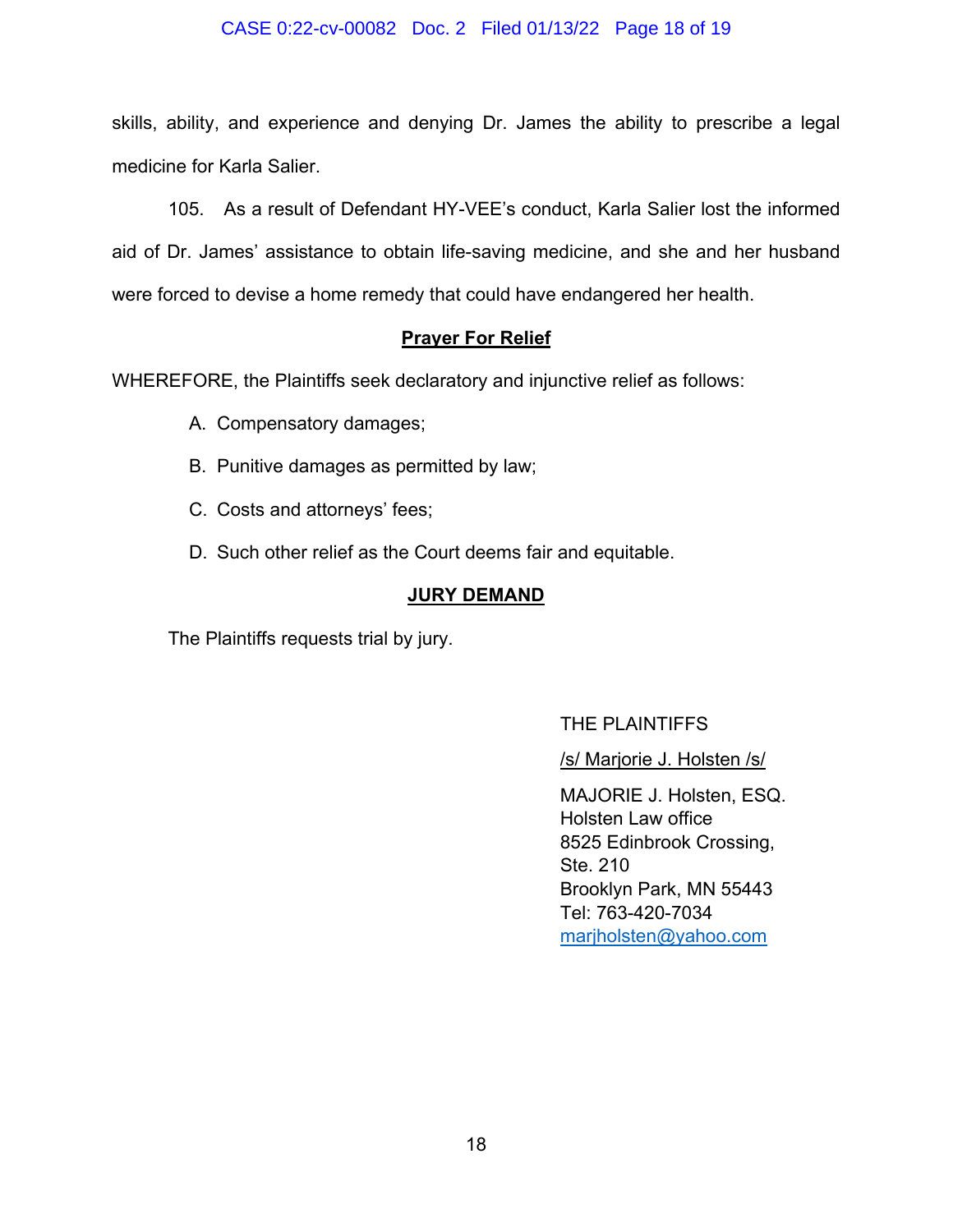skills, ability, and experience and denying Dr. James the ability to prescribe a legal medicine for Karla Salier.

105. As a result of Defendant HY-VEE's conduct, Karla Salier lost the informed aid of Dr. James' assistance to obtain life-saving medicine, and she and her husband were forced to devise a home remedy that could have endangered her health.

**Prayer For Relief**

WHEREFORE, the Plaintiffs seek declaratory and injunctive relief as follows:

A. Compensatory damages;

B. Punitive damages as permitted by law;

C. Costs and attorneys' fees;

D. Such other relief as the Court deems fair and equitable.

**JURY DEMAND**

The Plaintiffs requests trial by jury.

THE PLAINTIFFS

/s/ Marjorie J. Holsten /s/

MAJORIE J. Holsten, ESQ.
Holsten Law office
8525 Edinbrook Crossing,
Ste. 210
Brooklyn Park, MN 55443
Tel: 763-420-7034
marjholsten@yahoo.com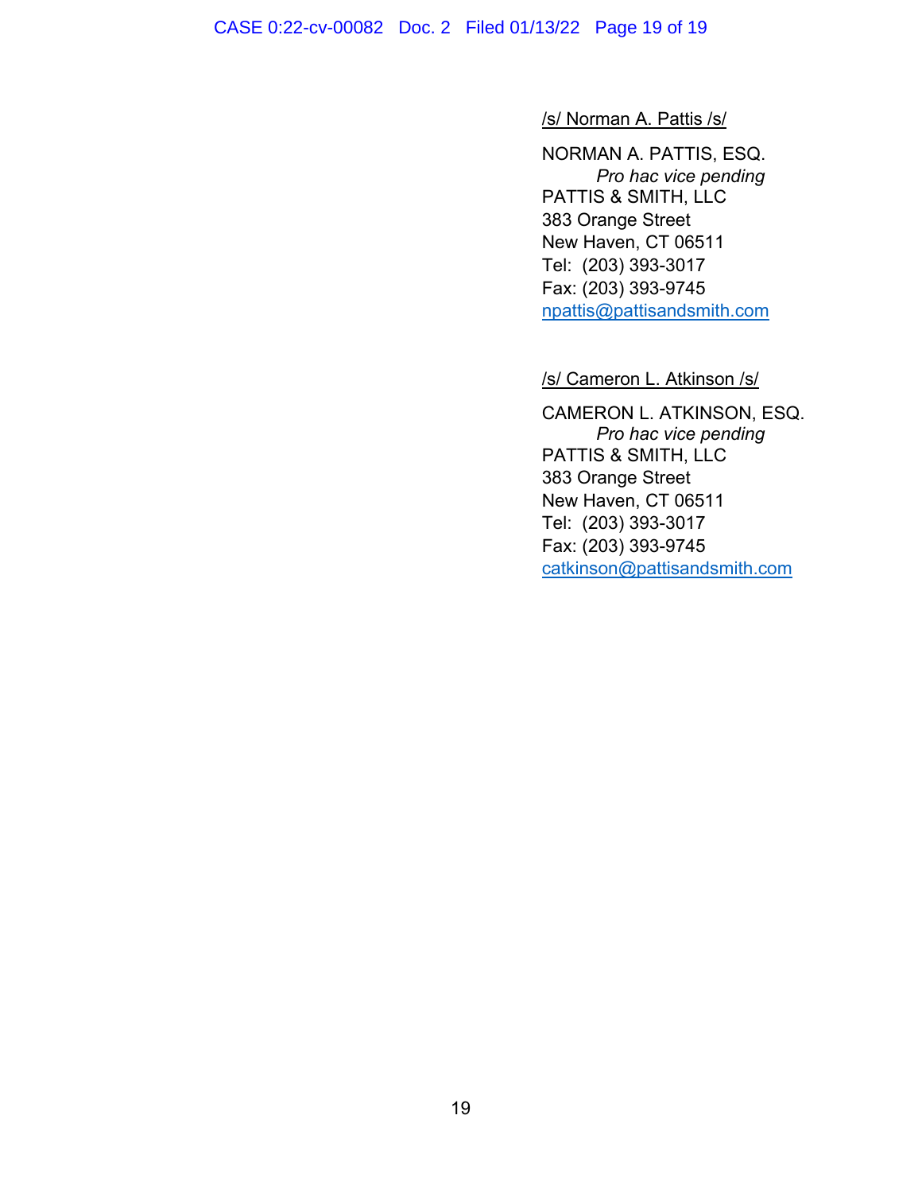/s/ Norman A. Pattis /s/

NORMAN A. PATTIS, ESQ.
*Pro hac vice pending*
PATTIS & SMITH, LLC
383 Orange Street
New Haven, CT 06511
Tel: (203) 393-3017
Fax: (203) 393-9745
npattis@pattisandsmith.com

/s/ Cameron L. Atkinson /s/

CAMERON L. ATKINSON, ESQ.
*Pro hac vice pending*
PATTIS & SMITH, LLC
383 Orange Street
New Haven, CT 06511
Tel: (203) 393-3017
Fax: (203) 393-9745
catkinson@pattisandsmith.com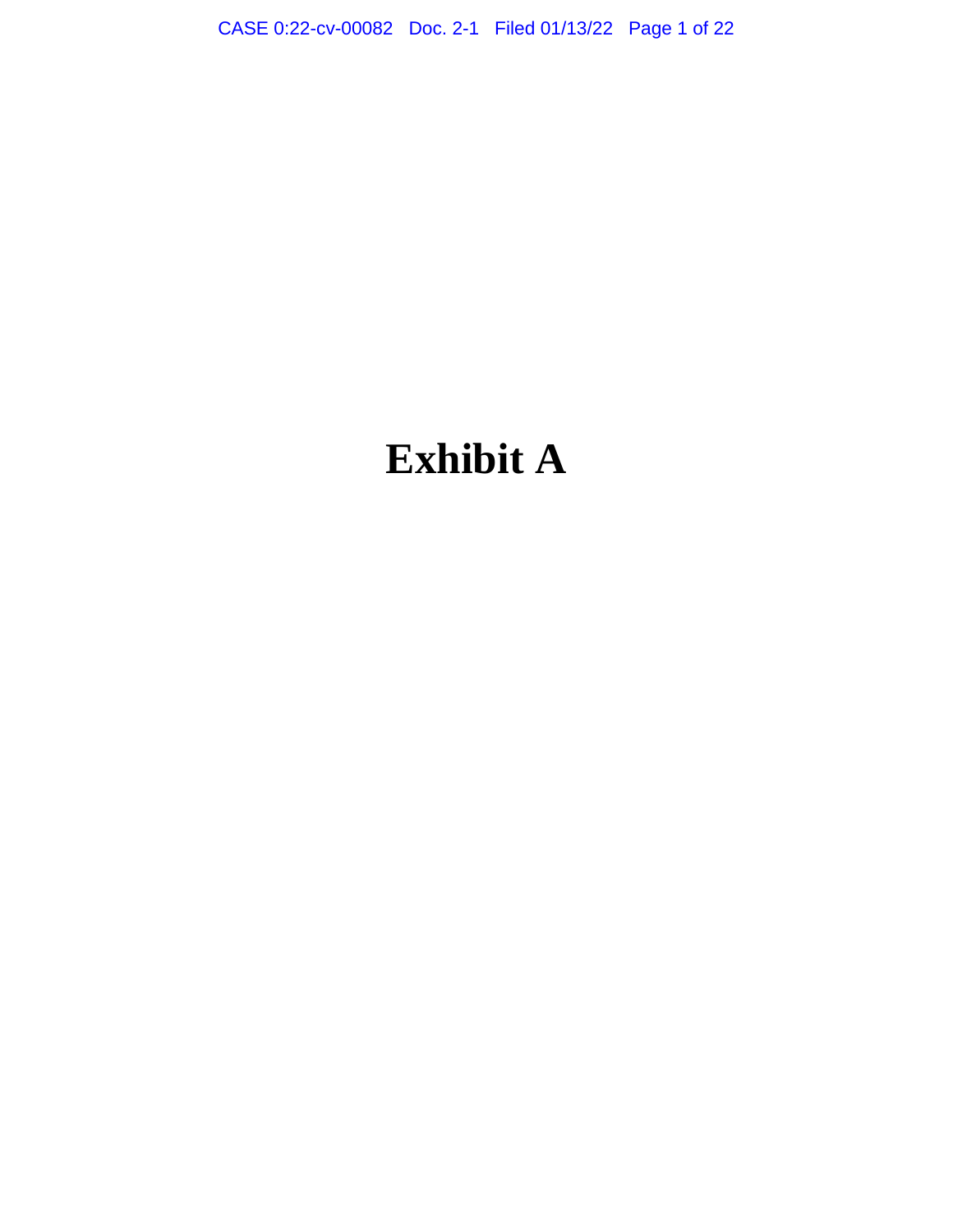# Exhibit A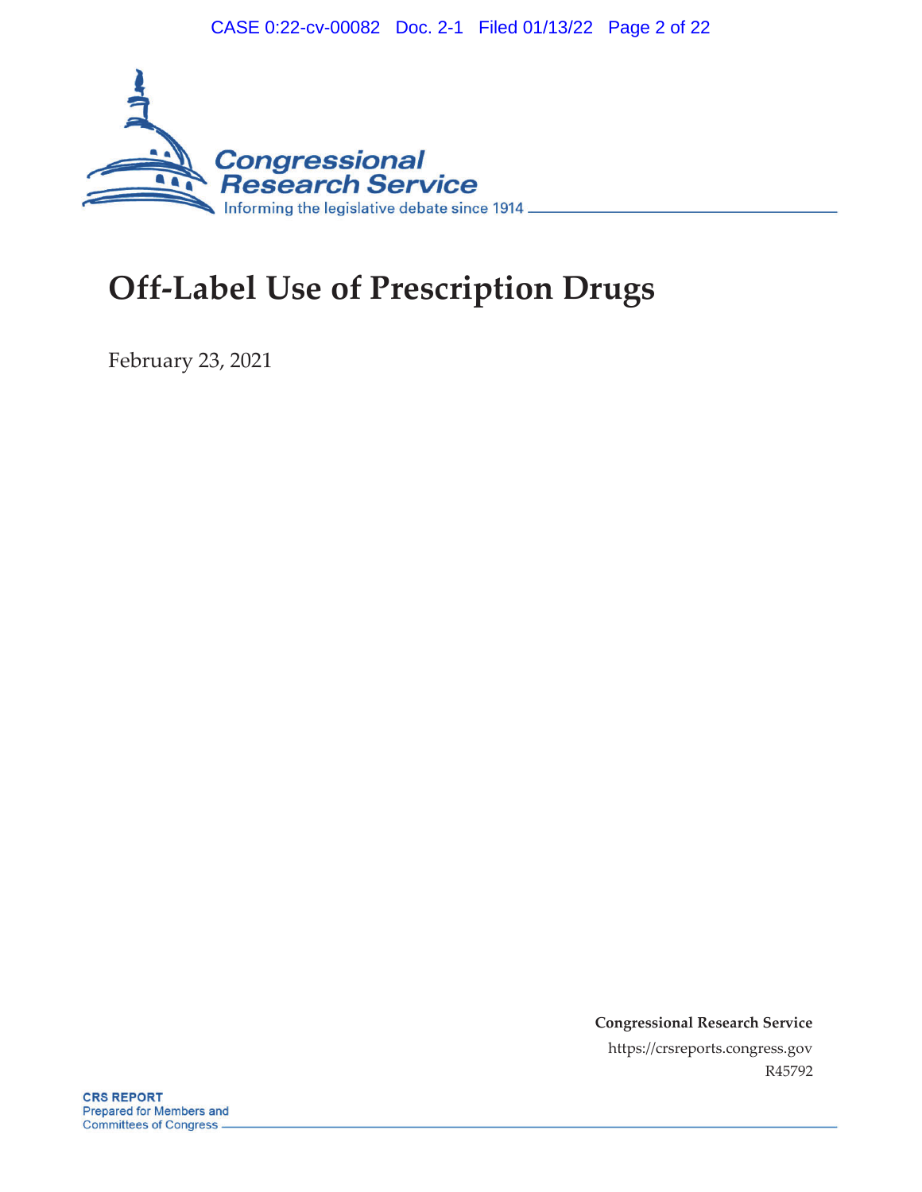# Off-Label Use of Prescription Drugs

February 23, 2021

**Congressional Research Service**

https://crsreports.congress.gov

R45792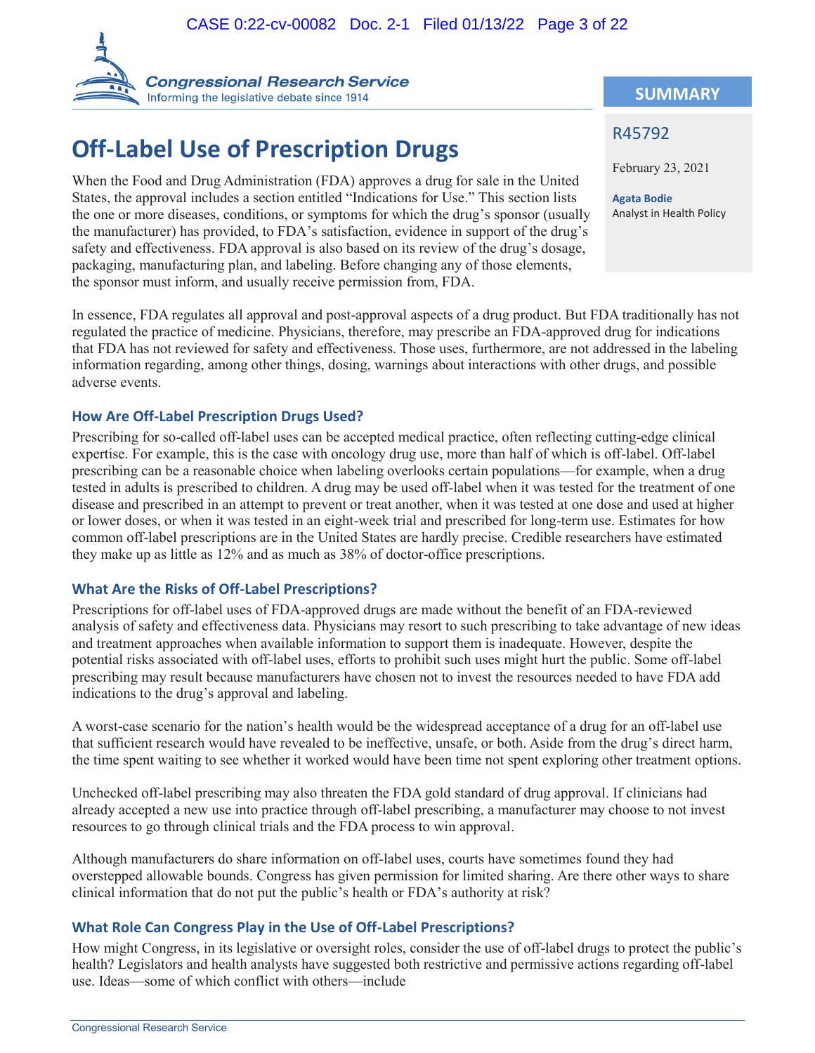# Off-Label Use of Prescription Drugs

When the Food and Drug Administration (FDA) approves a drug for sale in the United States, the approval includes a section entitled "Indications for Use." This section lists the one or more diseases, conditions, or symptoms for which the drug's sponsor (usually the manufacturer) has provided, to FDA's satisfaction, evidence in support of the drug's safety and effectiveness. FDA approval is also based on its review of the drug's dosage, packaging, manufacturing plan, and labeling. Before changing any of those elements, the sponsor must inform, and usually receive permission from, FDA.

**SUMMARY**

R45792

February 23, 2021

**Agata Bodie**
Analyst in Health Policy

In essence, FDA regulates all approval and post-approval aspects of a drug product. But FDA traditionally has not regulated the practice of medicine. Physicians, therefore, may prescribe an FDA-approved drug for indications that FDA has not reviewed for safety and effectiveness. Those uses, furthermore, are not addressed in the labeling information regarding, among other things, dosing, warnings about interactions with other drugs, and possible adverse events.

### How Are Off-Label Prescription Drugs Used?

Prescribing for so-called off-label uses can be accepted medical practice, often reflecting cutting-edge clinical expertise. For example, this is the case with oncology drug use, more than half of which is off-label. Off-label prescribing can be a reasonable choice when labeling overlooks certain populations—for example, when a drug tested in adults is prescribed to children. A drug may be used off-label when it was tested for the treatment of one disease and prescribed in an attempt to prevent or treat another, when it was tested at one dose and used at higher or lower doses, or when it was tested in an eight-week trial and prescribed for long-term use. Estimates for how common off-label prescriptions are in the United States are hardly precise. Credible researchers have estimated they make up as little as 12% and as much as 38% of doctor-office prescriptions.

### What Are the Risks of Off-Label Prescriptions?

Prescriptions for off-label uses of FDA-approved drugs are made without the benefit of an FDA-reviewed analysis of safety and effectiveness data. Physicians may resort to such prescribing to take advantage of new ideas and treatment approaches when available information to support them is inadequate. However, despite the potential risks associated with off-label uses, efforts to prohibit such uses might hurt the public. Some off-label prescribing may result because manufacturers have chosen not to invest the resources needed to have FDA add indications to the drug's approval and labeling.

A worst-case scenario for the nation's health would be the widespread acceptance of a drug for an off-label use that sufficient research would have revealed to be ineffective, unsafe, or both. Aside from the drug's direct harm, the time spent waiting to see whether it worked would have been time not spent exploring other treatment options.

Unchecked off-label prescribing may also threaten the FDA gold standard of drug approval. If clinicians had already accepted a new use into practice through off-label prescribing, a manufacturer may choose to not invest resources to go through clinical trials and the FDA process to win approval.

Although manufacturers do share information on off-label uses, courts have sometimes found they had overstepped allowable bounds. Congress has given permission for limited sharing. Are there other ways to share clinical information that do not put the public's health or FDA's authority at risk?

### What Role Can Congress Play in the Use of Off-Label Prescriptions?

How might Congress, in its legislative or oversight roles, consider the use of off-label drugs to protect the public's health? Legislators and health analysts have suggested both restrictive and permissive actions regarding off-label use. Ideas—some of which conflict with others—include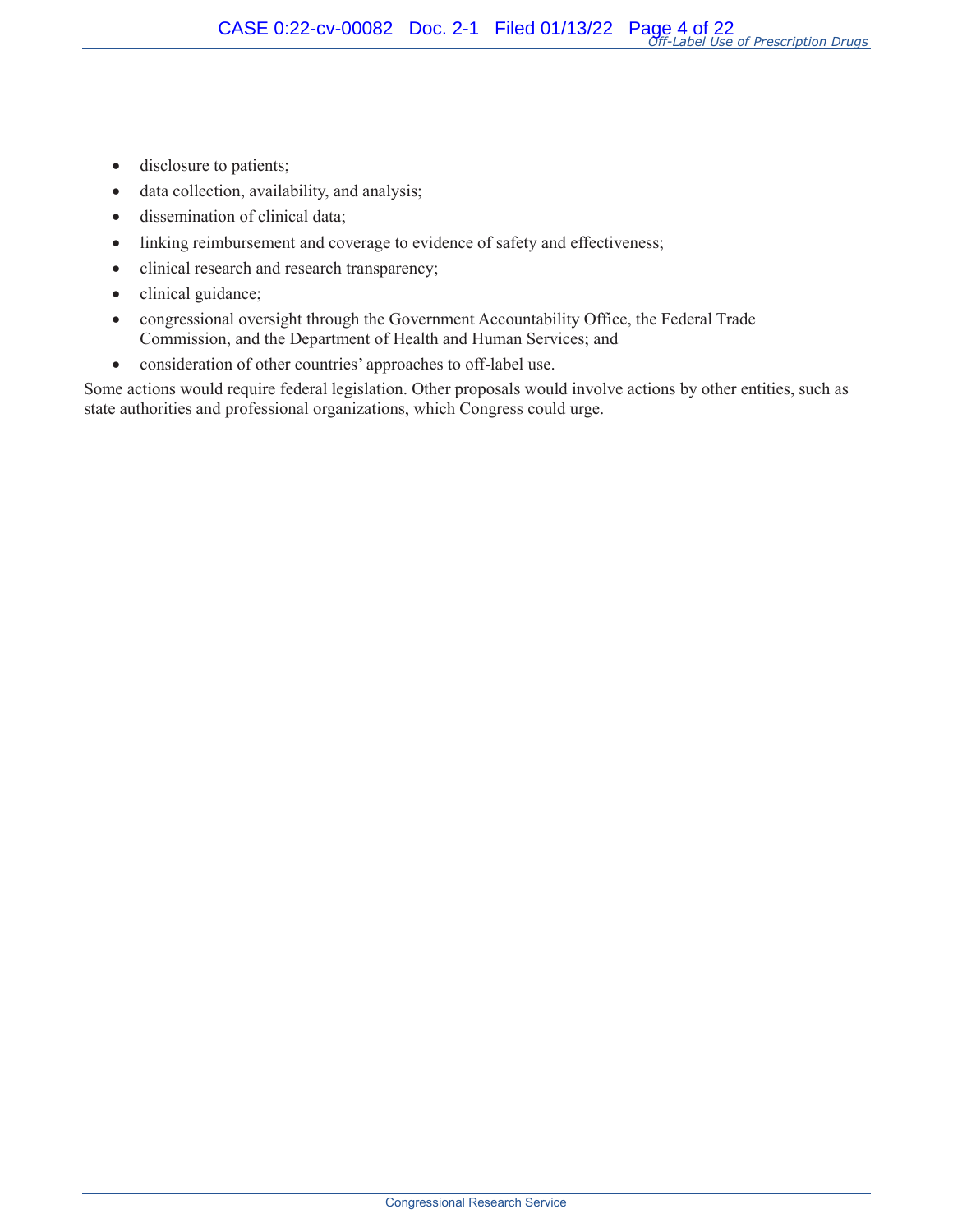- disclosure to patients;
- data collection, availability, and analysis;
- dissemination of clinical data;
- linking reimbursement and coverage to evidence of safety and effectiveness;
- clinical research and research transparency;
- clinical guidance;
- congressional oversight through the Government Accountability Office, the Federal Trade Commission, and the Department of Health and Human Services; and
- consideration of other countries' approaches to off-label use.

Some actions would require federal legislation. Other proposals would involve actions by other entities, such as state authorities and professional organizations, which Congress could urge.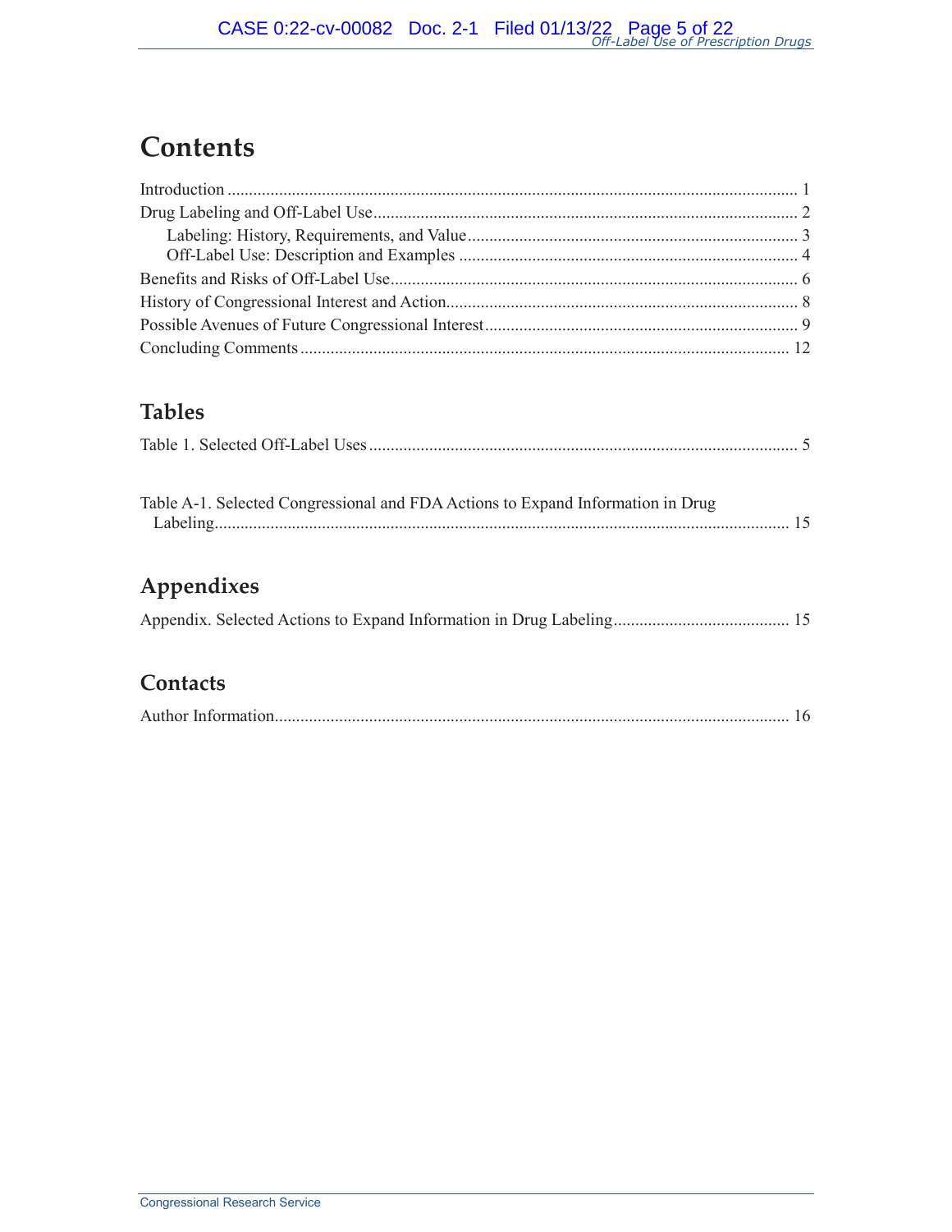# Contents

Introduction .................................................................................................................... 1
Drug Labeling and Off-Label Use ................................................................................... 2
    Labeling: History, Requirements, and Value ............................................................. 3
    Off-Label Use: Description and Examples ................................................................ 4
Benefits and Risks of Off-Label Use ............................................................................... 6
History of Congressional Interest and Action .................................................................. 8
Possible Avenues of Future Congressional Interest ......................................................... 9
Concluding Comments ................................................................................................. 12

## Tables

Table 1. Selected Off-Label Uses .................................................................................... 5

Table A-1. Selected Congressional and FDA Actions to Expand Information in Drug Labeling ..................................................................................................................... 15

## Appendixes

Appendix. Selected Actions to Expand Information in Drug Labeling ........................... 15

## Contacts

Author Information ....................................................................................................... 16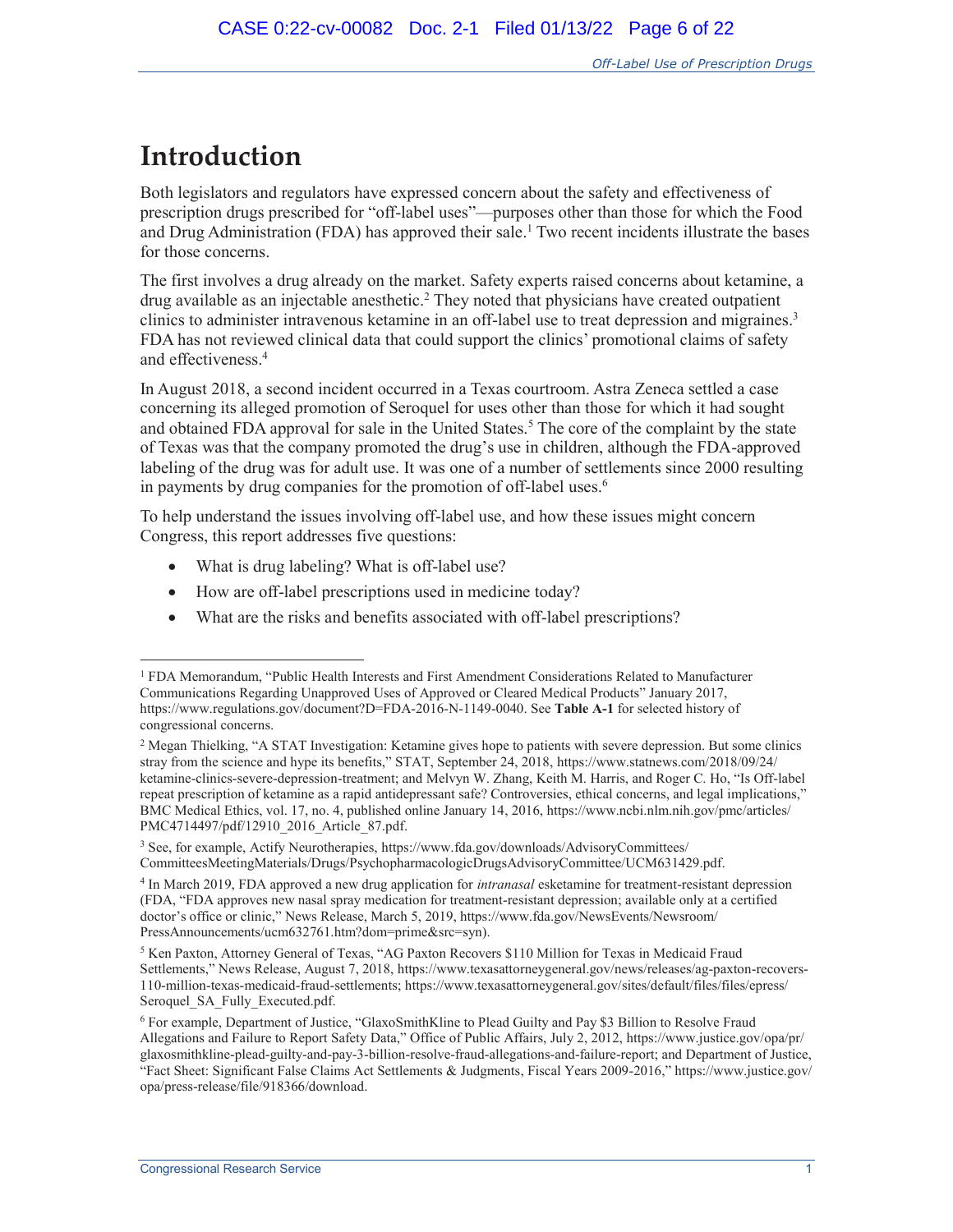# Introduction

Both legislators and regulators have expressed concern about the safety and effectiveness of prescription drugs prescribed for "off-label uses"—purposes other than those for which the Food and Drug Administration (FDA) has approved their sale.[1] Two recent incidents illustrate the bases for those concerns.

The first involves a drug already on the market. Safety experts raised concerns about ketamine, a drug available as an injectable anesthetic.[2] They noted that physicians have created outpatient clinics to administer intravenous ketamine in an off-label use to treat depression and migraines.[3] FDA has not reviewed clinical data that could support the clinics' promotional claims of safety and effectiveness.[4]

In August 2018, a second incident occurred in a Texas courtroom. Astra Zeneca settled a case concerning its alleged promotion of Seroquel for uses other than those for which it had sought and obtained FDA approval for sale in the United States.[5] The core of the complaint by the state of Texas was that the company promoted the drug's use in children, although the FDA-approved labeling of the drug was for adult use. It was one of a number of settlements since 2000 resulting in payments by drug companies for the promotion of off-label uses.[6]

To help understand the issues involving off-label use, and how these issues might concern Congress, this report addresses five questions:

- What is drug labeling? What is off-label use?
- How are off-label prescriptions used in medicine today?
- What are the risks and benefits associated with off-label prescriptions?

---

[1] FDA Memorandum, "Public Health Interests and First Amendment Considerations Related to Manufacturer Communications Regarding Unapproved Uses of Approved or Cleared Medical Products" January 2017, https://www.regulations.gov/document?D=FDA-2016-N-1149-0040. See **Table A-1** for selected history of congressional concerns.

[2] Megan Thielking, "A STAT Investigation: Ketamine gives hope to patients with severe depression. But some clinics stray from the science and hype its benefits," STAT, September 24, 2018, https://www.statnews.com/2018/09/24/ketamine-clinics-severe-depression-treatment; and Melvyn W. Zhang, Keith M. Harris, and Roger C. Ho, "Is Off-label repeat prescription of ketamine as a rapid antidepressant safe? Controversies, ethical concerns, and legal implications," BMC Medical Ethics, vol. 17, no. 4, published online January 14, 2016, https://www.ncbi.nlm.nih.gov/pmc/articles/PMC4714497/pdf/12910_2016_Article_87.pdf.

[3] See, for example, Actify Neurotherapies, https://www.fda.gov/downloads/AdvisoryCommittees/CommitteesMeetingMaterials/Drugs/PsychopharmacologicDrugsAdvisoryCommittee/UCM631429.pdf.

[4] In March 2019, FDA approved a new drug application for *intranasal* esketamine for treatment-resistant depression (FDA, "FDA approves new nasal spray medication for treatment-resistant depression; available only at a certified doctor's office or clinic," News Release, March 5, 2019, https://www.fda.gov/NewsEvents/Newsroom/PressAnnouncements/ucm632761.htm?dom=prime&src=syn).

[5] Ken Paxton, Attorney General of Texas, "AG Paxton Recovers $110 Million for Texas in Medicaid Fraud Settlements," News Release, August 7, 2018, https://www.texasattorneygeneral.gov/news/releases/ag-paxton-recovers-110-million-texas-medicaid-fraud-settlements; https://www.texasattorneygeneral.gov/sites/default/files/files/epress/Seroquel_SA_Fully_Executed.pdf.

[6] For example, Department of Justice, "GlaxoSmithKline to Plead Guilty and Pay $3 Billion to Resolve Fraud Allegations and Failure to Report Safety Data," Office of Public Affairs, July 2, 2012, https://www.justice.gov/opa/pr/glaxosmithkline-plead-guilty-and-pay-3-billion-resolve-fraud-allegations-and-failure-report; and Department of Justice, "Fact Sheet: Significant False Claims Act Settlements & Judgments, Fiscal Years 2009-2016," https://www.justice.gov/opa/press-release/file/918366/download.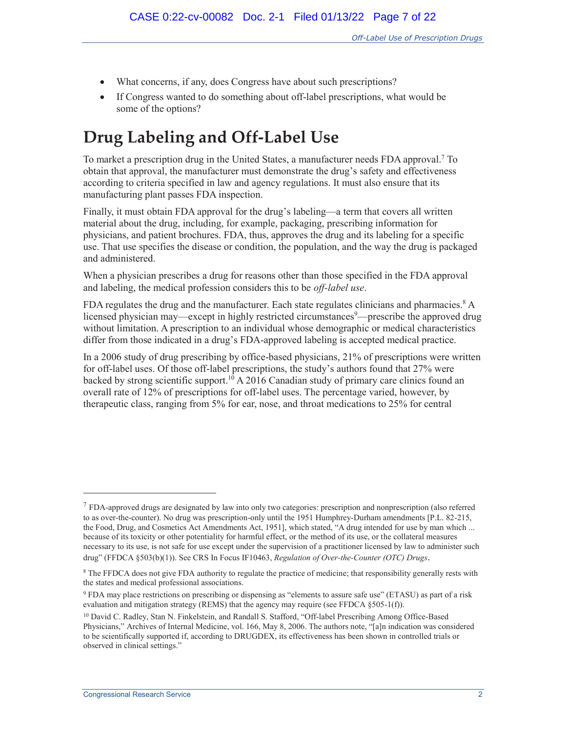- What concerns, if any, does Congress have about such prescriptions?
- If Congress wanted to do something about off-label prescriptions, what would be some of the options?

# Drug Labeling and Off-Label Use

To market a prescription drug in the United States, a manufacturer needs FDA approval.[7] To obtain that approval, the manufacturer must demonstrate the drug's safety and effectiveness according to criteria specified in law and agency regulations. It must also ensure that its manufacturing plant passes FDA inspection.

Finally, it must obtain FDA approval for the drug's labeling—a term that covers all written material about the drug, including, for example, packaging, prescribing information for physicians, and patient brochures. FDA, thus, approves the drug and its labeling for a specific use. That use specifies the disease or condition, the population, and the way the drug is packaged and administered.

When a physician prescribes a drug for reasons other than those specified in the FDA approval and labeling, the medical profession considers this to be *off-label use*.

FDA regulates the drug and the manufacturer. Each state regulates clinicians and pharmacies.[8] A licensed physician may—except in highly restricted circumstances[9]—prescribe the approved drug without limitation. A prescription to an individual whose demographic or medical characteristics differ from those indicated in a drug's FDA-approved labeling is accepted medical practice.

In a 2006 study of drug prescribing by office-based physicians, 21% of prescriptions were written for off-label uses. Of those off-label prescriptions, the study's authors found that 27% were backed by strong scientific support.[10] A 2016 Canadian study of primary care clinics found an overall rate of 12% of prescriptions for off-label uses. The percentage varied, however, by therapeutic class, ranging from 5% for ear, nose, and throat medications to 25% for central

---

[7] FDA-approved drugs are designated by law into only two categories: prescription and nonprescription (also referred to as over-the-counter). No drug was prescription-only until the 1951 Humphrey-Durham amendments [P.L. 82-215, the Food, Drug, and Cosmetics Act Amendments Act, 1951], which stated, "A drug intended for use by man which ... because of its toxicity or other potentiality for harmful effect, or the method of its use, or the collateral measures necessary to its use, is not safe for use except under the supervision of a practitioner licensed by law to administer such drug" (FFDCA §503(b)(1)). See CRS In Focus IF10463, *Regulation of Over-the-Counter (OTC) Drugs*.

[8] The FFDCA does not give FDA authority to regulate the practice of medicine; that responsibility generally rests with the states and medical professional associations.

[9] FDA may place restrictions on prescribing or dispensing as "elements to assure safe use" (ETASU) as part of a risk evaluation and mitigation strategy (REMS) that the agency may require (see FFDCA §505-1(f)).

[10] David C. Radley, Stan N. Finkelstein, and Randall S. Stafford, "Off-label Prescribing Among Office-Based Physicians," Archives of Internal Medicine, vol. 166, May 8, 2006. The authors note, "[a]n indication was considered to be scientifically supported if, according to DRUGDEX, its effectiveness has been shown in controlled trials or observed in clinical settings."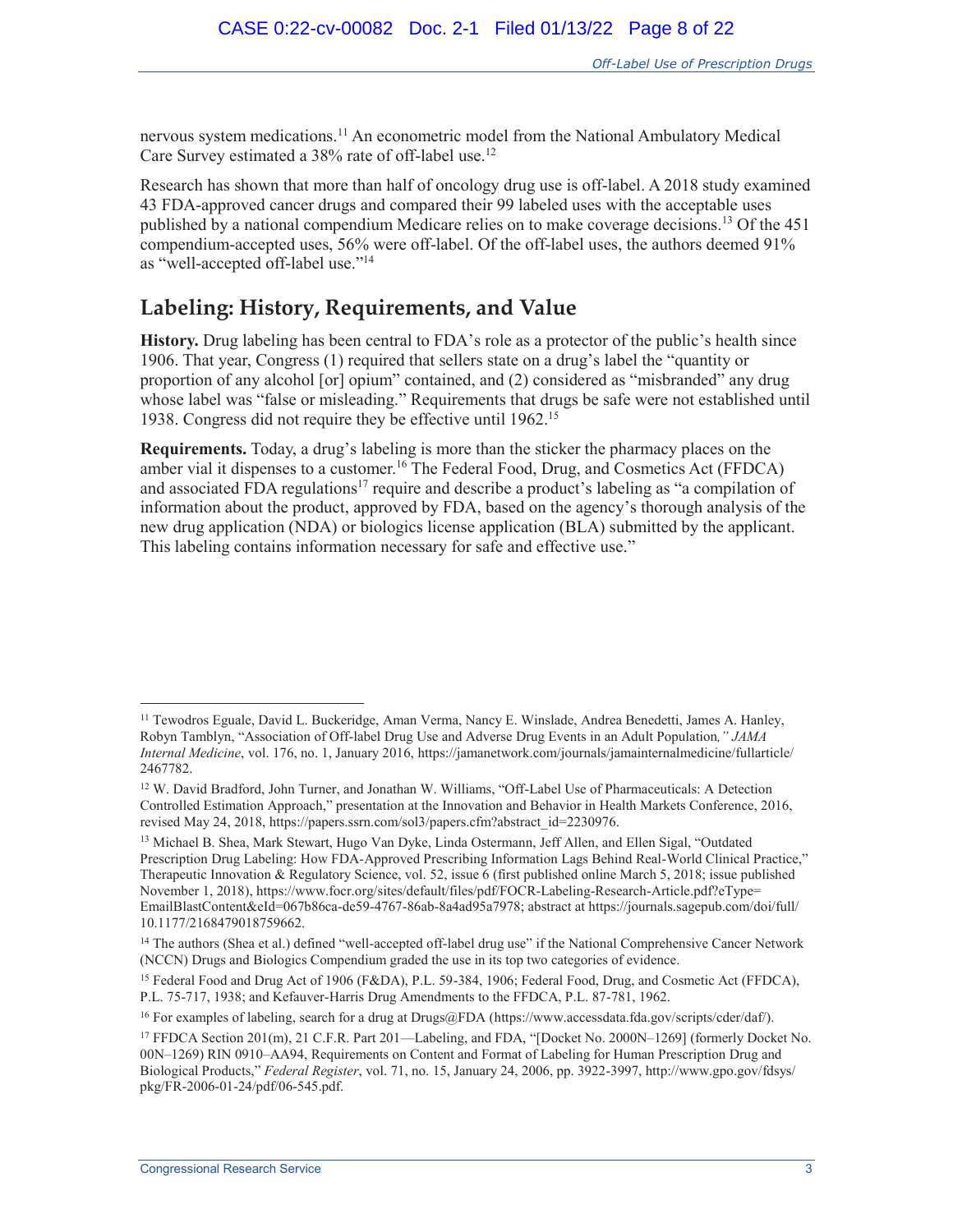nervous system medications.[11] An econometric model from the National Ambulatory Medical Care Survey estimated a 38% rate of off-label use.[12]

Research has shown that more than half of oncology drug use is off-label. A 2018 study examined 43 FDA-approved cancer drugs and compared their 99 labeled uses with the acceptable uses published by a national compendium Medicare relies on to make coverage decisions.[13] Of the 451 compendium-accepted uses, 56% were off-label. Of the off-label uses, the authors deemed 91% as "well-accepted off-label use."[14]

## Labeling: History, Requirements, and Value

**History.** Drug labeling has been central to FDA's role as a protector of the public's health since 1906. That year, Congress (1) required that sellers state on a drug's label the "quantity or proportion of any alcohol [or] opium" contained, and (2) considered as "misbranded" any drug whose label was "false or misleading." Requirements that drugs be safe were not established until 1938. Congress did not require they be effective until 1962.[15]

**Requirements.** Today, a drug's labeling is more than the sticker the pharmacy places on the amber vial it dispenses to a customer.[16] The Federal Food, Drug, and Cosmetics Act (FFDCA) and associated FDA regulations[17] require and describe a product's labeling as "a compilation of information about the product, approved by FDA, based on the agency's thorough analysis of the new drug application (NDA) or biologics license application (BLA) submitted by the applicant. This labeling contains information necessary for safe and effective use."

---

[11] Tewodros Eguale, David L. Buckeridge, Aman Verma, Nancy E. Winslade, Andrea Benedetti, James A. Hanley, Robyn Tamblyn, "Association of Off-label Drug Use and Adverse Drug Events in an Adult Population*," JAMA Internal Medicine*, vol. 176, no. 1, January 2016, https://jamanetwork.com/journals/jamainternalmedicine/fullarticle/2467782.

[12] W. David Bradford, John Turner, and Jonathan W. Williams, "Off-Label Use of Pharmaceuticals: A Detection Controlled Estimation Approach," presentation at the Innovation and Behavior in Health Markets Conference, 2016, revised May 24, 2018, https://papers.ssrn.com/sol3/papers.cfm?abstract_id=2230976.

[13] Michael B. Shea, Mark Stewart, Hugo Van Dyke, Linda Ostermann, Jeff Allen, and Ellen Sigal, "Outdated Prescription Drug Labeling: How FDA-Approved Prescribing Information Lags Behind Real-World Clinical Practice," Therapeutic Innovation & Regulatory Science, vol. 52, issue 6 (first published online March 5, 2018; issue published November 1, 2018), https://www.focr.org/sites/default/files/pdf/FOCR-Labeling-Research-Article.pdf?eType=EmailBlastContent&eId=067b86ca-de59-4767-86ab-8a4ad95a7978; abstract at https://journals.sagepub.com/doi/full/10.1177/2168479018759662.

[14] The authors (Shea et al.) defined "well-accepted off-label drug use" if the National Comprehensive Cancer Network (NCCN) Drugs and Biologics Compendium graded the use in its top two categories of evidence.

[15] Federal Food and Drug Act of 1906 (F&DA), P.L. 59-384, 1906; Federal Food, Drug, and Cosmetic Act (FFDCA), P.L. 75-717, 1938; and Kefauver-Harris Drug Amendments to the FFDCA, P.L. 87-781, 1962.

[16] For examples of labeling, search for a drug at Drugs@FDA (https://www.accessdata.fda.gov/scripts/cder/daf/).

[17] FFDCA Section 201(m), 21 C.F.R. Part 201—Labeling, and FDA, "[Docket No. 2000N–1269] (formerly Docket No. 00N–1269) RIN 0910–AA94, Requirements on Content and Format of Labeling for Human Prescription Drug and Biological Products," *Federal Register*, vol. 71, no. 15, January 24, 2006, pp. 3922-3997, http://www.gpo.gov/fdsys/pkg/FR-2006-01-24/pdf/06-545.pdf.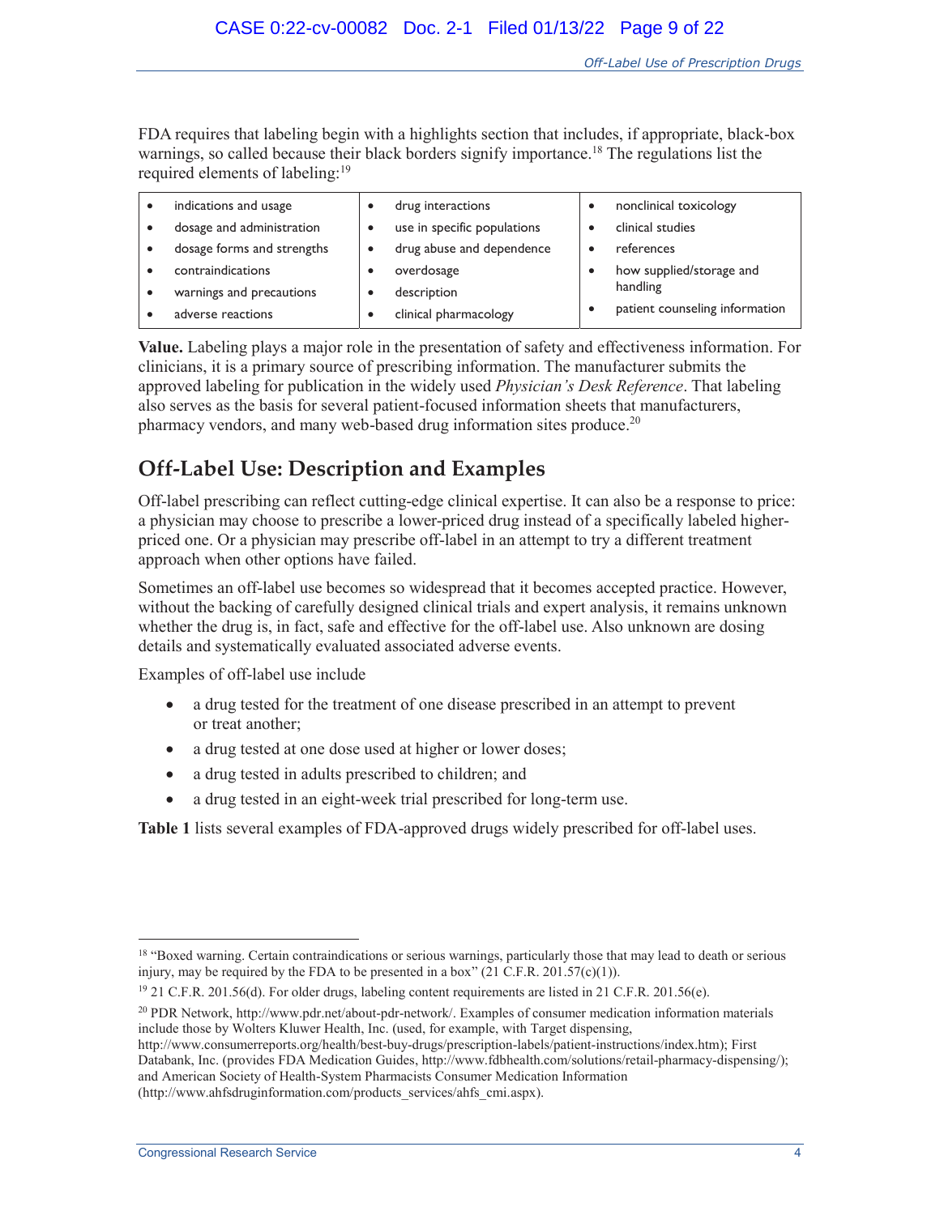FDA requires that labeling begin with a highlights section that includes, if appropriate, black-box warnings, so called because their black borders signify importance.[18] The regulations list the required elements of labeling:[19]

| | | |
|---|---|---|
| • indications and usage<br>• dosage and administration<br>• dosage forms and strengths<br>• contraindications<br>• warnings and precautions<br>• adverse reactions | • drug interactions<br>• use in specific populations<br>• drug abuse and dependence<br>• overdosage<br>• description<br>• clinical pharmacology | • nonclinical toxicology<br>• clinical studies<br>• references<br>• how supplied/storage and handling<br>• patient counseling information |

**Value.** Labeling plays a major role in the presentation of safety and effectiveness information. For clinicians, it is a primary source of prescribing information. The manufacturer submits the approved labeling for publication in the widely used *Physician's Desk Reference*. That labeling also serves as the basis for several patient-focused information sheets that manufacturers, pharmacy vendors, and many web-based drug information sites produce.[20]

## Off-Label Use: Description and Examples

Off-label prescribing can reflect cutting-edge clinical expertise. It can also be a response to price: a physician may choose to prescribe a lower-priced drug instead of a specifically labeled higher-priced one. Or a physician may prescribe off-label in an attempt to try a different treatment approach when other options have failed.

Sometimes an off-label use becomes so widespread that it becomes accepted practice. However, without the backing of carefully designed clinical trials and expert analysis, it remains unknown whether the drug is, in fact, safe and effective for the off-label use. Also unknown are dosing details and systematically evaluated associated adverse events.

Examples of off-label use include

- a drug tested for the treatment of one disease prescribed in an attempt to prevent or treat another;
- a drug tested at one dose used at higher or lower doses;
- a drug tested in adults prescribed to children; and
- a drug tested in an eight-week trial prescribed for long-term use.

**Table 1** lists several examples of FDA-approved drugs widely prescribed for off-label uses.

---

[18] "Boxed warning. Certain contraindications or serious warnings, particularly those that may lead to death or serious injury, may be required by the FDA to be presented in a box" (21 C.F.R. 201.57(c)(1)).

[19] 21 C.F.R. 201.56(d). For older drugs, labeling content requirements are listed in 21 C.F.R. 201.56(e).

[20] PDR Network, http://www.pdr.net/about-pdr-network/. Examples of consumer medication information materials include those by Wolters Kluwer Health, Inc. (used, for example, with Target dispensing, http://www.consumerreports.org/health/best-buy-drugs/prescription-labels/patient-instructions/index.htm); First Databank, Inc. (provides FDA Medication Guides, http://www.fdbhealth.com/solutions/retail-pharmacy-dispensing/); and American Society of Health-System Pharmacists Consumer Medication Information (http://www.ahfsdruginformation.com/products_services/ahfs_cmi.aspx).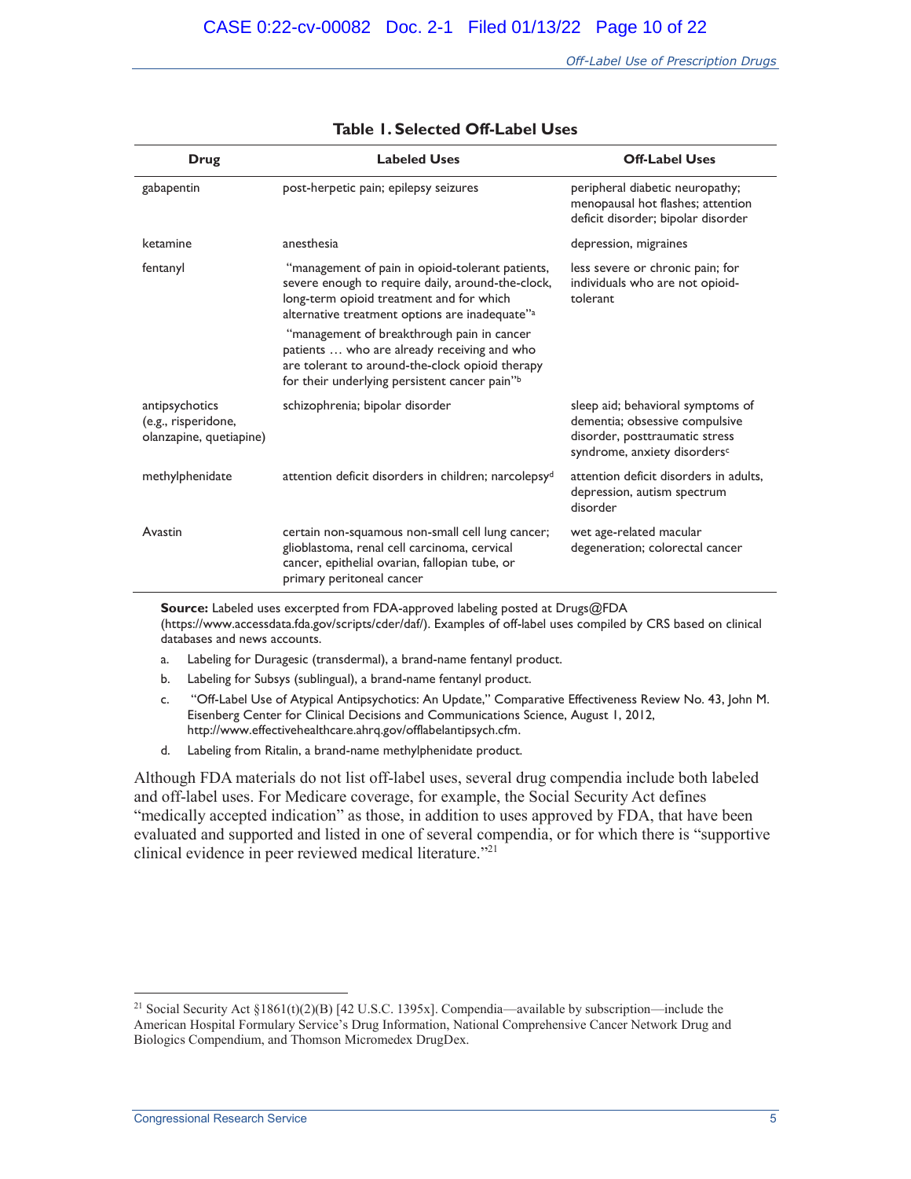**Table 1. Selected Off-Label Uses**

| Drug | Labeled Uses | Off-Label Uses |
| --- | --- | --- |
| gabapentin | post-herpetic pain; epilepsy seizures | peripheral diabetic neuropathy; menopausal hot flashes; attention deficit disorder; bipolar disorder |
| ketamine | anesthesia | depression, migraines |
| fentanyl | "management of pain in opioid-tolerant patients, severe enough to require daily, around-the-clock, long-term opioid treatment and for which alternative treatment options are inadequate"[a] "management of breakthrough pain in cancer patients … who are already receiving and who are tolerant to around-the-clock opioid therapy for their underlying persistent cancer pain"[b] | less severe or chronic pain; for individuals who are not opioid-tolerant |
| antipsychotics (e.g., risperidone, olanzapine, quetiapine) | schizophrenia; bipolar disorder | sleep aid; behavioral symptoms of dementia; obsessive compulsive disorder, posttraumatic stress syndrome, anxiety disorders[c] |
| methylphenidate | attention deficit disorders in children; narcolepsy[d] | attention deficit disorders in adults, depression, autism spectrum disorder |
| Avastin | certain non-squamous non-small cell lung cancer; glioblastoma, renal cell carcinoma, cervical cancer, epithelial ovarian, fallopian tube, or primary peritoneal cancer | wet age-related macular degeneration; colorectal cancer |

**Source:** Labeled uses excerpted from FDA-approved labeling posted at Drugs@FDA (https://www.accessdata.fda.gov/scripts/cder/daf/). Examples of off-label uses compiled by CRS based on clinical databases and news accounts.

a. Labeling for Duragesic (transdermal), a brand-name fentanyl product.

b. Labeling for Subsys (sublingual), a brand-name fentanyl product.

c. "Off-Label Use of Atypical Antipsychotics: An Update," Comparative Effectiveness Review No. 43, John M. Eisenberg Center for Clinical Decisions and Communications Science, August 1, 2012, http://www.effectivehealthcare.ahrq.gov/offlabelantipsych.cfm.

d. Labeling from Ritalin, a brand-name methylphenidate product.

Although FDA materials do not list off-label uses, several drug compendia include both labeled and off-label uses. For Medicare coverage, for example, the Social Security Act defines "medically accepted indication" as those, in addition to uses approved by FDA, that have been evaluated and supported and listed in one of several compendia, or for which there is "supportive clinical evidence in peer reviewed medical literature."[21]

---

[21] Social Security Act §1861(t)(2)(B) [42 U.S.C. 1395x]. Compendia—available by subscription—include the American Hospital Formulary Service's Drug Information, National Comprehensive Cancer Network Drug and Biologics Compendium, and Thomson Micromedex DrugDex.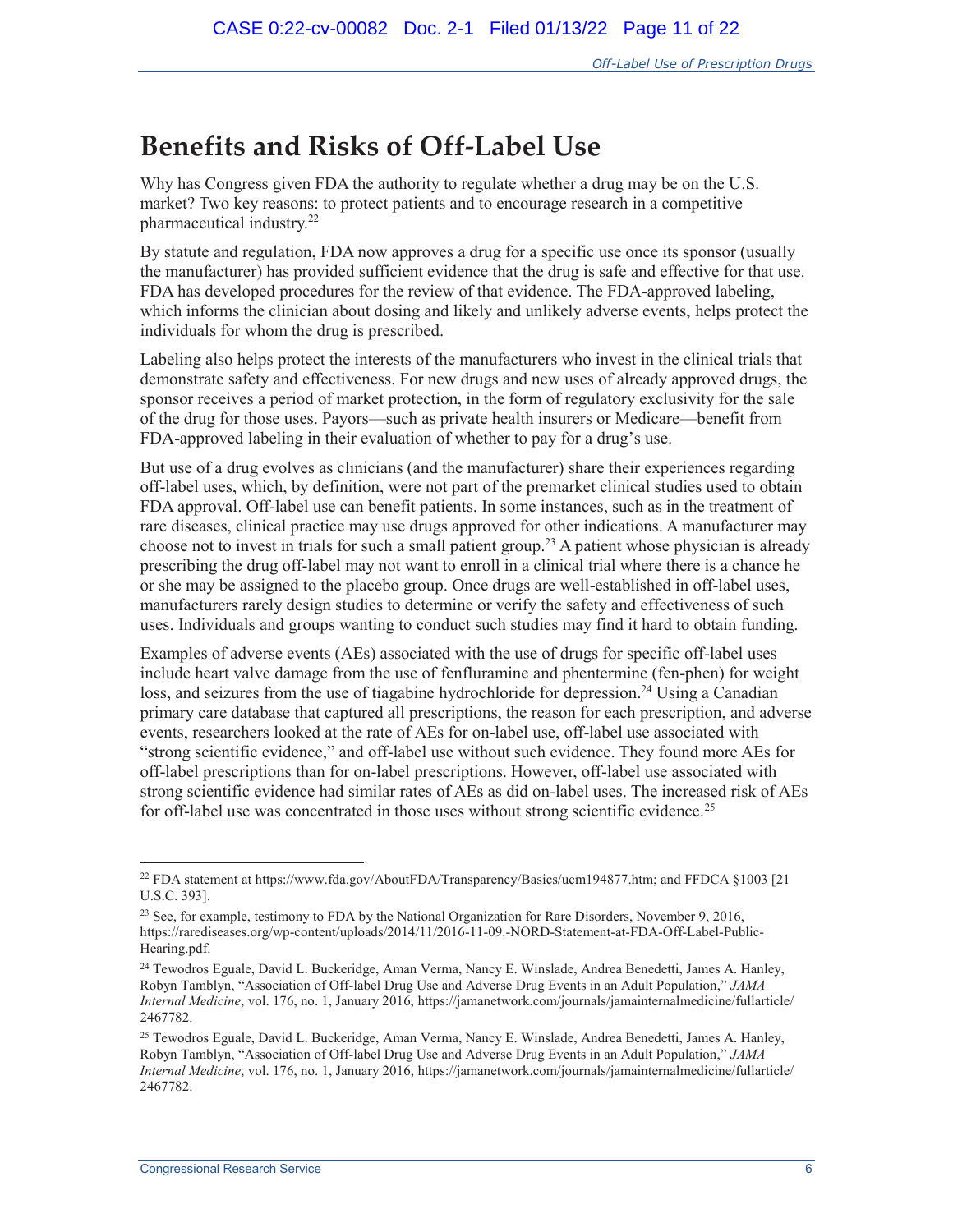# Benefits and Risks of Off-Label Use

Why has Congress given FDA the authority to regulate whether a drug may be on the U.S. market? Two key reasons: to protect patients and to encourage research in a competitive pharmaceutical industry.[22]

By statute and regulation, FDA now approves a drug for a specific use once its sponsor (usually the manufacturer) has provided sufficient evidence that the drug is safe and effective for that use. FDA has developed procedures for the review of that evidence. The FDA-approved labeling, which informs the clinician about dosing and likely and unlikely adverse events, helps protect the individuals for whom the drug is prescribed.

Labeling also helps protect the interests of the manufacturers who invest in the clinical trials that demonstrate safety and effectiveness. For new drugs and new uses of already approved drugs, the sponsor receives a period of market protection, in the form of regulatory exclusivity for the sale of the drug for those uses. Payors—such as private health insurers or Medicare—benefit from FDA-approved labeling in their evaluation of whether to pay for a drug's use.

But use of a drug evolves as clinicians (and the manufacturer) share their experiences regarding off-label uses, which, by definition, were not part of the premarket clinical studies used to obtain FDA approval. Off-label use can benefit patients. In some instances, such as in the treatment of rare diseases, clinical practice may use drugs approved for other indications. A manufacturer may choose not to invest in trials for such a small patient group.[23] A patient whose physician is already prescribing the drug off-label may not want to enroll in a clinical trial where there is a chance he or she may be assigned to the placebo group. Once drugs are well-established in off-label uses, manufacturers rarely design studies to determine or verify the safety and effectiveness of such uses. Individuals and groups wanting to conduct such studies may find it hard to obtain funding.

Examples of adverse events (AEs) associated with the use of drugs for specific off-label uses include heart valve damage from the use of fenfluramine and phentermine (fen-phen) for weight loss, and seizures from the use of tiagabine hydrochloride for depression.[24] Using a Canadian primary care database that captured all prescriptions, the reason for each prescription, and adverse events, researchers looked at the rate of AEs for on-label use, off-label use associated with "strong scientific evidence," and off-label use without such evidence. They found more AEs for off-label prescriptions than for on-label prescriptions. However, off-label use associated with strong scientific evidence had similar rates of AEs as did on-label uses. The increased risk of AEs for off-label use was concentrated in those uses without strong scientific evidence.[25]

---

[22] FDA statement at https://www.fda.gov/AboutFDA/Transparency/Basics/ucm194877.htm; and FFDCA §1003 [21 U.S.C. 393].

[23] See, for example, testimony to FDA by the National Organization for Rare Disorders, November 9, 2016, https://rarediseases.org/wp-content/uploads/2014/11/2016-11-09.-NORD-Statement-at-FDA-Off-Label-Public-Hearing.pdf.

[24] Tewodros Eguale, David L. Buckeridge, Aman Verma, Nancy E. Winslade, Andrea Benedetti, James A. Hanley, Robyn Tamblyn, "Association of Off-label Drug Use and Adverse Drug Events in an Adult Population," *JAMA Internal Medicine*, vol. 176, no. 1, January 2016, https://jamanetwork.com/journals/jamainternalmedicine/fullarticle/2467782.

[25] Tewodros Eguale, David L. Buckeridge, Aman Verma, Nancy E. Winslade, Andrea Benedetti, James A. Hanley, Robyn Tamblyn, "Association of Off-label Drug Use and Adverse Drug Events in an Adult Population," *JAMA Internal Medicine*, vol. 176, no. 1, January 2016, https://jamanetwork.com/journals/jamainternalmedicine/fullarticle/2467782.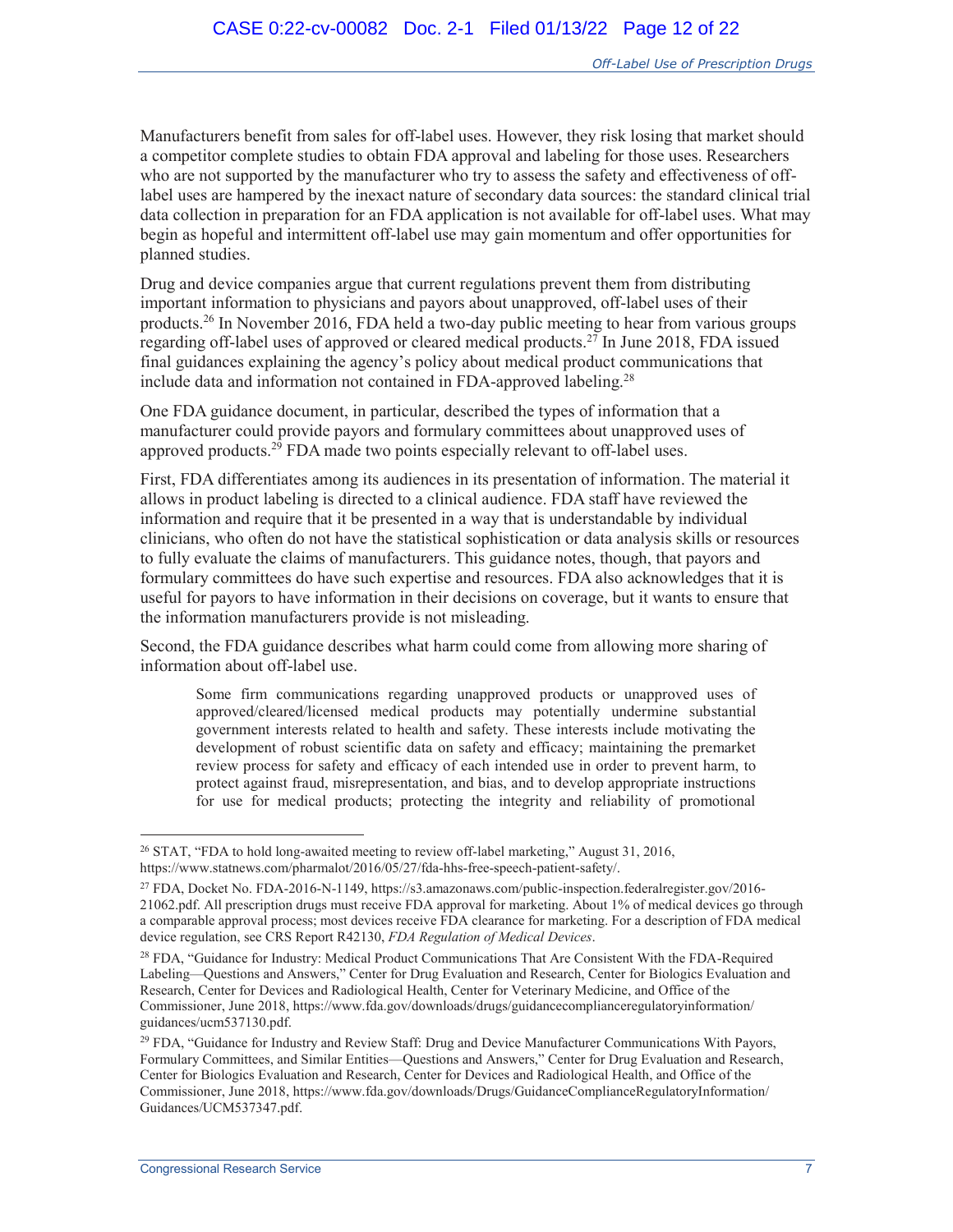Manufacturers benefit from sales for off-label uses. However, they risk losing that market should a competitor complete studies to obtain FDA approval and labeling for those uses. Researchers who are not supported by the manufacturer who try to assess the safety and effectiveness of off-label uses are hampered by the inexact nature of secondary data sources: the standard clinical trial data collection in preparation for an FDA application is not available for off-label uses. What may begin as hopeful and intermittent off-label use may gain momentum and offer opportunities for planned studies.

Drug and device companies argue that current regulations prevent them from distributing important information to physicians and payors about unapproved, off-label uses of their products.[26] In November 2016, FDA held a two-day public meeting to hear from various groups regarding off-label uses of approved or cleared medical products.[27] In June 2018, FDA issued final guidances explaining the agency's policy about medical product communications that include data and information not contained in FDA-approved labeling.[28]

One FDA guidance document, in particular, described the types of information that a manufacturer could provide payors and formulary committees about unapproved uses of approved products.[29] FDA made two points especially relevant to off-label uses.

First, FDA differentiates among its audiences in its presentation of information. The material it allows in product labeling is directed to a clinical audience. FDA staff have reviewed the information and require that it be presented in a way that is understandable by individual clinicians, who often do not have the statistical sophistication or data analysis skills or resources to fully evaluate the claims of manufacturers. This guidance notes, though, that payors and formulary committees do have such expertise and resources. FDA also acknowledges that it is useful for payors to have information in their decisions on coverage, but it wants to ensure that the information manufacturers provide is not misleading.

Second, the FDA guidance describes what harm could come from allowing more sharing of information about off-label use.

> Some firm communications regarding unapproved products or unapproved uses of approved/cleared/licensed medical products may potentially undermine substantial government interests related to health and safety. These interests include motivating the development of robust scientific data on safety and efficacy; maintaining the premarket review process for safety and efficacy of each intended use in order to prevent harm, to protect against fraud, misrepresentation, and bias, and to develop appropriate instructions for use for medical products; protecting the integrity and reliability of promotional

---

[26] STAT, "FDA to hold long-awaited meeting to review off-label marketing," August 31, 2016, https://www.statnews.com/pharmalot/2016/05/27/fda-hhs-free-speech-patient-safety/.

[27] FDA, Docket No. FDA-2016-N-1149, https://s3.amazonaws.com/public-inspection.federalregister.gov/2016-21062.pdf. All prescription drugs must receive FDA approval for marketing. About 1% of medical devices go through a comparable approval process; most devices receive FDA clearance for marketing. For a description of FDA medical device regulation, see CRS Report R42130, *FDA Regulation of Medical Devices*.

[28] FDA, "Guidance for Industry: Medical Product Communications That Are Consistent With the FDA-Required Labeling—Questions and Answers," Center for Drug Evaluation and Research, Center for Biologics Evaluation and Research, Center for Devices and Radiological Health, Center for Veterinary Medicine, and Office of the Commissioner, June 2018, https://www.fda.gov/downloads/drugs/guidancecomplianceregulatoryinformation/guidances/ucm537130.pdf.

[29] FDA, "Guidance for Industry and Review Staff: Drug and Device Manufacturer Communications With Payors, Formulary Committees, and Similar Entities—Questions and Answers," Center for Drug Evaluation and Research, Center for Biologics Evaluation and Research, Center for Devices and Radiological Health, and Office of the Commissioner, June 2018, https://www.fda.gov/downloads/Drugs/GuidanceComplianceRegulatoryInformation/Guidances/UCM537347.pdf.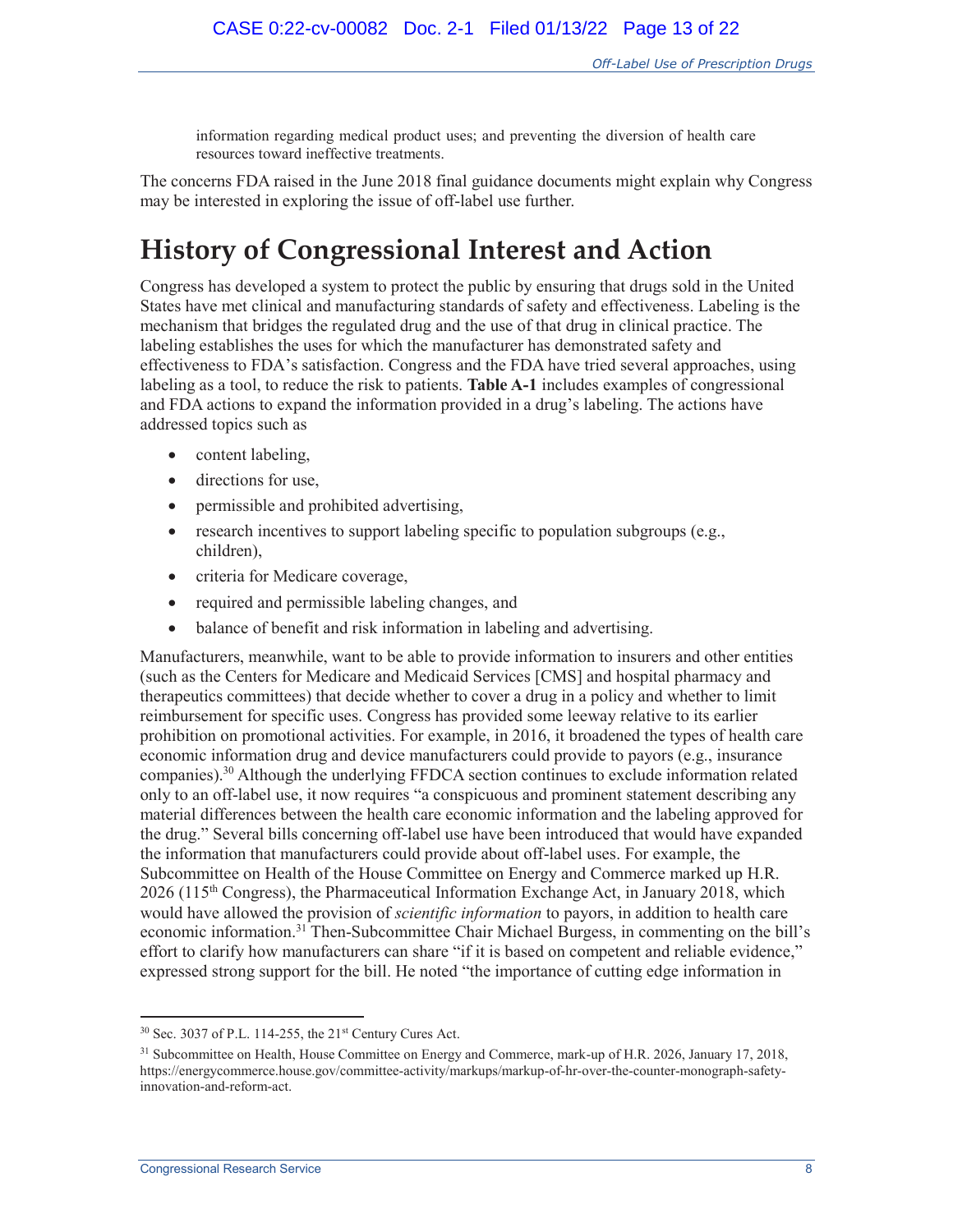information regarding medical product uses; and preventing the diversion of health care resources toward ineffective treatments.

The concerns FDA raised in the June 2018 final guidance documents might explain why Congress may be interested in exploring the issue of off-label use further.

# History of Congressional Interest and Action

Congress has developed a system to protect the public by ensuring that drugs sold in the United States have met clinical and manufacturing standards of safety and effectiveness. Labeling is the mechanism that bridges the regulated drug and the use of that drug in clinical practice. The labeling establishes the uses for which the manufacturer has demonstrated safety and effectiveness to FDA's satisfaction. Congress and the FDA have tried several approaches, using labeling as a tool, to reduce the risk to patients. **Table A-1** includes examples of congressional and FDA actions to expand the information provided in a drug's labeling. The actions have addressed topics such as

- content labeling,
- directions for use,
- permissible and prohibited advertising,
- research incentives to support labeling specific to population subgroups (e.g., children),
- criteria for Medicare coverage,
- required and permissible labeling changes, and
- balance of benefit and risk information in labeling and advertising.

Manufacturers, meanwhile, want to be able to provide information to insurers and other entities (such as the Centers for Medicare and Medicaid Services [CMS] and hospital pharmacy and therapeutics committees) that decide whether to cover a drug in a policy and whether to limit reimbursement for specific uses. Congress has provided some leeway relative to its earlier prohibition on promotional activities. For example, in 2016, it broadened the types of health care economic information drug and device manufacturers could provide to payors (e.g., insurance companies).[30] Although the underlying FFDCA section continues to exclude information related only to an off-label use, it now requires "a conspicuous and prominent statement describing any material differences between the health care economic information and the labeling approved for the drug." Several bills concerning off-label use have been introduced that would have expanded the information that manufacturers could provide about off-label uses. For example, the Subcommittee on Health of the House Committee on Energy and Commerce marked up H.R. 2026 (115th Congress), the Pharmaceutical Information Exchange Act, in January 2018, which would have allowed the provision of *scientific information* to payors, in addition to health care economic information.[31] Then-Subcommittee Chair Michael Burgess, in commenting on the bill's effort to clarify how manufacturers can share "if it is based on competent and reliable evidence," expressed strong support for the bill. He noted "the importance of cutting edge information in

[30] Sec. 3037 of P.L. 114-255, the 21st Century Cures Act.

[31] Subcommittee on Health, House Committee on Energy and Commerce, mark-up of H.R. 2026, January 17, 2018, https://energycommerce.house.gov/committee-activity/markups/markup-of-hr-over-the-counter-monograph-safety-innovation-and-reform-act.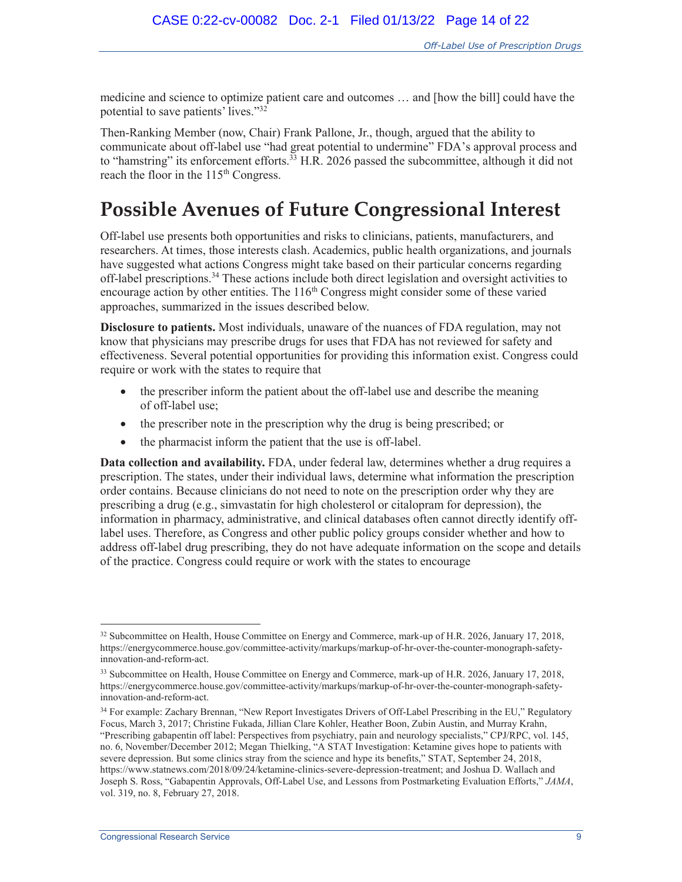medicine and science to optimize patient care and outcomes … and [how the bill] could have the potential to save patients' lives."[32]

Then-Ranking Member (now, Chair) Frank Pallone, Jr., though, argued that the ability to communicate about off-label use "had great potential to undermine" FDA's approval process and to "hamstring" its enforcement efforts.[33] H.R. 2026 passed the subcommittee, although it did not reach the floor in the 115th Congress.

# Possible Avenues of Future Congressional Interest

Off-label use presents both opportunities and risks to clinicians, patients, manufacturers, and researchers. At times, those interests clash. Academics, public health organizations, and journals have suggested what actions Congress might take based on their particular concerns regarding off-label prescriptions.[34] These actions include both direct legislation and oversight activities to encourage action by other entities. The 116th Congress might consider some of these varied approaches, summarized in the issues described below.

**Disclosure to patients.** Most individuals, unaware of the nuances of FDA regulation, may not know that physicians may prescribe drugs for uses that FDA has not reviewed for safety and effectiveness. Several potential opportunities for providing this information exist. Congress could require or work with the states to require that

- the prescriber inform the patient about the off-label use and describe the meaning of off-label use;
- the prescriber note in the prescription why the drug is being prescribed; or
- the pharmacist inform the patient that the use is off-label.

**Data collection and availability.** FDA, under federal law, determines whether a drug requires a prescription. The states, under their individual laws, determine what information the prescription order contains. Because clinicians do not need to note on the prescription order why they are prescribing a drug (e.g., simvastatin for high cholesterol or citalopram for depression), the information in pharmacy, administrative, and clinical databases often cannot directly identify off-label uses. Therefore, as Congress and other public policy groups consider whether and how to address off-label drug prescribing, they do not have adequate information on the scope and details of the practice. Congress could require or work with the states to encourage

---

[32] Subcommittee on Health, House Committee on Energy and Commerce, mark-up of H.R. 2026, January 17, 2018, https://energycommerce.house.gov/committee-activity/markups/markup-of-hr-over-the-counter-monograph-safety-innovation-and-reform-act.

[33] Subcommittee on Health, House Committee on Energy and Commerce, mark-up of H.R. 2026, January 17, 2018, https://energycommerce.house.gov/committee-activity/markups/markup-of-hr-over-the-counter-monograph-safety-innovation-and-reform-act.

[34] For example: Zachary Brennan, "New Report Investigates Drivers of Off-Label Prescribing in the EU," Regulatory Focus, March 3, 2017; Christine Fukada, Jillian Clare Kohler, Heather Boon, Zubin Austin, and Murray Krahn, "Prescribing gabapentin off label: Perspectives from psychiatry, pain and neurology specialists," CPJ/RPC, vol. 145, no. 6, November/December 2012; Megan Thielking, "A STAT Investigation: Ketamine gives hope to patients with severe depression. But some clinics stray from the science and hype its benefits," STAT, September 24, 2018, https://www.statnews.com/2018/09/24/ketamine-clinics-severe-depression-treatment; and Joshua D. Wallach and Joseph S. Ross, "Gabapentin Approvals, Off-Label Use, and Lessons from Postmarketing Evaluation Efforts," *JAMA*, vol. 319, no. 8, February 27, 2018.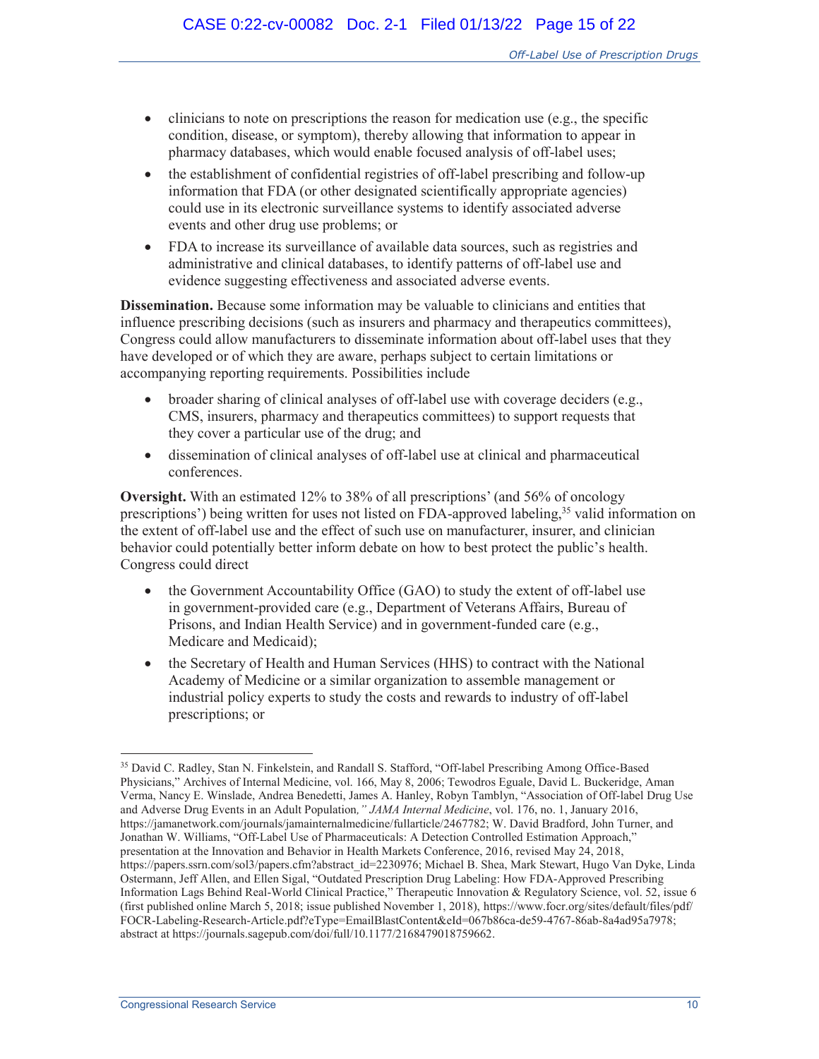- clinicians to note on prescriptions the reason for medication use (e.g., the specific condition, disease, or symptom), thereby allowing that information to appear in pharmacy databases, which would enable focused analysis of off-label uses;
- the establishment of confidential registries of off-label prescribing and follow-up information that FDA (or other designated scientifically appropriate agencies) could use in its electronic surveillance systems to identify associated adverse events and other drug use problems; or
- FDA to increase its surveillance of available data sources, such as registries and administrative and clinical databases, to identify patterns of off-label use and evidence suggesting effectiveness and associated adverse events.

**Dissemination.** Because some information may be valuable to clinicians and entities that influence prescribing decisions (such as insurers and pharmacy and therapeutics committees), Congress could allow manufacturers to disseminate information about off-label uses that they have developed or of which they are aware, perhaps subject to certain limitations or accompanying reporting requirements. Possibilities include

- broader sharing of clinical analyses of off-label use with coverage deciders (e.g., CMS, insurers, pharmacy and therapeutics committees) to support requests that they cover a particular use of the drug; and
- dissemination of clinical analyses of off-label use at clinical and pharmaceutical conferences.

**Oversight.** With an estimated 12% to 38% of all prescriptions' (and 56% of oncology prescriptions') being written for uses not listed on FDA-approved labeling,[35] valid information on the extent of off-label use and the effect of such use on manufacturer, insurer, and clinician behavior could potentially better inform debate on how to best protect the public's health. Congress could direct

- the Government Accountability Office (GAO) to study the extent of off-label use in government-provided care (e.g., Department of Veterans Affairs, Bureau of Prisons, and Indian Health Service) and in government-funded care (e.g., Medicare and Medicaid);
- the Secretary of Health and Human Services (HHS) to contract with the National Academy of Medicine or a similar organization to assemble management or industrial policy experts to study the costs and rewards to industry of off-label prescriptions; or

---

[35] David C. Radley, Stan N. Finkelstein, and Randall S. Stafford, "Off-label Prescribing Among Office-Based Physicians," Archives of Internal Medicine, vol. 166, May 8, 2006; Tewodros Eguale, David L. Buckeridge, Aman Verma, Nancy E. Winslade, Andrea Benedetti, James A. Hanley, Robyn Tamblyn, "Association of Off-label Drug Use and Adverse Drug Events in an Adult Population*," JAMA Internal Medicine*, vol. 176, no. 1, January 2016, https://jamanetwork.com/journals/jamainternalmedicine/fullarticle/2467782; W. David Bradford, John Turner, and Jonathan W. Williams, "Off-Label Use of Pharmaceuticals: A Detection Controlled Estimation Approach," presentation at the Innovation and Behavior in Health Markets Conference, 2016, revised May 24, 2018, https://papers.ssrn.com/sol3/papers.cfm?abstract_id=2230976; Michael B. Shea, Mark Stewart, Hugo Van Dyke, Linda Ostermann, Jeff Allen, and Ellen Sigal, "Outdated Prescription Drug Labeling: How FDA-Approved Prescribing Information Lags Behind Real-World Clinical Practice," Therapeutic Innovation & Regulatory Science, vol. 52, issue 6 (first published online March 5, 2018; issue published November 1, 2018), https://www.focr.org/sites/default/files/pdf/FOCR-Labeling-Research-Article.pdf?eType=EmailBlastContent&eId=067b86ca-de59-4767-86ab-8a4ad95a7978; abstract at https://journals.sagepub.com/doi/full/10.1177/2168479018759662.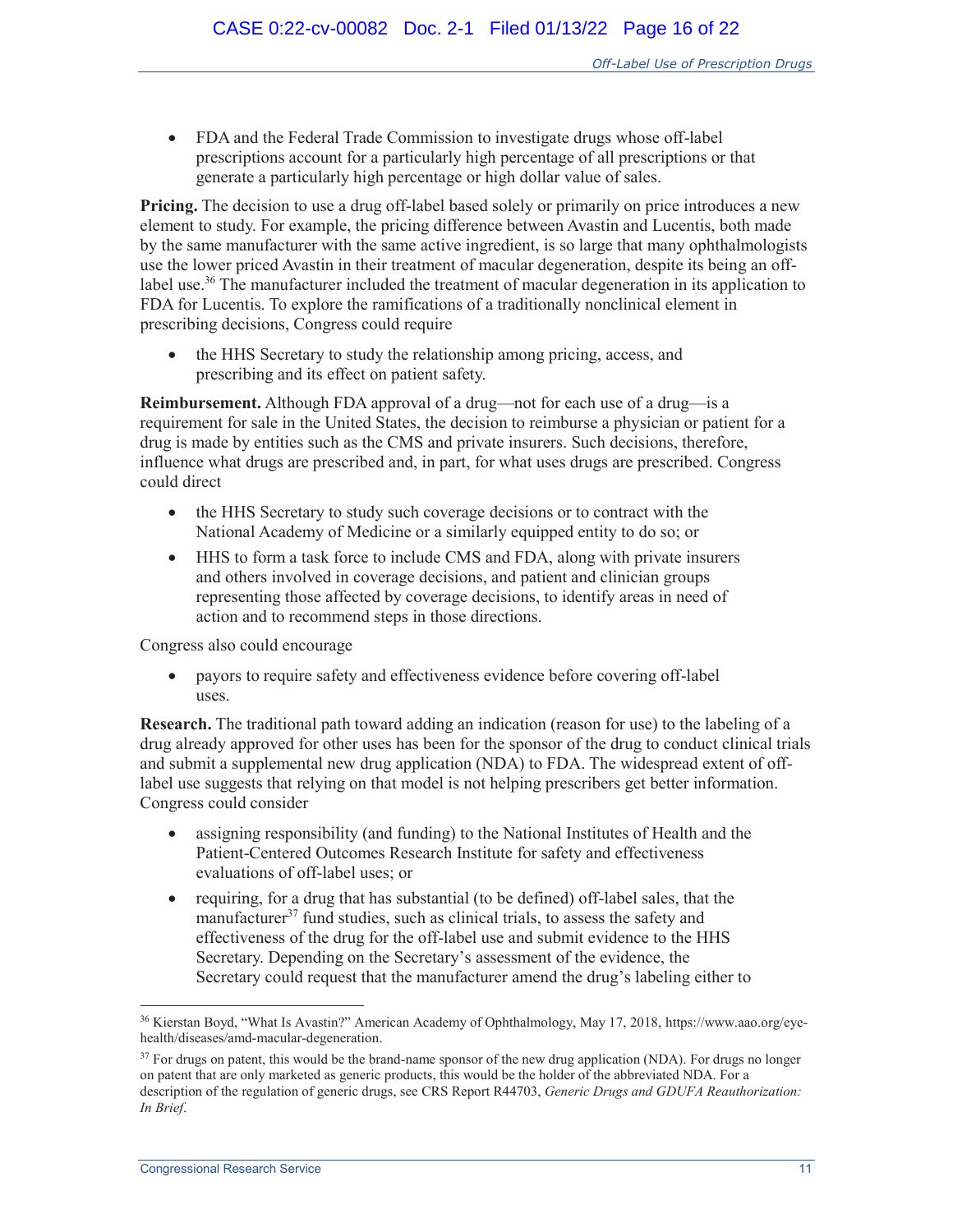- FDA and the Federal Trade Commission to investigate drugs whose off-label prescriptions account for a particularly high percentage of all prescriptions or that generate a particularly high percentage or high dollar value of sales.

**Pricing.** The decision to use a drug off-label based solely or primarily on price introduces a new element to study. For example, the pricing difference between Avastin and Lucentis, both made by the same manufacturer with the same active ingredient, is so large that many ophthalmologists use the lower priced Avastin in their treatment of macular degeneration, despite its being an off-label use.[36] The manufacturer included the treatment of macular degeneration in its application to FDA for Lucentis. To explore the ramifications of a traditionally nonclinical element in prescribing decisions, Congress could require

- the HHS Secretary to study the relationship among pricing, access, and prescribing and its effect on patient safety.

**Reimbursement.** Although FDA approval of a drug—not for each use of a drug—is a requirement for sale in the United States, the decision to reimburse a physician or patient for a drug is made by entities such as the CMS and private insurers. Such decisions, therefore, influence what drugs are prescribed and, in part, for what uses drugs are prescribed. Congress could direct

- the HHS Secretary to study such coverage decisions or to contract with the National Academy of Medicine or a similarly equipped entity to do so; or
- HHS to form a task force to include CMS and FDA, along with private insurers and others involved in coverage decisions, and patient and clinician groups representing those affected by coverage decisions, to identify areas in need of action and to recommend steps in those directions.

Congress also could encourage

- payors to require safety and effectiveness evidence before covering off-label uses.

**Research.** The traditional path toward adding an indication (reason for use) to the labeling of a drug already approved for other uses has been for the sponsor of the drug to conduct clinical trials and submit a supplemental new drug application (NDA) to FDA. The widespread extent of off-label use suggests that relying on that model is not helping prescribers get better information. Congress could consider

- assigning responsibility (and funding) to the National Institutes of Health and the Patient-Centered Outcomes Research Institute for safety and effectiveness evaluations of off-label uses; or
- requiring, for a drug that has substantial (to be defined) off-label sales, that the manufacturer[37] fund studies, such as clinical trials, to assess the safety and effectiveness of the drug for the off-label use and submit evidence to the HHS Secretary. Depending on the Secretary's assessment of the evidence, the Secretary could request that the manufacturer amend the drug's labeling either to

---

[36] Kierstan Boyd, "What Is Avastin?" American Academy of Ophthalmology, May 17, 2018, https://www.aao.org/eye-health/diseases/amd-macular-degeneration.

[37] For drugs on patent, this would be the brand-name sponsor of the new drug application (NDA). For drugs no longer on patent that are only marketed as generic products, this would be the holder of the abbreviated NDA. For a description of the regulation of generic drugs, see CRS Report R44703, *Generic Drugs and GDUFA Reauthorization: In Brief*.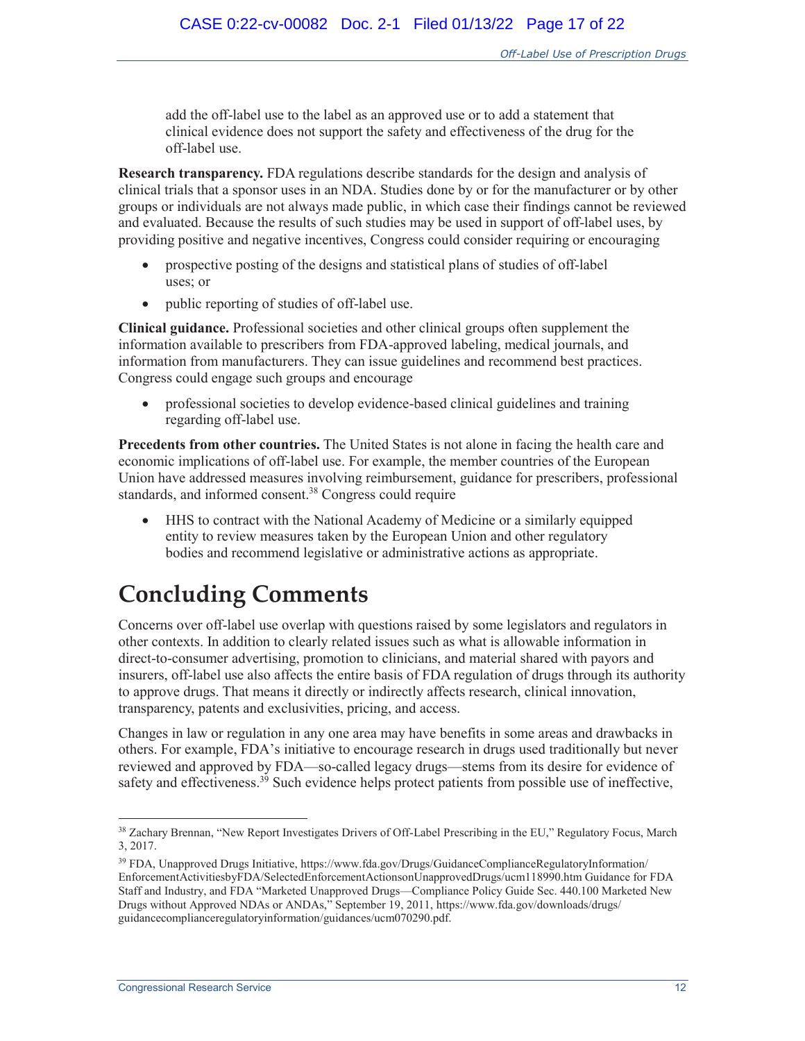add the off-label use to the label as an approved use or to add a statement that clinical evidence does not support the safety and effectiveness of the drug for the off-label use.

**Research transparency.** FDA regulations describe standards for the design and analysis of clinical trials that a sponsor uses in an NDA. Studies done by or for the manufacturer or by other groups or individuals are not always made public, in which case their findings cannot be reviewed and evaluated. Because the results of such studies may be used in support of off-label uses, by providing positive and negative incentives, Congress could consider requiring or encouraging

- prospective posting of the designs and statistical plans of studies of off-label uses; or
- public reporting of studies of off-label use.

**Clinical guidance.** Professional societies and other clinical groups often supplement the information available to prescribers from FDA-approved labeling, medical journals, and information from manufacturers. They can issue guidelines and recommend best practices. Congress could engage such groups and encourage

- professional societies to develop evidence-based clinical guidelines and training regarding off-label use.

**Precedents from other countries.** The United States is not alone in facing the health care and economic implications of off-label use. For example, the member countries of the European Union have addressed measures involving reimbursement, guidance for prescribers, professional standards, and informed consent.[38] Congress could require

- HHS to contract with the National Academy of Medicine or a similarly equipped entity to review measures taken by the European Union and other regulatory bodies and recommend legislative or administrative actions as appropriate.

# Concluding Comments

Concerns over off-label use overlap with questions raised by some legislators and regulators in other contexts. In addition to clearly related issues such as what is allowable information in direct-to-consumer advertising, promotion to clinicians, and material shared with payors and insurers, off-label use also affects the entire basis of FDA regulation of drugs through its authority to approve drugs. That means it directly or indirectly affects research, clinical innovation, transparency, patents and exclusivities, pricing, and access.

Changes in law or regulation in any one area may have benefits in some areas and drawbacks in others. For example, FDA's initiative to encourage research in drugs used traditionally but never reviewed and approved by FDA—so-called legacy drugs—stems from its desire for evidence of safety and effectiveness.[39] Such evidence helps protect patients from possible use of ineffective,

---

[38] Zachary Brennan, "New Report Investigates Drivers of Off-Label Prescribing in the EU," Regulatory Focus, March 3, 2017.

[39] FDA, Unapproved Drugs Initiative, https://www.fda.gov/Drugs/GuidanceComplianceRegulatoryInformation/EnforcementActivitiesbyFDA/SelectedEnforcementActionsonUnapprovedDrugs/ucm118990.htm Guidance for FDA Staff and Industry, and FDA "Marketed Unapproved Drugs—Compliance Policy Guide Sec. 440.100 Marketed New Drugs without Approved NDAs or ANDAs," September 19, 2011, https://www.fda.gov/downloads/drugs/guidancecomplianceregulatoryinformation/guidances/ucm070290.pdf.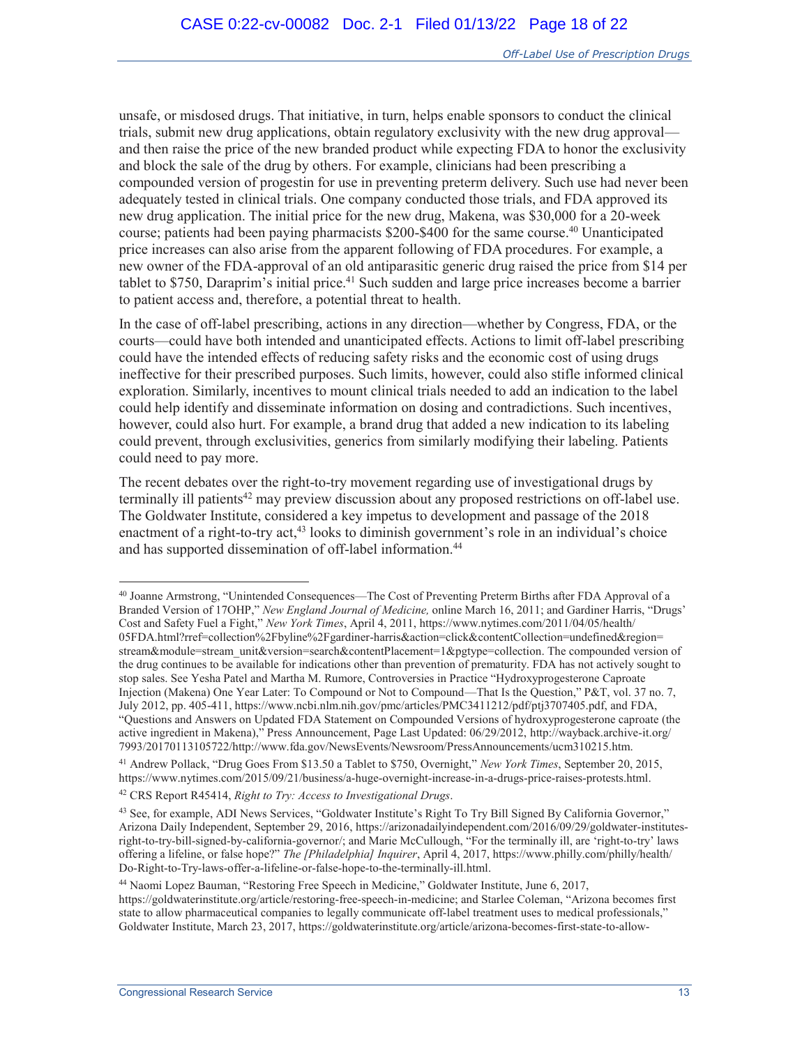unsafe, or misdosed drugs. That initiative, in turn, helps enable sponsors to conduct the clinical trials, submit new drug applications, obtain regulatory exclusivity with the new drug approval—and then raise the price of the new branded product while expecting FDA to honor the exclusivity and block the sale of the drug by others. For example, clinicians had been prescribing a compounded version of progestin for use in preventing preterm delivery. Such use had never been adequately tested in clinical trials. One company conducted those trials, and FDA approved its new drug application. The initial price for the new drug, Makena, was $30,000 for a 20-week course; patients had been paying pharmacists $200-$400 for the same course.[40] Unanticipated price increases can also arise from the apparent following of FDA procedures. For example, a new owner of the FDA-approval of an old antiparasitic generic drug raised the price from $14 per tablet to $750, Daraprim's initial price.[41] Such sudden and large price increases become a barrier to patient access and, therefore, a potential threat to health.

In the case of off-label prescribing, actions in any direction—whether by Congress, FDA, or the courts—could have both intended and unanticipated effects. Actions to limit off-label prescribing could have the intended effects of reducing safety risks and the economic cost of using drugs ineffective for their prescribed purposes. Such limits, however, could also stifle informed clinical exploration. Similarly, incentives to mount clinical trials needed to add an indication to the label could help identify and disseminate information on dosing and contradictions. Such incentives, however, could also hurt. For example, a brand drug that added a new indication to its labeling could prevent, through exclusivities, generics from similarly modifying their labeling. Patients could need to pay more.

The recent debates over the right-to-try movement regarding use of investigational drugs by terminally ill patients[42] may preview discussion about any proposed restrictions on off-label use. The Goldwater Institute, considered a key impetus to development and passage of the 2018 enactment of a right-to-try act,[43] looks to diminish government's role in an individual's choice and has supported dissemination of off-label information.[44]

---

[40] Joanne Armstrong, "Unintended Consequences—The Cost of Preventing Preterm Births after FDA Approval of a Branded Version of 17OHP," *New England Journal of Medicine,* online March 16, 2011; and Gardiner Harris, "Drugs' Cost and Safety Fuel a Fight," *New York Times*, April 4, 2011, https://www.nytimes.com/2011/04/05/health/05FDA.html?rref=collection%2Fbyline%2Fgardiner-harris&action=click&contentCollection=undefined&region=stream&module=stream_unit&version=search&contentPlacement=1&pgtype=collection. The compounded version of the drug continues to be available for indications other than prevention of prematurity. FDA has not actively sought to stop sales. See Yesha Patel and Martha M. Rumore, Controversies in Practice "Hydroxyprogesterone Caproate Injection (Makena) One Year Later: To Compound or Not to Compound—That Is the Question," P&T, vol. 37 no. 7, July 2012, pp. 405-411, https://www.ncbi.nlm.nih.gov/pmc/articles/PMC3411212/pdf/ptj3707405.pdf, and FDA, "Questions and Answers on Updated FDA Statement on Compounded Versions of hydroxyprogesterone caproate (the active ingredient in Makena)," Press Announcement, Page Last Updated: 06/29/2012, http://wayback.archive-it.org/7993/20170113105722/http://www.fda.gov/NewsEvents/Newsroom/PressAnnouncements/ucm310215.htm.

[41] Andrew Pollack, "Drug Goes From $13.50 a Tablet to $750, Overnight," *New York Times*, September 20, 2015, https://www.nytimes.com/2015/09/21/business/a-huge-overnight-increase-in-a-drugs-price-raises-protests.html.

[42] CRS Report R45414, *Right to Try: Access to Investigational Drugs*.

[43] See, for example, ADI News Services, "Goldwater Institute's Right To Try Bill Signed By California Governor," Arizona Daily Independent, September 29, 2016, https://arizonadailyindependent.com/2016/09/29/goldwater-institutes-right-to-try-bill-signed-by-california-governor/; and Marie McCullough, "For the terminally ill, are 'right-to-try' laws offering a lifeline, or false hope?" *The [Philadelphia] Inquirer*, April 4, 2017, https://www.philly.com/philly/health/Do-Right-to-Try-laws-offer-a-lifeline-or-false-hope-to-the-terminally-ill.html.

[44] Naomi Lopez Bauman, "Restoring Free Speech in Medicine," Goldwater Institute, June 6, 2017, https://goldwaterinstitute.org/article/restoring-free-speech-in-medicine; and Starlee Coleman, "Arizona becomes first state to allow pharmaceutical companies to legally communicate off-label treatment uses to medical professionals," Goldwater Institute, March 23, 2017, https://goldwaterinstitute.org/article/arizona-becomes-first-state-to-allow-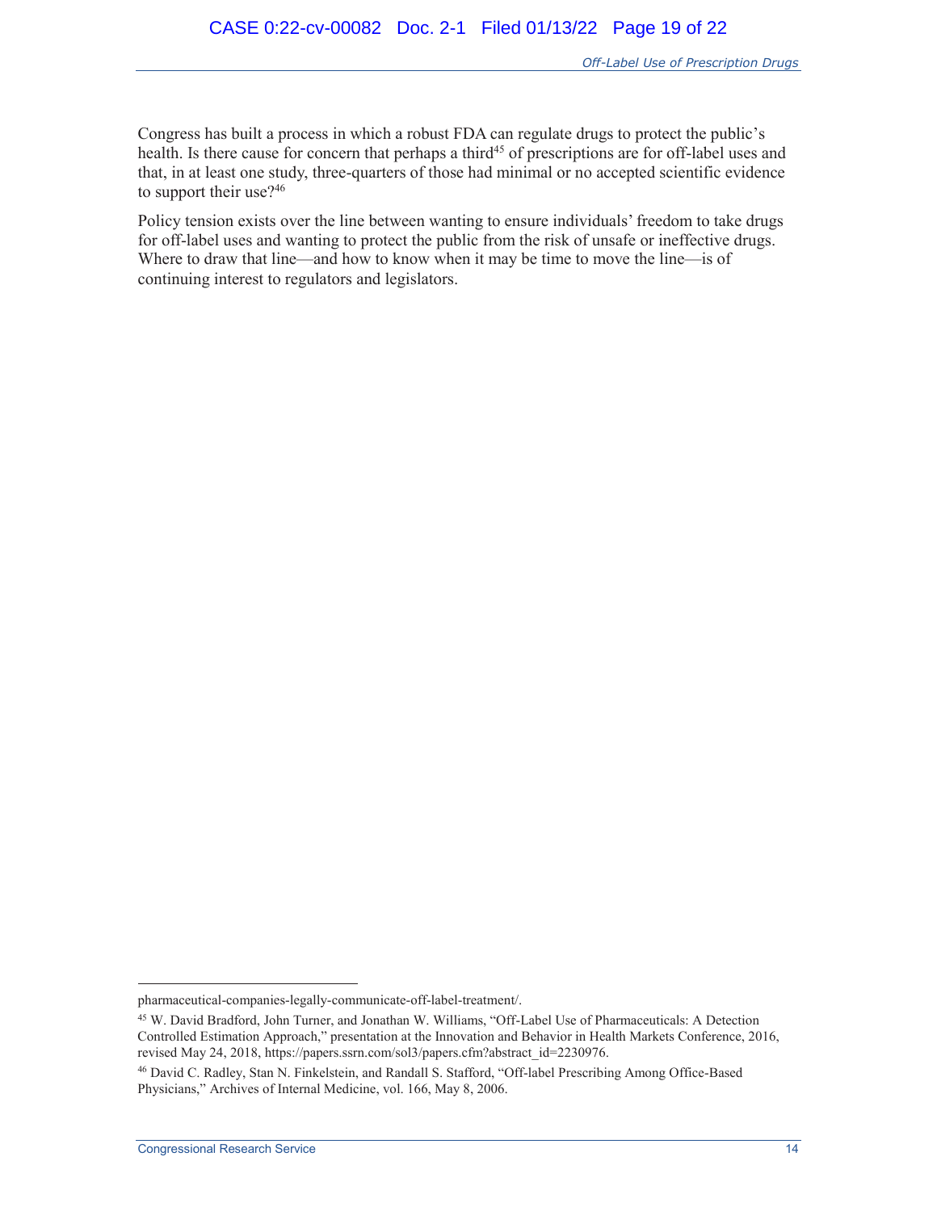Congress has built a process in which a robust FDA can regulate drugs to protect the public's health. Is there cause for concern that perhaps a third[45] of prescriptions are for off-label uses and that, in at least one study, three-quarters of those had minimal or no accepted scientific evidence to support their use?[46]

Policy tension exists over the line between wanting to ensure individuals' freedom to take drugs for off-label uses and wanting to protect the public from the risk of unsafe or ineffective drugs. Where to draw that line—and how to know when it may be time to move the line—is of continuing interest to regulators and legislators.

---

pharmaceutical-companies-legally-communicate-off-label-treatment/.

[45] W. David Bradford, John Turner, and Jonathan W. Williams, "Off-Label Use of Pharmaceuticals: A Detection Controlled Estimation Approach," presentation at the Innovation and Behavior in Health Markets Conference, 2016, revised May 24, 2018, https://papers.ssrn.com/sol3/papers.cfm?abstract_id=2230976.

[46] David C. Radley, Stan N. Finkelstein, and Randall S. Stafford, "Off-label Prescribing Among Office-Based Physicians," Archives of Internal Medicine, vol. 166, May 8, 2006.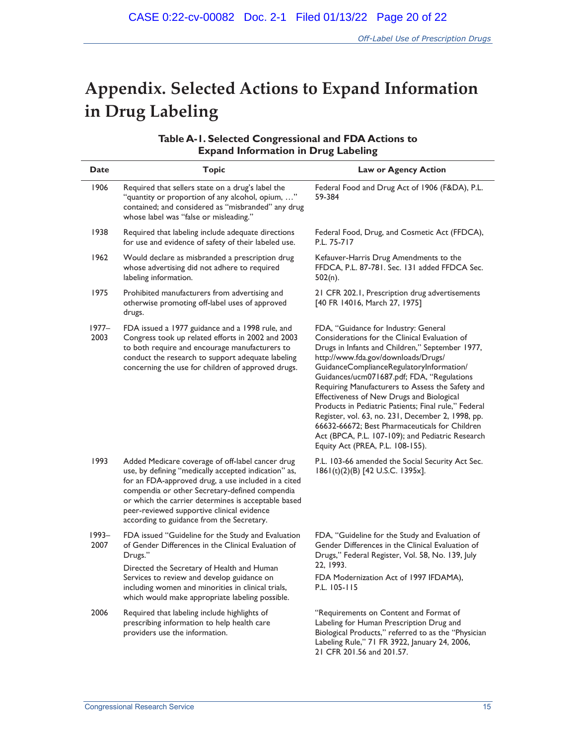# Appendix. Selected Actions to Expand Information in Drug Labeling

**Table A-1. Selected Congressional and FDA Actions to Expand Information in Drug Labeling**

| Date | Topic | Law or Agency Action |
|---|---|---|
| 1906 | Required that sellers state on a drug's label the "quantity or proportion of any alcohol, opium, …" contained; and considered as "misbranded" any drug whose label was "false or misleading." | Federal Food and Drug Act of 1906 (F&DA), P.L. 59-384 |
| 1938 | Required that labeling include adequate directions for use and evidence of safety of their labeled use. | Federal Food, Drug, and Cosmetic Act (FFDCA), P.L. 75-717 |
| 1962 | Would declare as misbranded a prescription drug whose advertising did not adhere to required labeling information. | Kefauver-Harris Drug Amendments to the FFDCA, P.L. 87-781. Sec. 131 added FFDCA Sec. 502(n). |
| 1975 | Prohibited manufacturers from advertising and otherwise promoting off-label uses of approved drugs. | 21 CFR 202.1, Prescription drug advertisements [40 FR 14016, March 27, 1975] |
| 1977–2003 | FDA issued a 1977 guidance and a 1998 rule, and Congress took up related efforts in 2002 and 2003 to both require and encourage manufacturers to conduct the research to support adequate labeling concerning the use for children of approved drugs. | FDA, "Guidance for Industry: General Considerations for the Clinical Evaluation of Drugs in Infants and Children," September 1977, http://www.fda.gov/downloads/Drugs/GuidanceComplianceRegulatoryInformation/Guidances/ucm071687.pdf; FDA, "Regulations Requiring Manufacturers to Assess the Safety and Effectiveness of New Drugs and Biological Products in Pediatric Patients; Final rule," Federal Register, vol. 63, no. 231, December 2, 1998, pp. 66632-66672; Best Pharmaceuticals for Children Act (BPCA, P.L. 107-109); and Pediatric Research Equity Act (PREA, P.L. 108-155). |
| 1993 | Added Medicare coverage of off-label cancer drug use, by defining "medically accepted indication" as, for an FDA-approved drug, a use included in a cited compendia or other Secretary-defined compendia or which the carrier determines is acceptable based peer-reviewed supportive clinical evidence according to guidance from the Secretary. | P.L. 103-66 amended the Social Security Act Sec. 1861(t)(2)(B) [42 U.S.C. 1395x]. |
| 1993–2007 | FDA issued "Guideline for the Study and Evaluation of Gender Differences in the Clinical Evaluation of Drugs." Directed the Secretary of Health and Human Services to review and develop guidance on including women and minorities in clinical trials, which would make appropriate labeling possible. | FDA, "Guideline for the Study and Evaluation of Gender Differences in the Clinical Evaluation of Drugs," Federal Register, Vol. 58, No. 139, July 22, 1993. FDA Modernization Act of 1997 IFDAMA), P.L. 105-115 |
| 2006 | Required that labeling include highlights of prescribing information to help health care providers use the information. | "Requirements on Content and Format of Labeling for Human Prescription Drug and Biological Products," referred to as the "Physician Labeling Rule," 71 FR 3922, January 24, 2006, 21 CFR 201.56 and 201.57. |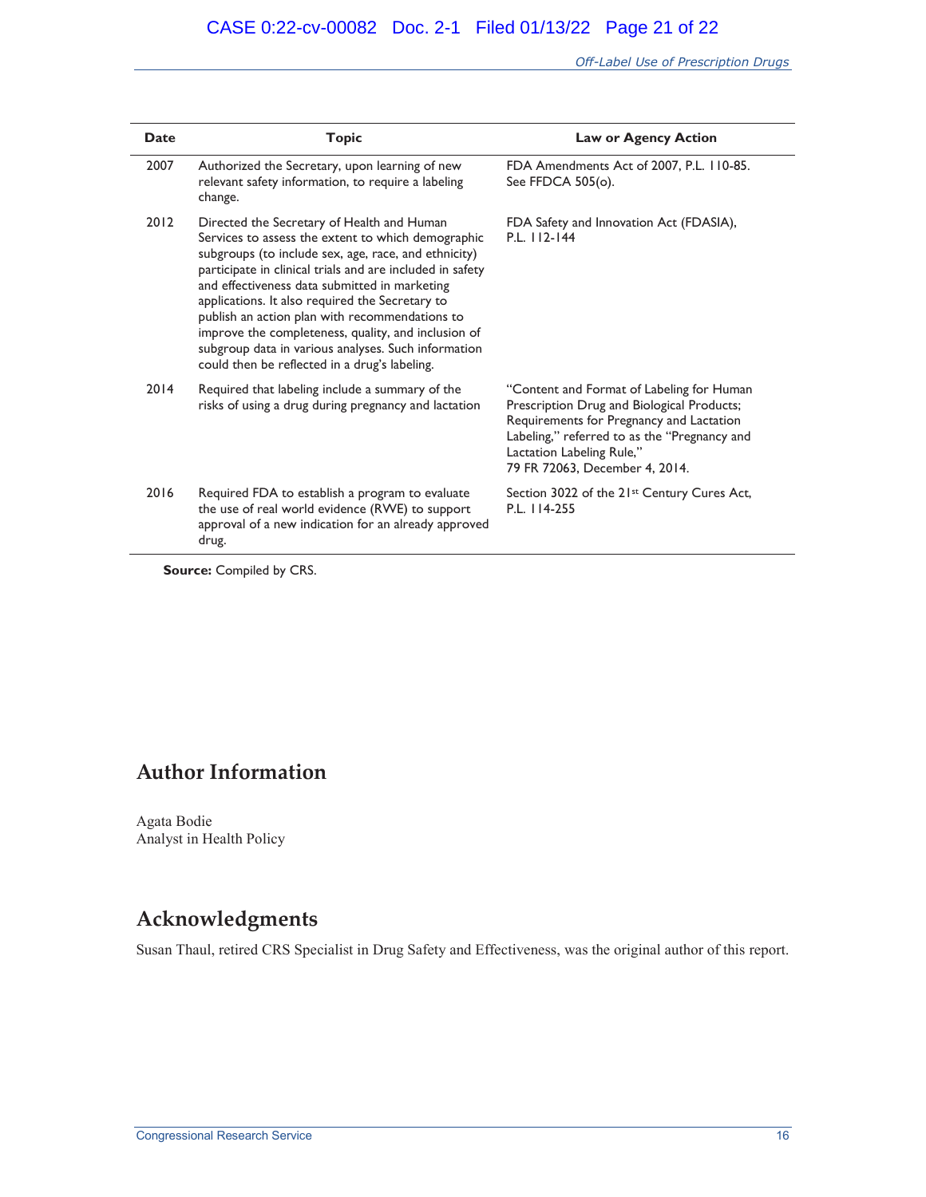| Date | Topic | Law or Agency Action |
|---|---|---|
| 2007 | Authorized the Secretary, upon learning of new relevant safety information, to require a labeling change. | FDA Amendments Act of 2007, P.L. 110-85. See FFDCA 505(o). |
| 2012 | Directed the Secretary of Health and Human Services to assess the extent to which demographic subgroups (to include sex, age, race, and ethnicity) participate in clinical trials and are included in safety and effectiveness data submitted in marketing applications. It also required the Secretary to publish an action plan with recommendations to improve the completeness, quality, and inclusion of subgroup data in various analyses. Such information could then be reflected in a drug's labeling. | FDA Safety and Innovation Act (FDASIA), P.L. 112-144 |
| 2014 | Required that labeling include a summary of the risks of using a drug during pregnancy and lactation | "Content and Format of Labeling for Human Prescription Drug and Biological Products; Requirements for Pregnancy and Lactation Labeling," referred to as the "Pregnancy and Lactation Labeling Rule," 79 FR 72063, December 4, 2014. |
| 2016 | Required FDA to establish a program to evaluate the use of real world evidence (RWE) to support approval of a new indication for an already approved drug. | Section 3022 of the 21st Century Cures Act, P.L. 114-255 |

**Source:** Compiled by CRS.

## Author Information

Agata Bodie
Analyst in Health Policy

## Acknowledgments

Susan Thaul, retired CRS Specialist in Drug Safety and Effectiveness, was the original author of this report.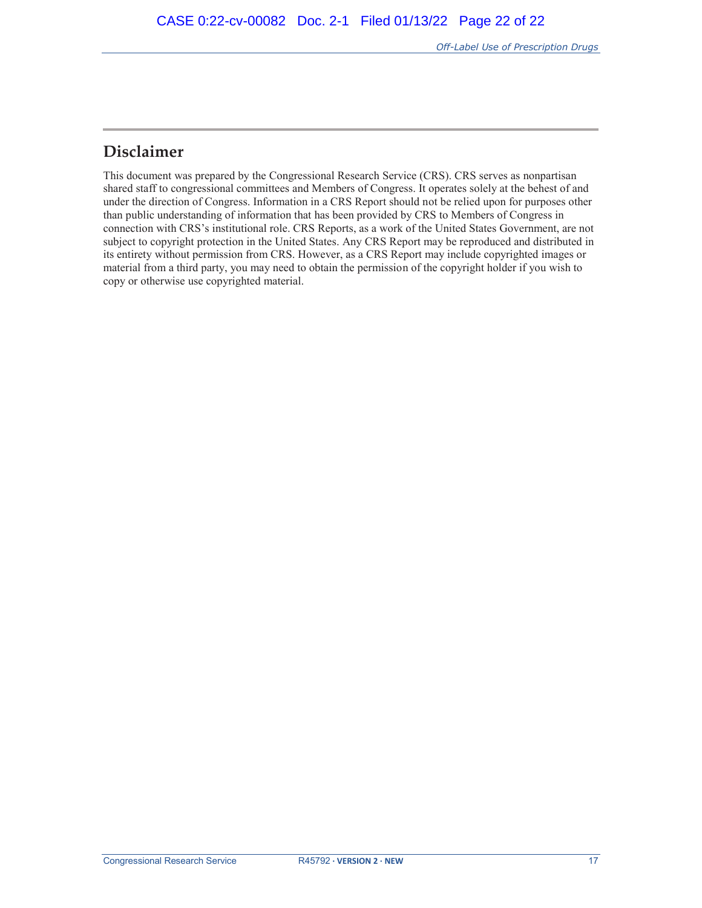## Disclaimer

This document was prepared by the Congressional Research Service (CRS). CRS serves as nonpartisan shared staff to congressional committees and Members of Congress. It operates solely at the behest of and under the direction of Congress. Information in a CRS Report should not be relied upon for purposes other than public understanding of information that has been provided by CRS to Members of Congress in connection with CRS's institutional role. CRS Reports, as a work of the United States Government, are not subject to copyright protection in the United States. Any CRS Report may be reproduced and distributed in its entirety without permission from CRS. However, as a CRS Report may include copyrighted images or material from a third party, you may need to obtain the permission of the copyright holder if you wish to copy or otherwise use copyrighted material.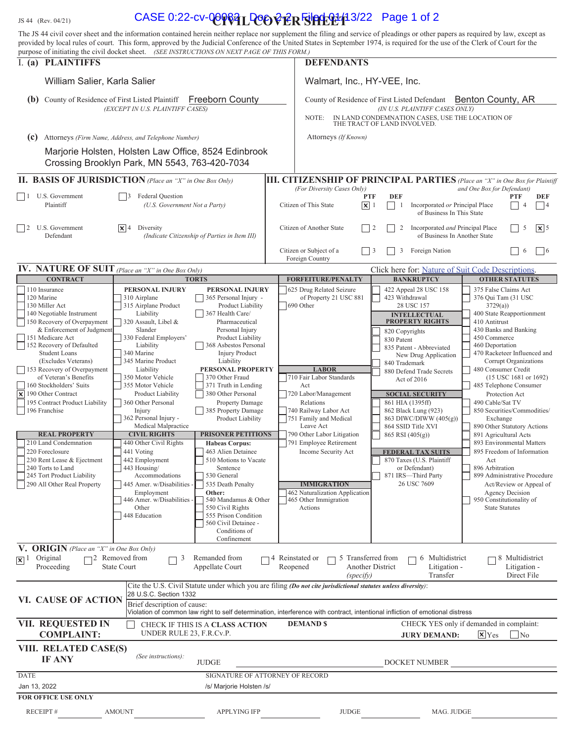JS 44 (Rev. 04/21)

# CIVIL COVER SHEET

The JS 44 civil cover sheet and the information contained herein neither replace nor supplement the filing and service of pleadings or other papers as required by law, except as provided by local rules of court. This form, approved by the Judicial Conference of the United States in September 1974, is required for the use of the Clerk of Court for the purpose of initiating the civil docket sheet. *(SEE INSTRUCTIONS ON NEXT PAGE OF THIS FORM.)*

## I. (a) PLAINTIFFS

William Salier, Karla Salier

**(b)** County of Residence of First Listed Plaintiff: Freeborn County
*(EXCEPT IN U.S. PLAINTIFF CASES)*

**(c)** Attorneys *(Firm Name, Address, and Telephone Number)*

Marjorie Holsten, Holsten Law Office, 8524 Edinbrook Crossing Brooklyn Park, MN 5543, 763-420-7034

## DEFENDANTS

Walmart, Inc., HY-VEE, Inc.

County of Residence of First Listed Defendant: Benton County, AR
*(IN U.S. PLAINTIFF CASES ONLY)*

NOTE: IN LAND CONDEMNATION CASES, USE THE LOCATION OF THE TRACT OF LAND INVOLVED.

Attorneys *(If Known)*

## II. BASIS OF JURISDICTION *(Place an "X" in One Box Only)*

- [ ] 1 U.S. Government Plaintiff
- [ ] 3 Federal Question *(U.S. Government Not a Party)*
- [ ] 2 U.S. Government Defendant
- [x] 4 Diversity *(Indicate Citizenship of Parties in Item III)*

## III. CITIZENSHIP OF PRINCIPAL PARTIES *(Place an "X" in One Box for Plaintiff and One Box for Defendant)* *(For Diversity Cases Only)*

| | PTF | DEF | | PTF | DEF |
|---|---|---|---|---|---|
| Citizen of This State | [x] 1 | [ ] 1 | Incorporated *or* Principal Place of Business In This State | [ ] 4 | [ ] 4 |
| Citizen of Another State | [ ] 2 | [ ] 2 | Incorporated *and* Principal Place of Business In Another State | [ ] 5 | [x] 5 |
| Citizen or Subject of a Foreign Country | [ ] 3 | [ ] 3 | Foreign Nation | [ ] 6 | [ ] 6 |

## IV. NATURE OF SUIT *(Place an "X" in One Box Only)*

Click here for: Nature of Suit Code Descriptions.

**CONTRACT**
- [ ] 110 Insurance
- [ ] 120 Marine
- [ ] 130 Miller Act
- [ ] 140 Negotiable Instrument
- [ ] 150 Recovery of Overpayment & Enforcement of Judgment
- [ ] 151 Medicare Act
- [ ] 152 Recovery of Defaulted Student Loans (Excludes Veterans)
- [ ] 153 Recovery of Overpayment of Veteran's Benefits
- [ ] 160 Stockholders' Suits
- [x] 190 Other Contract
- [ ] 195 Contract Product Liability
- [ ] 196 Franchise

**REAL PROPERTY**
- [ ] 210 Land Condemnation
- [ ] 220 Foreclosure
- [ ] 230 Rent Lease & Ejectment
- [ ] 240 Torts to Land
- [ ] 245 Tort Product Liability
- [ ] 290 All Other Real Property

**TORTS — PERSONAL INJURY**
- [ ] 310 Airplane
- [ ] 315 Airplane Product Liability
- [ ] 320 Assault, Libel & Slander
- [ ] 330 Federal Employers' Liability
- [ ] 340 Marine
- [ ] 345 Marine Product Liability
- [ ] 350 Motor Vehicle
- [ ] 355 Motor Vehicle Product Liability
- [ ] 360 Other Personal Injury
- [ ] 362 Personal Injury - Medical Malpractice

**TORTS — PERSONAL INJURY**
- [ ] 365 Personal Injury - Product Liability
- [ ] 367 Health Care/ Pharmaceutical Personal Injury Product Liability
- [ ] 368 Asbestos Personal Injury Product Liability

**PERSONAL PROPERTY**
- [ ] 370 Other Fraud
- [ ] 371 Truth in Lending
- [ ] 380 Other Personal Property Damage
- [ ] 385 Property Damage Product Liability

**CIVIL RIGHTS**
- [ ] 440 Other Civil Rights
- [ ] 441 Voting
- [ ] 442 Employment
- [ ] 443 Housing/ Accommodations
- [ ] 445 Amer. w/Disabilities - Employment
- [ ] 446 Amer. w/Disabilities - Other
- [ ] 448 Education

**PRISONER PETITIONS**
Habeas Corpus:
- [ ] 463 Alien Detainee
- [ ] 510 Motions to Vacate Sentence
- [ ] 530 General
- [ ] 535 Death Penalty

Other:
- [ ] 540 Mandamus & Other
- [ ] 550 Civil Rights
- [ ] 555 Prison Condition
- [ ] 560 Civil Detainee - Conditions of Confinement

**FORFEITURE/PENALTY**
- [ ] 625 Drug Related Seizure of Property 21 USC 881
- [ ] 690 Other

**LABOR**
- [ ] 710 Fair Labor Standards Act
- [ ] 720 Labor/Management Relations
- [ ] 740 Railway Labor Act
- [ ] 751 Family and Medical Leave Act
- [ ] 790 Other Labor Litigation
- [ ] 791 Employee Retirement Income Security Act

**IMMIGRATION**
- [ ] 462 Naturalization Application
- [ ] 465 Other Immigration Actions

**BANKRUPTCY**
- [ ] 422 Appeal 28 USC 158
- [ ] 423 Withdrawal 28 USC 157

**INTELLECTUAL PROPERTY RIGHTS**
- [ ] 820 Copyrights
- [ ] 830 Patent
- [ ] 835 Patent - Abbreviated New Drug Application
- [ ] 840 Trademark
- [ ] 880 Defend Trade Secrets Act of 2016

**SOCIAL SECURITY**
- [ ] 861 HIA (1395ff)
- [ ] 862 Black Lung (923)
- [ ] 863 DIWC/DIWW (405(g))
- [ ] 864 SSID Title XVI
- [ ] 865 RSI (405(g))

**FEDERAL TAX SUITS**
- [ ] 870 Taxes (U.S. Plaintiff or Defendant)
- [ ] 871 IRS—Third Party 26 USC 7609

**OTHER STATUTES**
- [ ] 375 False Claims Act
- [ ] 376 Qui Tam (31 USC 3729(a))
- [ ] 400 State Reapportionment
- [ ] 410 Antitrust
- [ ] 430 Banks and Banking
- [ ] 450 Commerce
- [ ] 460 Deportation
- [ ] 470 Racketeer Influenced and Corrupt Organizations
- [ ] 480 Consumer Credit (15 USC 1681 or 1692)
- [ ] 485 Telephone Consumer Protection Act
- [ ] 490 Cable/Sat TV
- [ ] 850 Securities/Commodities/ Exchange
- [ ] 890 Other Statutory Actions
- [ ] 891 Agricultural Acts
- [ ] 893 Environmental Matters
- [ ] 895 Freedom of Information Act
- [ ] 896 Arbitration
- [ ] 899 Administrative Procedure Act/Review or Appeal of Agency Decision
- [ ] 950 Constitutionality of State Statutes

## V. ORIGIN *(Place an "X" in One Box Only)*

- [x] 1 Original Proceeding
- [ ] 2 Removed from State Court
- [ ] 3 Remanded from Appellate Court
- [ ] 4 Reinstated or Reopened
- [ ] 5 Transferred from Another District *(specify)*
- [ ] 6 Multidistrict Litigation - Transfer
- [ ] 8 Multidistrict Litigation - Direct File

## VI. CAUSE OF ACTION

Cite the U.S. Civil Statute under which you are filing *(Do not cite jurisdictional statutes unless diversity)*:
28 U.S.C. Section 1332

Brief description of cause:
Violation of common law right to self determination, interference with contract, intentional infliction of emotional distress

## VII. REQUESTED IN COMPLAINT:

- [ ] CHECK IF THIS IS A **CLASS ACTION** UNDER RULE 23, F.R.Cv.P.

**DEMAND $**

CHECK YES only if demanded in complaint:
**JURY DEMAND:** [x] Yes [ ] No

## VIII. RELATED CASE(S) IF ANY

*(See instructions)*: JUDGE DOCKET NUMBER

DATE: Jan 13, 2022

SIGNATURE OF ATTORNEY OF RECORD: /s/ Marjorie Holsten /s/

**FOR OFFICE USE ONLY**

RECEIPT # AMOUNT APPLYING IFP JUDGE MAG. JUDGE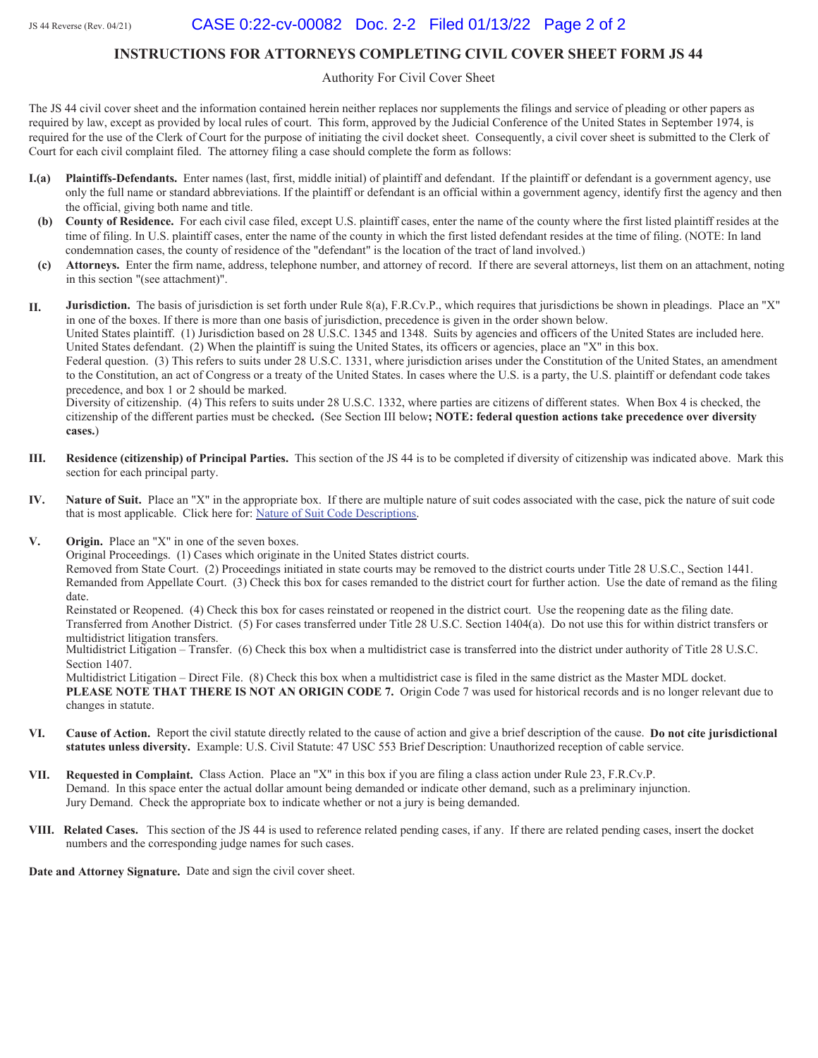# INSTRUCTIONS FOR ATTORNEYS COMPLETING CIVIL COVER SHEET FORM JS 44

Authority For Civil Cover Sheet

The JS 44 civil cover sheet and the information contained herein neither replaces nor supplements the filings and service of pleading or other papers as required by law, except as provided by local rules of court. This form, approved by the Judicial Conference of the United States in September 1974, is required for the use of the Clerk of Court for the purpose of initiating the civil docket sheet. Consequently, a civil cover sheet is submitted to the Clerk of Court for each civil complaint filed. The attorney filing a case should complete the form as follows:

**I.(a)** **Plaintiffs-Defendants.** Enter names (last, first, middle initial) of plaintiff and defendant. If the plaintiff or defendant is a government agency, use only the full name or standard abbreviations. If the plaintiff or defendant is an official within a government agency, identify first the agency and then the official, giving both name and title.

**(b)** **County of Residence.** For each civil case filed, except U.S. plaintiff cases, enter the name of the county where the first listed plaintiff resides at the time of filing. In U.S. plaintiff cases, enter the name of the county in which the first listed defendant resides at the time of filing. (NOTE: In land condemnation cases, the county of residence of the "defendant" is the location of the tract of land involved.)

**(c)** **Attorneys.** Enter the firm name, address, telephone number, and attorney of record. If there are several attorneys, list them on an attachment, noting in this section "(see attachment)".

**II.** **Jurisdiction.** The basis of jurisdiction is set forth under Rule 8(a), F.R.Cv.P., which requires that jurisdictions be shown in pleadings. Place an "X" in one of the boxes. If there is more than one basis of jurisdiction, precedence is given in the order shown below.
United States plaintiff. (1) Jurisdiction based on 28 U.S.C. 1345 and 1348. Suits by agencies and officers of the United States are included here.
United States defendant. (2) When the plaintiff is suing the United States, its officers or agencies, place an "X" in this box.
Federal question. (3) This refers to suits under 28 U.S.C. 1331, where jurisdiction arises under the Constitution of the United States, an amendment to the Constitution, an act of Congress or a treaty of the United States. In cases where the U.S. is a party, the U.S. plaintiff or defendant code takes precedence, and box 1 or 2 should be marked.
Diversity of citizenship. (4) This refers to suits under 28 U.S.C. 1332, where parties are citizens of different states. When Box 4 is checked, the citizenship of the different parties must be checked**.** (See Section III below**; NOTE: federal question actions take precedence over diversity cases.**)

**III.** **Residence (citizenship) of Principal Parties.** This section of the JS 44 is to be completed if diversity of citizenship was indicated above. Mark this section for each principal party.

**IV.** **Nature of Suit.** Place an "X" in the appropriate box. If there are multiple nature of suit codes associated with the case, pick the nature of suit code that is most applicable. Click here for: Nature of Suit Code Descriptions.

**V.** **Origin.** Place an "X" in one of the seven boxes.
Original Proceedings. (1) Cases which originate in the United States district courts.
Removed from State Court. (2) Proceedings initiated in state courts may be removed to the district courts under Title 28 U.S.C., Section 1441.
Remanded from Appellate Court. (3) Check this box for cases remanded to the district court for further action. Use the date of remand as the filing date.
Reinstated or Reopened. (4) Check this box for cases reinstated or reopened in the district court. Use the reopening date as the filing date.
Transferred from Another District. (5) For cases transferred under Title 28 U.S.C. Section 1404(a). Do not use this for within district transfers or multidistrict litigation transfers.
Multidistrict Litigation – Transfer. (6) Check this box when a multidistrict case is transferred into the district under authority of Title 28 U.S.C. Section 1407.
Multidistrict Litigation – Direct File. (8) Check this box when a multidistrict case is filed in the same district as the Master MDL docket.
**PLEASE NOTE THAT THERE IS NOT AN ORIGIN CODE 7.** Origin Code 7 was used for historical records and is no longer relevant due to changes in statute.

**VI.** **Cause of Action.** Report the civil statute directly related to the cause of action and give a brief description of the cause. **Do not cite jurisdictional statutes unless diversity.** Example: U.S. Civil Statute: 47 USC 553 Brief Description: Unauthorized reception of cable service.

**VII.** **Requested in Complaint.** Class Action. Place an "X" in this box if you are filing a class action under Rule 23, F.R.Cv.P.
Demand. In this space enter the actual dollar amount being demanded or indicate other demand, such as a preliminary injunction.
Jury Demand. Check the appropriate box to indicate whether or not a jury is being demanded.

**VIII.** **Related Cases.** This section of the JS 44 is used to reference related pending cases, if any. If there are related pending cases, insert the docket numbers and the corresponding judge names for such cases.

**Date and Attorney Signature.** Date and sign the civil cover sheet.